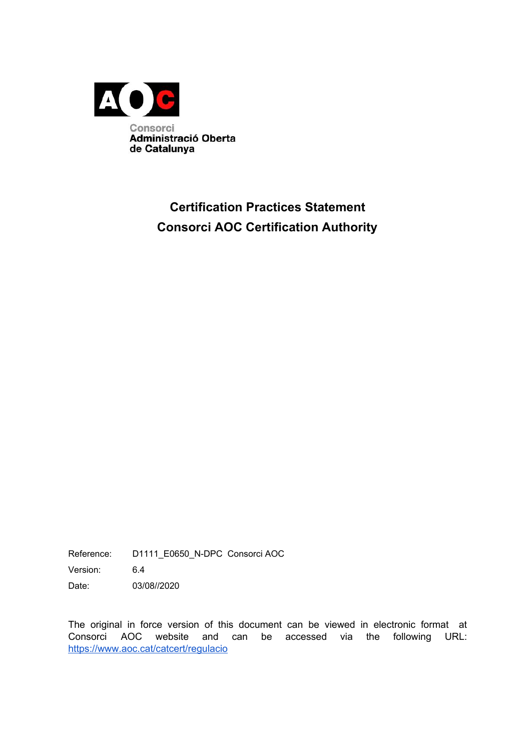Consorci
Administració Oberta
de Catalunya

# Certification Practices Statement
# Consorci AOC Certification Authority

| | |
|---|---|
| Reference: | D1111_E0650_N-DPC Consorci AOC |
| Version: | 6.4 |
| Date: | 03/08//2020 |

The original in force version of this document can be viewed in electronic format at Consorci AOC website and can be accessed via the following URL: [https://www.aoc.cat/catcert/regulacio](https://www.aoc.cat/catcert/regulacio)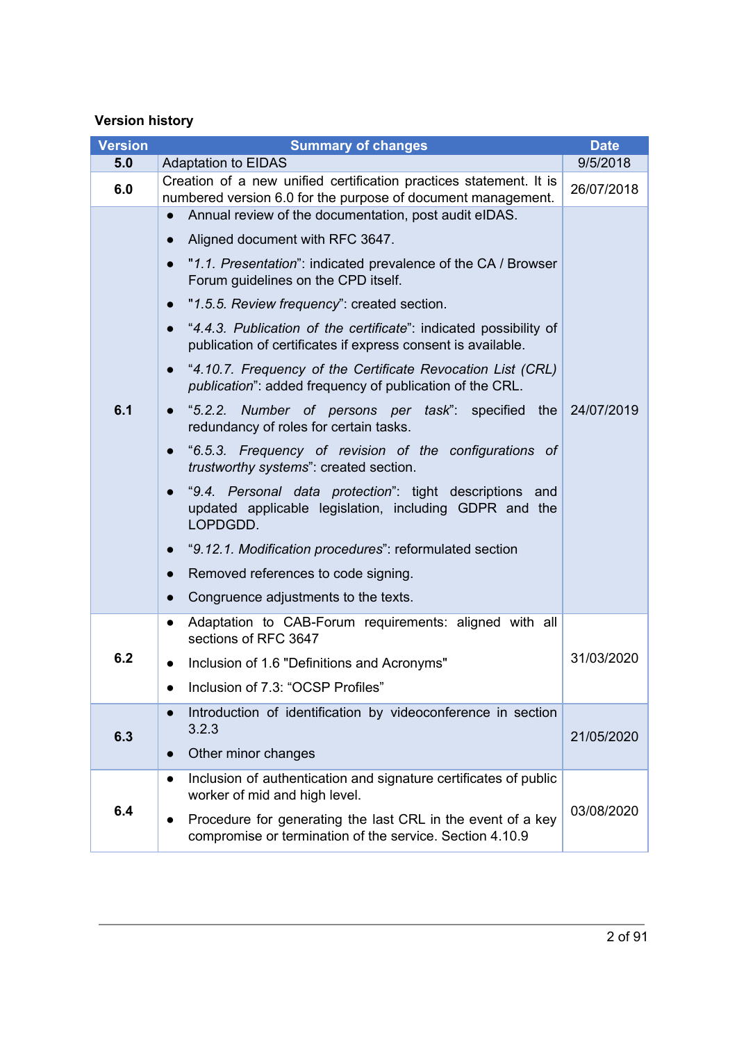**Version history**

| Version | Summary of changes | Date |
|---|---|---|
| 5.0 | Adaptation to EIDAS | 9/5/2018 |
| 6.0 | Creation of a new unified certification practices statement. It is numbered version 6.0 for the purpose of document management. | 26/07/2018 |
| 6.1 | ● Annual review of the documentation, post audit eIDAS.<br>● Aligned document with RFC 3647.<br>● "*1.1. Presentation*": indicated prevalence of the CA / Browser Forum guidelines on the CPD itself.<br>● "*1.5.5. Review frequency*": created section.<br>● "*4.4.3. Publication of the certificate*": indicated possibility of publication of certificates if express consent is available.<br>● "*4.10.7. Frequency of the Certificate Revocation List (CRL) publication*": added frequency of publication of the CRL.<br>● "*5.2.2. Number of persons per task*": specified the redundancy of roles for certain tasks.<br>● "*6.5.3. Frequency of revision of the configurations of trustworthy systems*": created section.<br>● "*9.4. Personal data protection*": tight descriptions and updated applicable legislation, including GDPR and the LOPDGDD.<br>● "*9.12.1. Modification procedures*": reformulated section<br>● Removed references to code signing.<br>● Congruence adjustments to the texts. | 24/07/2019 |
| 6.2 | ● Adaptation to CAB-Forum requirements: aligned with all sections of RFC 3647<br>● Inclusion of 1.6 "Definitions and Acronyms"<br>● Inclusion of 7.3: "OCSP Profiles" | 31/03/2020 |
| 6.3 | ● Introduction of identification by videoconference in section 3.2.3<br>● Other minor changes | 21/05/2020 |
| 6.4 | ● Inclusion of authentication and signature certificates of public worker of mid and high level.<br>● Procedure for generating the last CRL in the event of a key compromise or termination of the service. Section 4.10.9 | 03/08/2020 |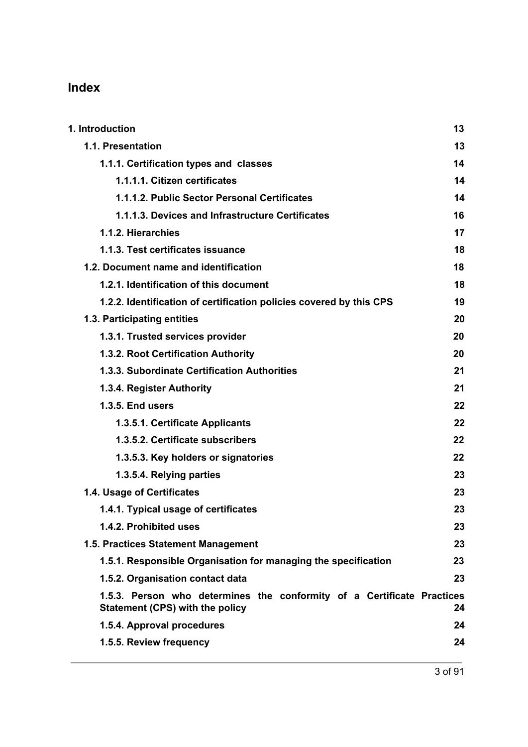## Index

| | |
|---|---|
| **1. Introduction** | **13** |
| **1.1. Presentation** | **13** |
| **1.1.1. Certification types and classes** | **14** |
| **1.1.1.1. Citizen certificates** | **14** |
| **1.1.1.2. Public Sector Personal Certificates** | **14** |
| **1.1.1.3. Devices and Infrastructure Certificates** | **16** |
| **1.1.2. Hierarchies** | **17** |
| **1.1.3. Test certificates issuance** | **18** |
| **1.2. Document name and identification** | **18** |
| **1.2.1. Identification of this document** | **18** |
| **1.2.2. Identification of certification policies covered by this CPS** | **19** |
| **1.3. Participating entities** | **20** |
| **1.3.1. Trusted services provider** | **20** |
| **1.3.2. Root Certification Authority** | **20** |
| **1.3.3. Subordinate Certification Authorities** | **21** |
| **1.3.4. Register Authority** | **21** |
| **1.3.5. End users** | **22** |
| **1.3.5.1. Certificate Applicants** | **22** |
| **1.3.5.2. Certificate subscribers** | **22** |
| **1.3.5.3. Key holders or signatories** | **22** |
| **1.3.5.4. Relying parties** | **23** |
| **1.4. Usage of Certificates** | **23** |
| **1.4.1. Typical usage of certificates** | **23** |
| **1.4.2. Prohibited uses** | **23** |
| **1.5. Practices Statement Management** | **23** |
| **1.5.1. Responsible Organisation for managing the specification** | **23** |
| **1.5.2. Organisation contact data** | **23** |
| **1.5.3. Person who determines the conformity of a Certificate Practices Statement (CPS) with the policy** | **24** |
| **1.5.4. Approval procedures** | **24** |
| **1.5.5. Review frequency** | **24** |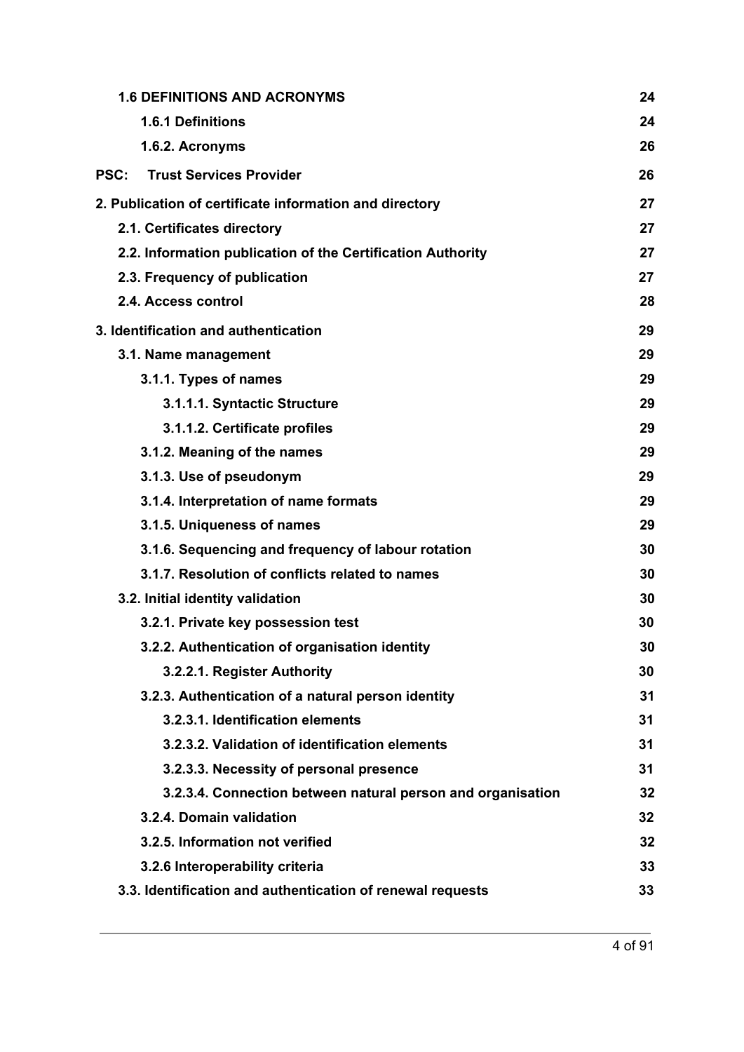| | |
|---|---|
| **1.6 DEFINITIONS AND ACRONYMS** | **24** |
| **1.6.1 Definitions** | **24** |
| **1.6.2. Acronyms** | **26** |
| **PSC: Trust Services Provider** | **26** |
| **2. Publication of certificate information and directory** | **27** |
| **2.1. Certificates directory** | **27** |
| **2.2. Information publication of the Certification Authority** | **27** |
| **2.3. Frequency of publication** | **27** |
| **2.4. Access control** | **28** |
| **3. Identification and authentication** | **29** |
| **3.1. Name management** | **29** |
| **3.1.1. Types of names** | **29** |
| **3.1.1.1. Syntactic Structure** | **29** |
| **3.1.1.2. Certificate profiles** | **29** |
| **3.1.2. Meaning of the names** | **29** |
| **3.1.3. Use of pseudonym** | **29** |
| **3.1.4. Interpretation of name formats** | **29** |
| **3.1.5. Uniqueness of names** | **29** |
| **3.1.6. Sequencing and frequency of labour rotation** | **30** |
| **3.1.7. Resolution of conflicts related to names** | **30** |
| **3.2. Initial identity validation** | **30** |
| **3.2.1. Private key possession test** | **30** |
| **3.2.2. Authentication of organisation identity** | **30** |
| **3.2.2.1. Register Authority** | **30** |
| **3.2.3. Authentication of a natural person identity** | **31** |
| **3.2.3.1. Identification elements** | **31** |
| **3.2.3.2. Validation of identification elements** | **31** |
| **3.2.3.3. Necessity of personal presence** | **31** |
| **3.2.3.4. Connection between natural person and organisation** | **32** |
| **3.2.4. Domain validation** | **32** |
| **3.2.5. Information not verified** | **32** |
| **3.2.6 Interoperability criteria** | **33** |
| **3.3. Identification and authentication of renewal requests** | **33** |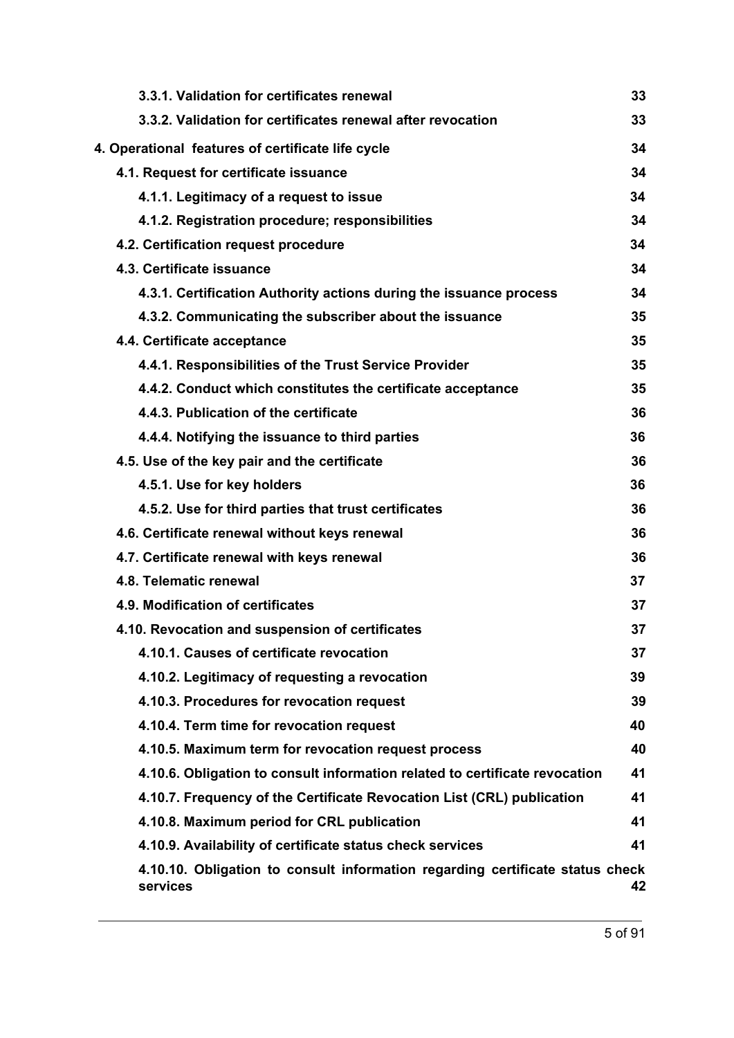| | |
|---|---|
| **3.3.1. Validation for certificates renewal** | **33** |
| **3.3.2. Validation for certificates renewal after revocation** | **33** |
| **4. Operational features of certificate life cycle** | **34** |
| **4.1. Request for certificate issuance** | **34** |
| **4.1.1. Legitimacy of a request to issue** | **34** |
| **4.1.2. Registration procedure; responsibilities** | **34** |
| **4.2. Certification request procedure** | **34** |
| **4.3. Certificate issuance** | **34** |
| **4.3.1. Certification Authority actions during the issuance process** | **34** |
| **4.3.2. Communicating the subscriber about the issuance** | **35** |
| **4.4. Certificate acceptance** | **35** |
| **4.4.1. Responsibilities of the Trust Service Provider** | **35** |
| **4.4.2. Conduct which constitutes the certificate acceptance** | **35** |
| **4.4.3. Publication of the certificate** | **36** |
| **4.4.4. Notifying the issuance to third parties** | **36** |
| **4.5. Use of the key pair and the certificate** | **36** |
| **4.5.1. Use for key holders** | **36** |
| **4.5.2. Use for third parties that trust certificates** | **36** |
| **4.6. Certificate renewal without keys renewal** | **36** |
| **4.7. Certificate renewal with keys renewal** | **36** |
| **4.8. Telematic renewal** | **37** |
| **4.9. Modification of certificates** | **37** |
| **4.10. Revocation and suspension of certificates** | **37** |
| **4.10.1. Causes of certificate revocation** | **37** |
| **4.10.2. Legitimacy of requesting a revocation** | **39** |
| **4.10.3. Procedures for revocation request** | **39** |
| **4.10.4. Term time for revocation request** | **40** |
| **4.10.5. Maximum term for revocation request process** | **40** |
| **4.10.6. Obligation to consult information related to certificate revocation** | **41** |
| **4.10.7. Frequency of the Certificate Revocation List (CRL) publication** | **41** |
| **4.10.8. Maximum period for CRL publication** | **41** |
| **4.10.9. Availability of certificate status check services** | **41** |
| **4.10.10. Obligation to consult information regarding certificate status check services** | **42** |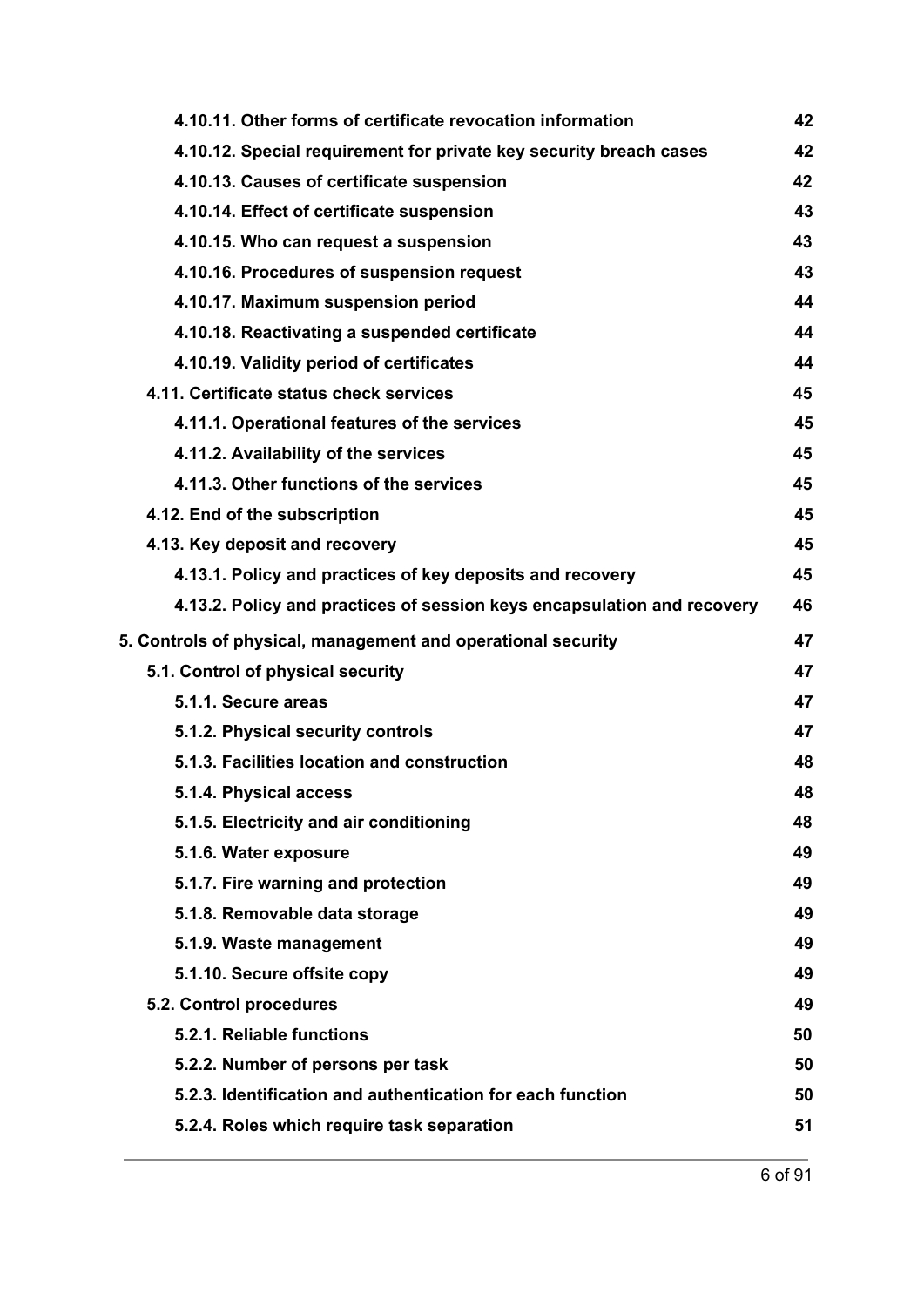| | |
|---|---|
| 4.10.11. Other forms of certificate revocation information | 42 |
| 4.10.12. Special requirement for private key security breach cases | 42 |
| 4.10.13. Causes of certificate suspension | 42 |
| 4.10.14. Effect of certificate suspension | 43 |
| 4.10.15. Who can request a suspension | 43 |
| 4.10.16. Procedures of suspension request | 43 |
| 4.10.17. Maximum suspension period | 44 |
| 4.10.18. Reactivating a suspended certificate | 44 |
| 4.10.19. Validity period of certificates | 44 |
| 4.11. Certificate status check services | 45 |
| 4.11.1. Operational features of the services | 45 |
| 4.11.2. Availability of the services | 45 |
| 4.11.3. Other functions of the services | 45 |
| 4.12. End of the subscription | 45 |
| 4.13. Key deposit and recovery | 45 |
| 4.13.1. Policy and practices of key deposits and recovery | 45 |
| 4.13.2. Policy and practices of session keys encapsulation and recovery | 46 |
| 5. Controls of physical, management and operational security | 47 |
| 5.1. Control of physical security | 47 |
| 5.1.1. Secure areas | 47 |
| 5.1.2. Physical security controls | 47 |
| 5.1.3. Facilities location and construction | 48 |
| 5.1.4. Physical access | 48 |
| 5.1.5. Electricity and air conditioning | 48 |
| 5.1.6. Water exposure | 49 |
| 5.1.7. Fire warning and protection | 49 |
| 5.1.8. Removable data storage | 49 |
| 5.1.9. Waste management | 49 |
| 5.1.10. Secure offsite copy | 49 |
| 5.2. Control procedures | 49 |
| 5.2.1. Reliable functions | 50 |
| 5.2.2. Number of persons per task | 50 |
| 5.2.3. Identification and authentication for each function | 50 |
| 5.2.4. Roles which require task separation | 51 |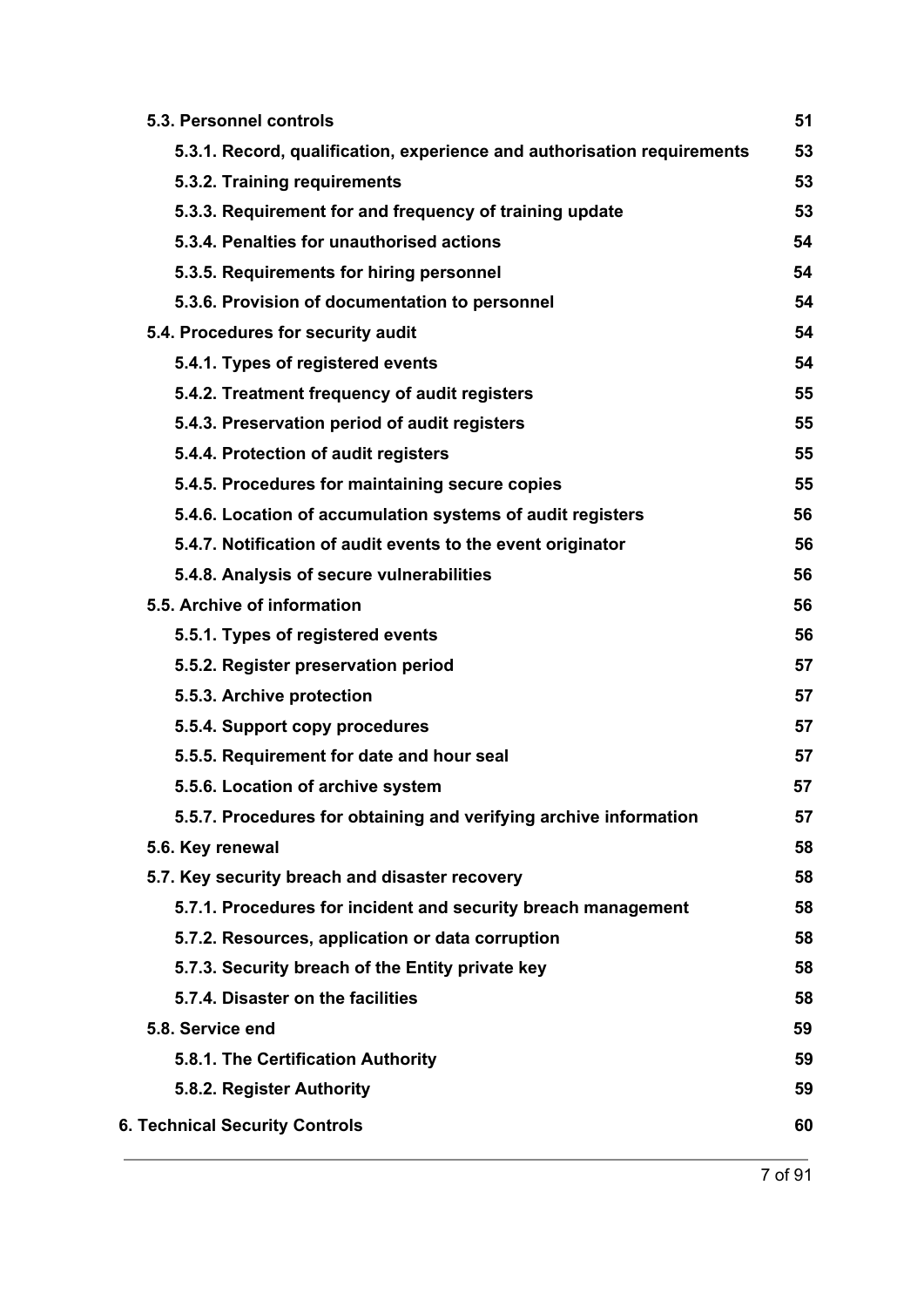| | |
|---|---|
| **5.3. Personnel controls** | **51** |
| **5.3.1. Record, qualification, experience and authorisation requirements** | **53** |
| **5.3.2. Training requirements** | **53** |
| **5.3.3. Requirement for and frequency of training update** | **53** |
| **5.3.4. Penalties for unauthorised actions** | **54** |
| **5.3.5. Requirements for hiring personnel** | **54** |
| **5.3.6. Provision of documentation to personnel** | **54** |
| **5.4. Procedures for security audit** | **54** |
| **5.4.1. Types of registered events** | **54** |
| **5.4.2. Treatment frequency of audit registers** | **55** |
| **5.4.3. Preservation period of audit registers** | **55** |
| **5.4.4. Protection of audit registers** | **55** |
| **5.4.5. Procedures for maintaining secure copies** | **55** |
| **5.4.6. Location of accumulation systems of audit registers** | **56** |
| **5.4.7. Notification of audit events to the event originator** | **56** |
| **5.4.8. Analysis of secure vulnerabilities** | **56** |
| **5.5. Archive of information** | **56** |
| **5.5.1. Types of registered events** | **56** |
| **5.5.2. Register preservation period** | **57** |
| **5.5.3. Archive protection** | **57** |
| **5.5.4. Support copy procedures** | **57** |
| **5.5.5. Requirement for date and hour seal** | **57** |
| **5.5.6. Location of archive system** | **57** |
| **5.5.7. Procedures for obtaining and verifying archive information** | **57** |
| **5.6. Key renewal** | **58** |
| **5.7. Key security breach and disaster recovery** | **58** |
| **5.7.1. Procedures for incident and security breach management** | **58** |
| **5.7.2. Resources, application or data corruption** | **58** |
| **5.7.3. Security breach of the Entity private key** | **58** |
| **5.7.4. Disaster on the facilities** | **58** |
| **5.8. Service end** | **59** |
| **5.8.1. The Certification Authority** | **59** |
| **5.8.2. Register Authority** | **59** |
| **6. Technical Security Controls** | **60** |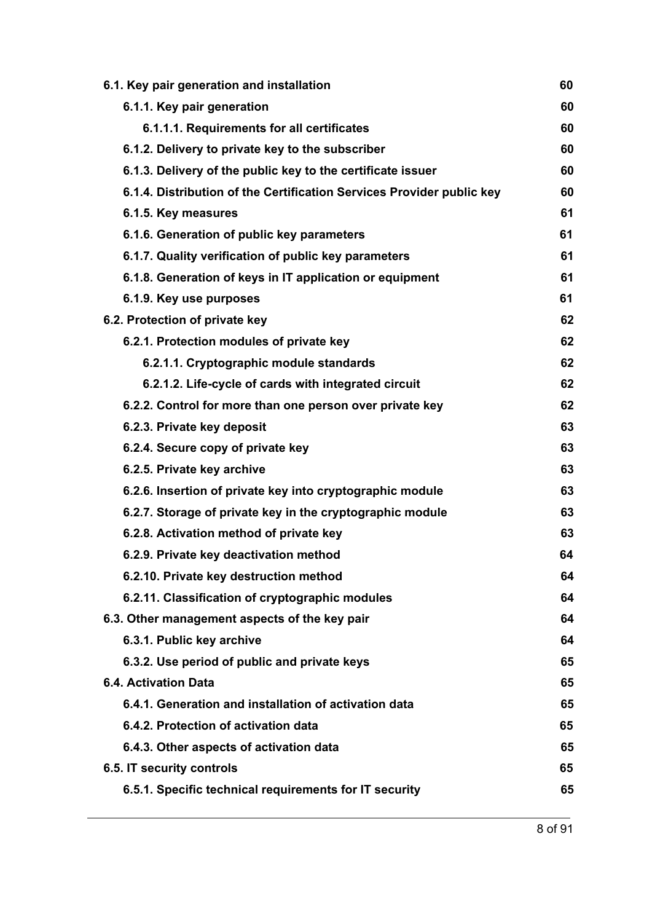| | |
|---|---|
| **6.1. Key pair generation and installation** | **60** |
| **6.1.1. Key pair generation** | **60** |
| **6.1.1.1. Requirements for all certificates** | **60** |
| **6.1.2. Delivery to private key to the subscriber** | **60** |
| **6.1.3. Delivery of the public key to the certificate issuer** | **60** |
| **6.1.4. Distribution of the Certification Services Provider public key** | **60** |
| **6.1.5. Key measures** | **61** |
| **6.1.6. Generation of public key parameters** | **61** |
| **6.1.7. Quality verification of public key parameters** | **61** |
| **6.1.8. Generation of keys in IT application or equipment** | **61** |
| **6.1.9. Key use purposes** | **61** |
| **6.2. Protection of private key** | **62** |
| **6.2.1. Protection modules of private key** | **62** |
| **6.2.1.1. Cryptographic module standards** | **62** |
| **6.2.1.2. Life-cycle of cards with integrated circuit** | **62** |
| **6.2.2. Control for more than one person over private key** | **62** |
| **6.2.3. Private key deposit** | **63** |
| **6.2.4. Secure copy of private key** | **63** |
| **6.2.5. Private key archive** | **63** |
| **6.2.6. Insertion of private key into cryptographic module** | **63** |
| **6.2.7. Storage of private key in the cryptographic module** | **63** |
| **6.2.8. Activation method of private key** | **63** |
| **6.2.9. Private key deactivation method** | **64** |
| **6.2.10. Private key destruction method** | **64** |
| **6.2.11. Classification of cryptographic modules** | **64** |
| **6.3. Other management aspects of the key pair** | **64** |
| **6.3.1. Public key archive** | **64** |
| **6.3.2. Use period of public and private keys** | **65** |
| **6.4. Activation Data** | **65** |
| **6.4.1. Generation and installation of activation data** | **65** |
| **6.4.2. Protection of activation data** | **65** |
| **6.4.3. Other aspects of activation data** | **65** |
| **6.5. IT security controls** | **65** |
| **6.5.1. Specific technical requirements for IT security** | **65** |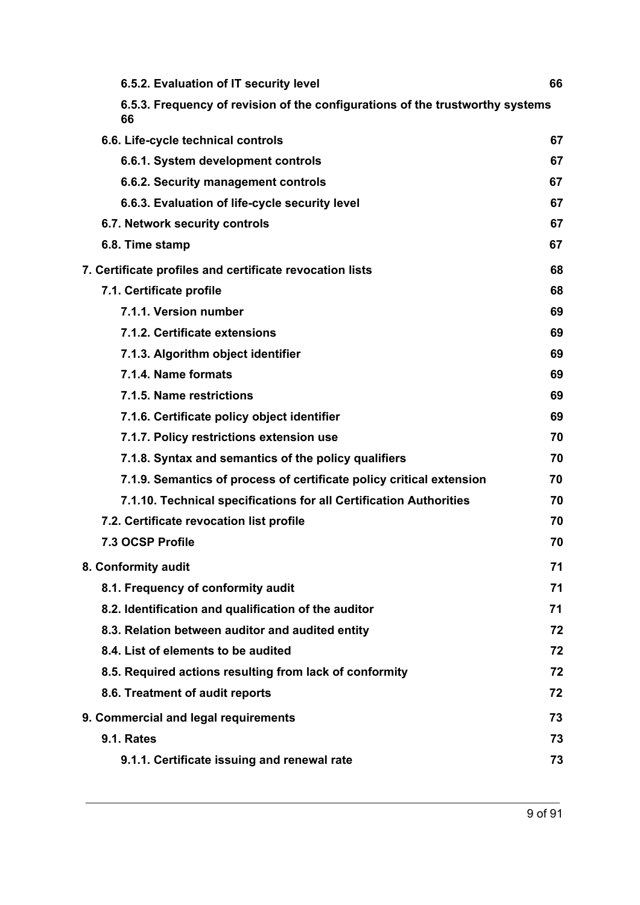**6.5.2. Evaluation of IT security level** 66

**6.5.3. Frequency of revision of the configurations of the trustworthy systems 66**

**6.6. Life-cycle technical controls** 67

**6.6.1. System development controls** 67

**6.6.2. Security management controls** 67

**6.6.3. Evaluation of life-cycle security level** 67

**6.7. Network security controls** 67

**6.8. Time stamp** 67

**7. Certificate profiles and certificate revocation lists** 68

**7.1. Certificate profile** 68

**7.1.1. Version number** 69

**7.1.2. Certificate extensions** 69

**7.1.3. Algorithm object identifier** 69

**7.1.4. Name formats** 69

**7.1.5. Name restrictions** 69

**7.1.6. Certificate policy object identifier** 69

**7.1.7. Policy restrictions extension use** 70

**7.1.8. Syntax and semantics of the policy qualifiers** 70

**7.1.9. Semantics of process of certificate policy critical extension** 70

**7.1.10. Technical specifications for all Certification Authorities** 70

**7.2. Certificate revocation list profile** 70

**7.3 OCSP Profile** 70

**8. Conformity audit** 71

**8.1. Frequency of conformity audit** 71

**8.2. Identification and qualification of the auditor** 71

**8.3. Relation between auditor and audited entity** 72

**8.4. List of elements to be audited** 72

**8.5. Required actions resulting from lack of conformity** 72

**8.6. Treatment of audit reports** 72

**9. Commercial and legal requirements** 73

**9.1. Rates** 73

**9.1.1. Certificate issuing and renewal rate** 73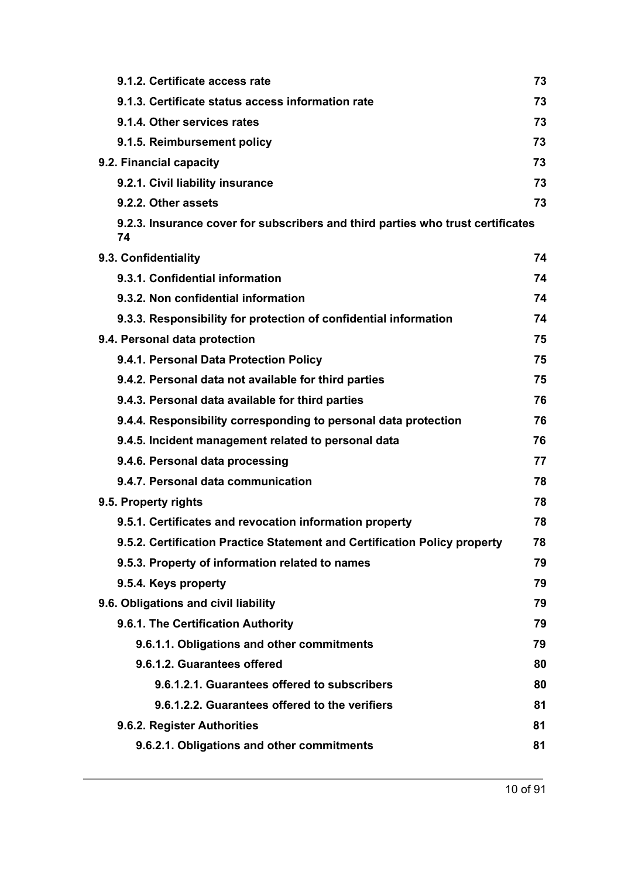| | |
|---|---|
| **9.1.2. Certificate access rate** | **73** |
| **9.1.3. Certificate status access information rate** | **73** |
| **9.1.4. Other services rates** | **73** |
| **9.1.5. Reimbursement policy** | **73** |
| **9.2. Financial capacity** | **73** |
| **9.2.1. Civil liability insurance** | **73** |
| **9.2.2. Other assets** | **73** |
| **9.2.3. Insurance cover for subscribers and third parties who trust certificates 74** | |
| **9.3. Confidentiality** | **74** |
| **9.3.1. Confidential information** | **74** |
| **9.3.2. Non confidential information** | **74** |
| **9.3.3. Responsibility for protection of confidential information** | **74** |
| **9.4. Personal data protection** | **75** |
| **9.4.1. Personal Data Protection Policy** | **75** |
| **9.4.2. Personal data not available for third parties** | **75** |
| **9.4.3. Personal data available for third parties** | **76** |
| **9.4.4. Responsibility corresponding to personal data protection** | **76** |
| **9.4.5. Incident management related to personal data** | **76** |
| **9.4.6. Personal data processing** | **77** |
| **9.4.7. Personal data communication** | **78** |
| **9.5. Property rights** | **78** |
| **9.5.1. Certificates and revocation information property** | **78** |
| **9.5.2. Certification Practice Statement and Certification Policy property** | **78** |
| **9.5.3. Property of information related to names** | **79** |
| **9.5.4. Keys property** | **79** |
| **9.6. Obligations and civil liability** | **79** |
| **9.6.1. The Certification Authority** | **79** |
| **9.6.1.1. Obligations and other commitments** | **79** |
| **9.6.1.2. Guarantees offered** | **80** |
| **9.6.1.2.1. Guarantees offered to subscribers** | **80** |
| **9.6.1.2.2. Guarantees offered to the verifiers** | **81** |
| **9.6.2. Register Authorities** | **81** |
| **9.6.2.1. Obligations and other commitments** | **81** |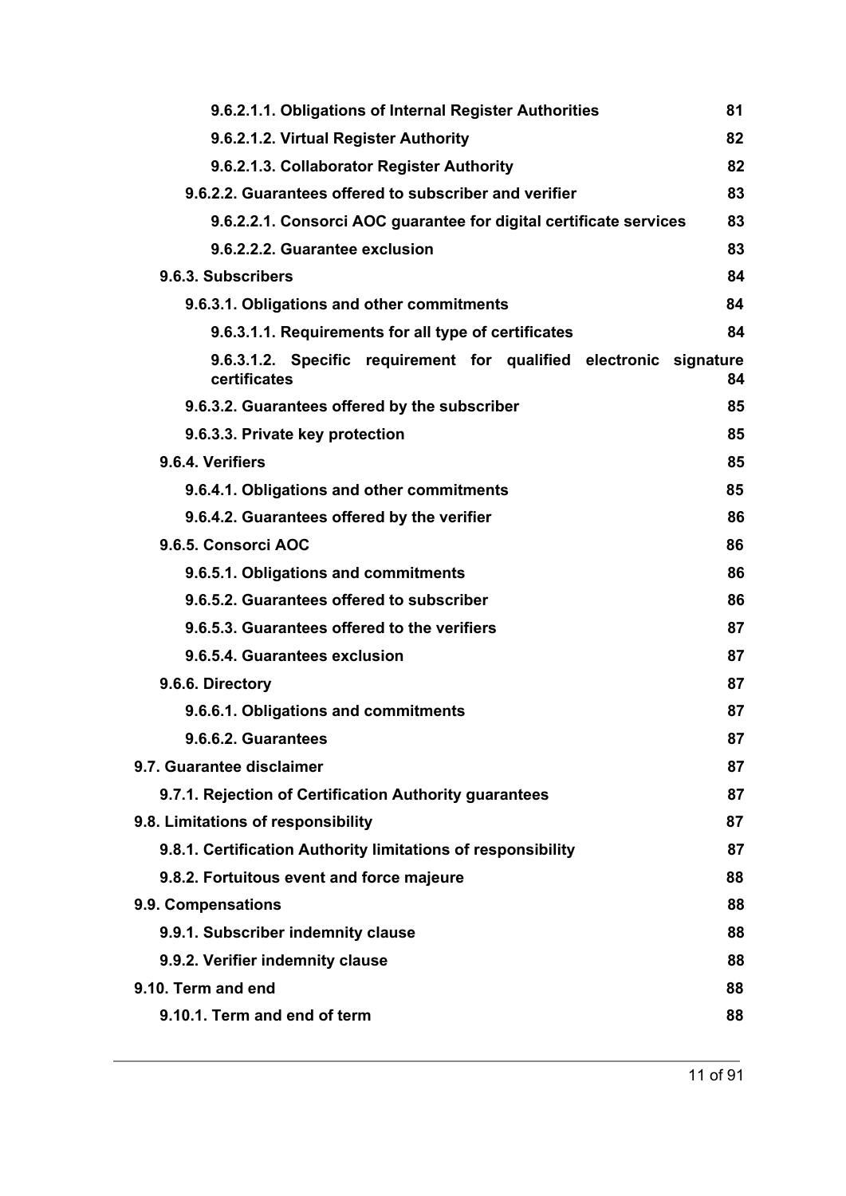9.6.2.1.1. Obligations of Internal Register Authorities 81

9.6.2.1.2. Virtual Register Authority 82

9.6.2.1.3. Collaborator Register Authority 82

9.6.2.2. Guarantees offered to subscriber and verifier 83

9.6.2.2.1. Consorci AOC guarantee for digital certificate services 83

9.6.2.2.2. Guarantee exclusion 83

9.6.3. Subscribers 84

9.6.3.1. Obligations and other commitments 84

9.6.3.1.1. Requirements for all type of certificates 84

9.6.3.1.2. Specific requirement for qualified electronic signature certificates 84

9.6.3.2. Guarantees offered by the subscriber 85

9.6.3.3. Private key protection 85

9.6.4. Verifiers 85

9.6.4.1. Obligations and other commitments 85

9.6.4.2. Guarantees offered by the verifier 86

9.6.5. Consorci AOC 86

9.6.5.1. Obligations and commitments 86

9.6.5.2. Guarantees offered to subscriber 86

9.6.5.3. Guarantees offered to the verifiers 87

9.6.5.4. Guarantees exclusion 87

9.6.6. Directory 87

9.6.6.1. Obligations and commitments 87

9.6.6.2. Guarantees 87

9.7. Guarantee disclaimer 87

9.7.1. Rejection of Certification Authority guarantees 87

9.8. Limitations of responsibility 87

9.8.1. Certification Authority limitations of responsibility 87

9.8.2. Fortuitous event and force majeure 88

9.9. Compensations 88

9.9.1. Subscriber indemnity clause 88

9.9.2. Verifier indemnity clause 88

9.10. Term and end 88

9.10.1. Term and end of term 88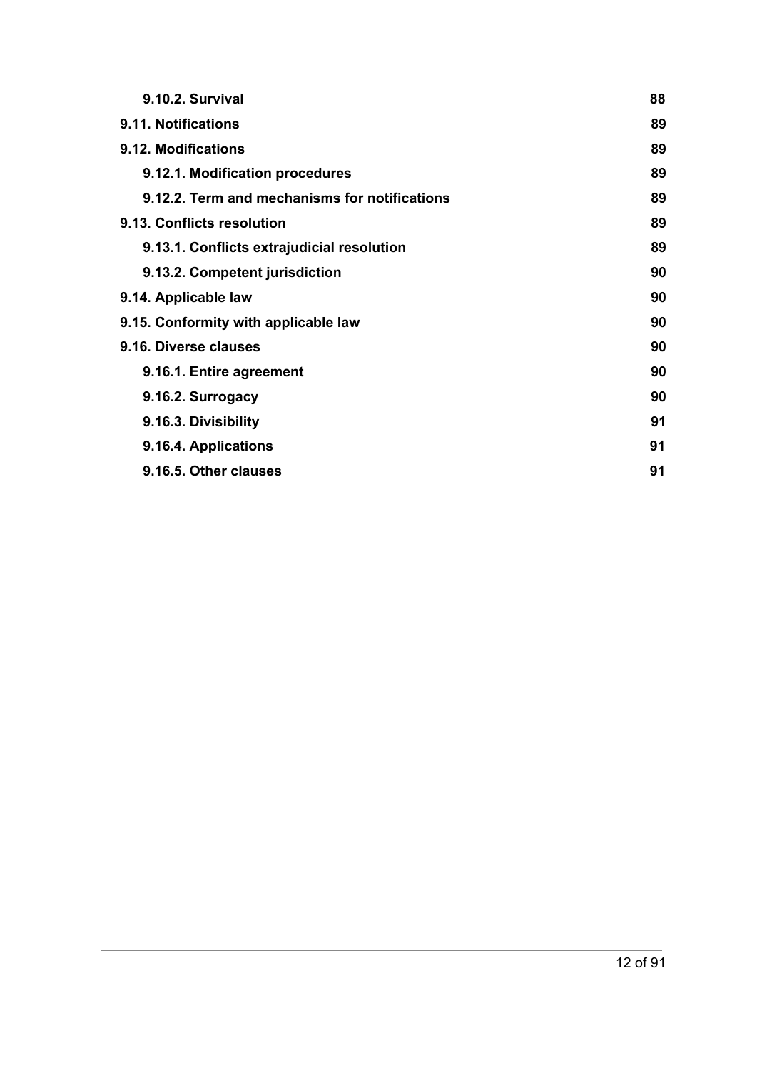| | |
|---|---|
| **9.10.2. Survival** | **88** |
| **9.11. Notifications** | **89** |
| **9.12. Modifications** | **89** |
| **9.12.1. Modification procedures** | **89** |
| **9.12.2. Term and mechanisms for notifications** | **89** |
| **9.13. Conflicts resolution** | **89** |
| **9.13.1. Conflicts extrajudicial resolution** | **89** |
| **9.13.2. Competent jurisdiction** | **90** |
| **9.14. Applicable law** | **90** |
| **9.15. Conformity with applicable law** | **90** |
| **9.16. Diverse clauses** | **90** |
| **9.16.1. Entire agreement** | **90** |
| **9.16.2. Surrogacy** | **90** |
| **9.16.3. Divisibility** | **91** |
| **9.16.4. Applications** | **91** |
| **9.16.5. Other clauses** | **91** |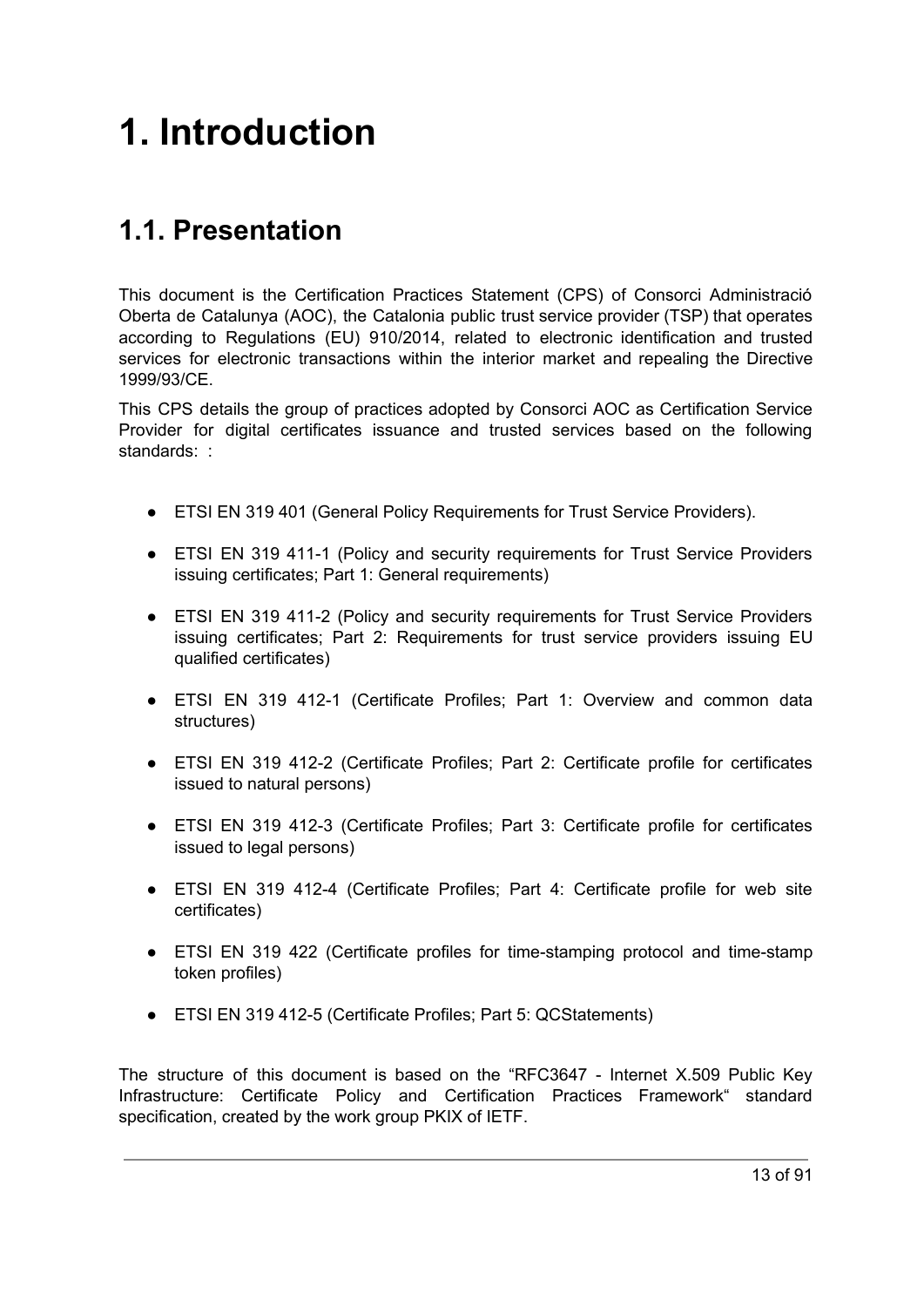# 1. Introduction

## 1.1. Presentation

This document is the Certification Practices Statement (CPS) of Consorci Administració Oberta de Catalunya (AOC), the Catalonia public trust service provider (TSP) that operates according to Regulations (EU) 910/2014, related to electronic identification and trusted services for electronic transactions within the interior market and repealing the Directive 1999/93/CE.

This CPS details the group of practices adopted by Consorci AOC as Certification Service Provider for digital certificates issuance and trusted services based on the following standards: :

- ETSI EN 319 401 (General Policy Requirements for Trust Service Providers).
- ETSI EN 319 411-1 (Policy and security requirements for Trust Service Providers issuing certificates; Part 1: General requirements)
- ETSI EN 319 411-2 (Policy and security requirements for Trust Service Providers issuing certificates; Part 2: Requirements for trust service providers issuing EU qualified certificates)
- ETSI EN 319 412-1 (Certificate Profiles; Part 1: Overview and common data structures)
- ETSI EN 319 412-2 (Certificate Profiles; Part 2: Certificate profile for certificates issued to natural persons)
- ETSI EN 319 412-3 (Certificate Profiles; Part 3: Certificate profile for certificates issued to legal persons)
- ETSI EN 319 412-4 (Certificate Profiles; Part 4: Certificate profile for web site certificates)
- ETSI EN 319 422 (Certificate profiles for time-stamping protocol and time-stamp token profiles)
- ETSI EN 319 412-5 (Certificate Profiles; Part 5: QCStatements)

The structure of this document is based on the "RFC3647 - Internet X.509 Public Key Infrastructure: Certificate Policy and Certification Practices Framework" standard specification, created by the work group PKIX of IETF.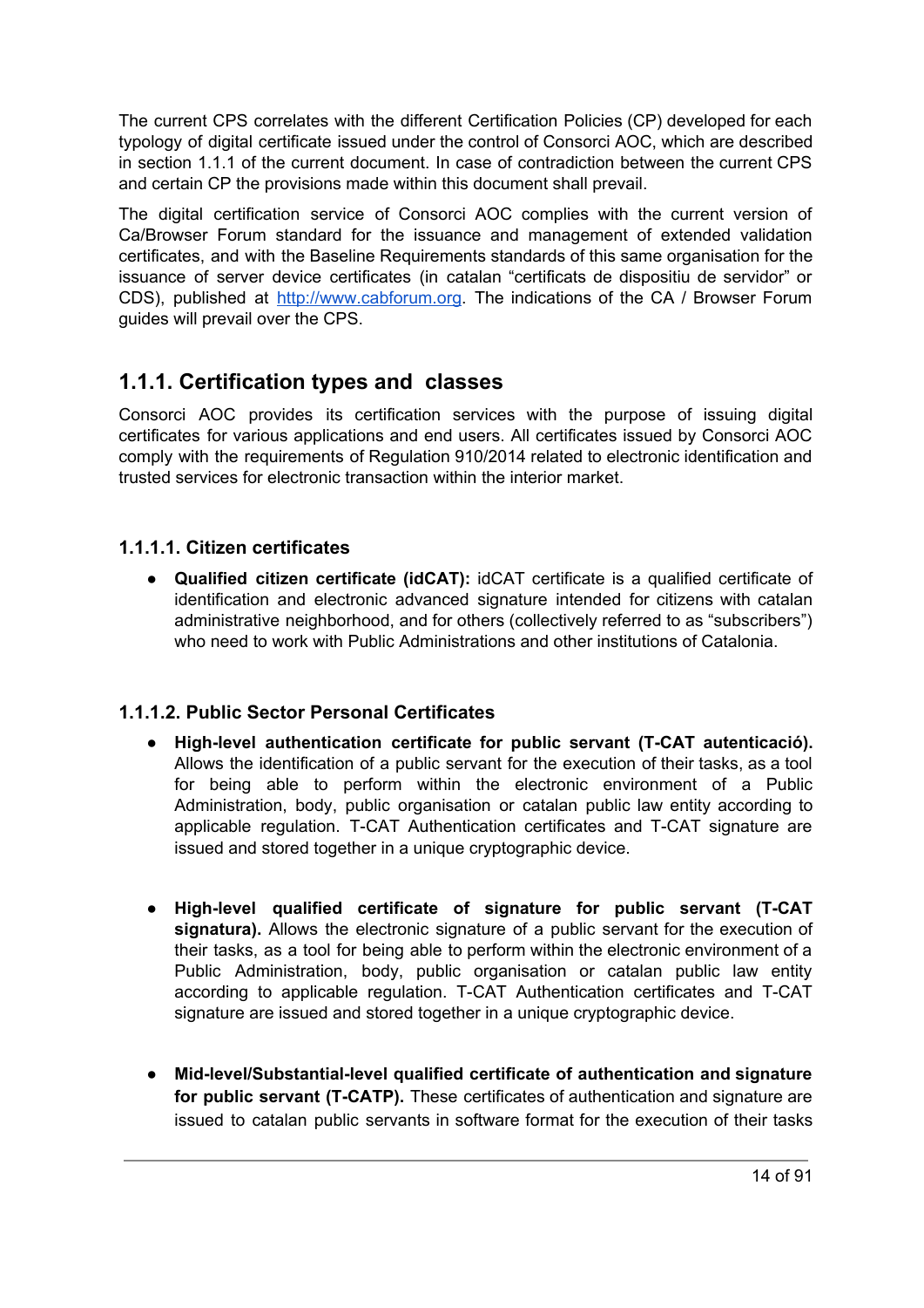The current CPS correlates with the different Certification Policies (CP) developed for each typology of digital certificate issued under the control of Consorci AOC, which are described in section 1.1.1 of the current document. In case of contradiction between the current CPS and certain CP the provisions made within this document shall prevail.

The digital certification service of Consorci AOC complies with the current version of Ca/Browser Forum standard for the issuance and management of extended validation certificates, and with the Baseline Requirements standards of this same organisation for the issuance of server device certificates (in catalan "certificats de dispositiu de servidor" or CDS), published at http://www.cabforum.org. The indications of the CA / Browser Forum guides will prevail over the CPS.

## 1.1.1. Certification types and classes

Consorci AOC provides its certification services with the purpose of issuing digital certificates for various applications and end users. All certificates issued by Consorci AOC comply with the requirements of Regulation 910/2014 related to electronic identification and trusted services for electronic transaction within the interior market.

### 1.1.1.1. Citizen certificates

- **Qualified citizen certificate (idCAT):** idCAT certificate is a qualified certificate of identification and electronic advanced signature intended for citizens with catalan administrative neighborhood, and for others (collectively referred to as "subscribers") who need to work with Public Administrations and other institutions of Catalonia.

### 1.1.1.2. Public Sector Personal Certificates

- **High-level authentication certificate for public servant (T-CAT autenticació).** Allows the identification of a public servant for the execution of their tasks, as a tool for being able to perform within the electronic environment of a Public Administration, body, public organisation or catalan public law entity according to applicable regulation. T-CAT Authentication certificates and T-CAT signature are issued and stored together in a unique cryptographic device.

- **High-level qualified certificate of signature for public servant (T-CAT signatura).** Allows the electronic signature of a public servant for the execution of their tasks, as a tool for being able to perform within the electronic environment of a Public Administration, body, public organisation or catalan public law entity according to applicable regulation. T-CAT Authentication certificates and T-CAT signature are issued and stored together in a unique cryptographic device.

- **Mid-level/Substantial-level qualified certificate of authentication and signature for public servant (T-CATP).** These certificates of authentication and signature are issued to catalan public servants in software format for the execution of their tasks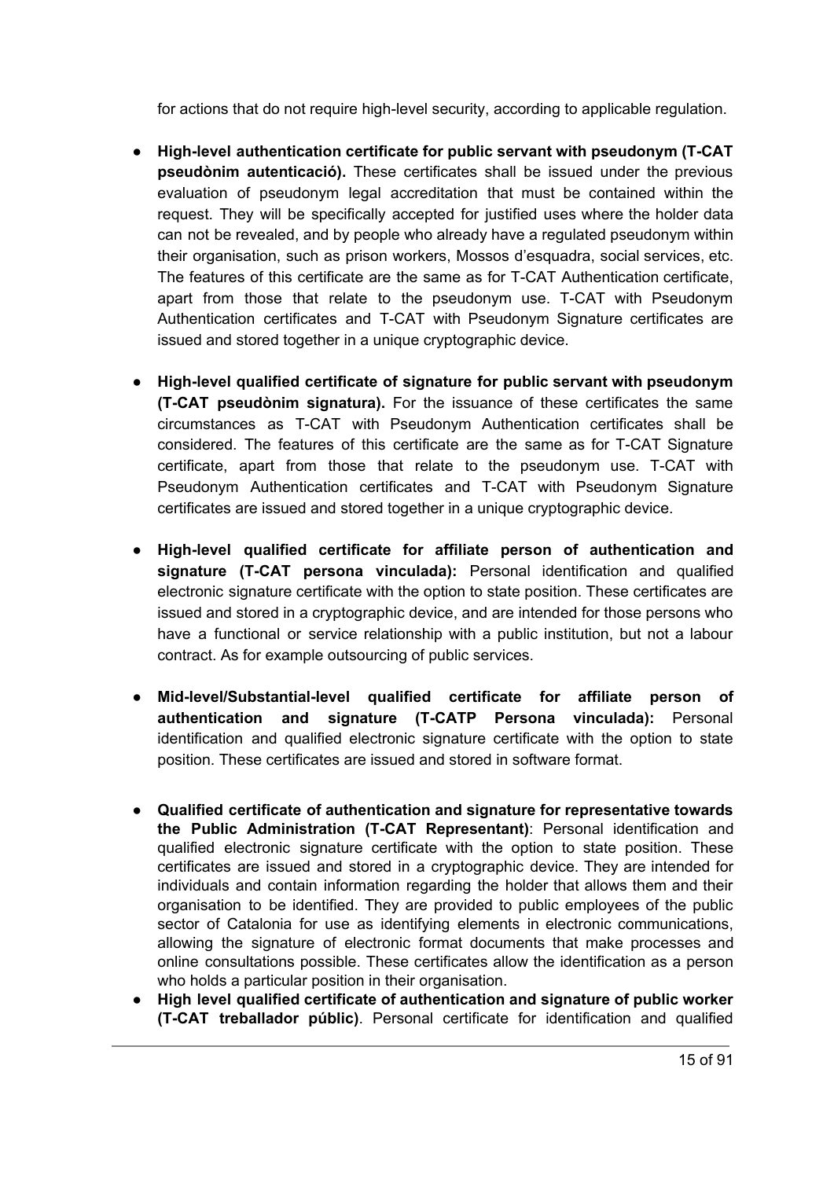for actions that do not require high-level security, according to applicable regulation.

- **High-level authentication certificate for public servant with pseudonym (T-CAT pseudònim autenticació).** These certificates shall be issued under the previous evaluation of pseudonym legal accreditation that must be contained within the request. They will be specifically accepted for justified uses where the holder data can not be revealed, and by people who already have a regulated pseudonym within their organisation, such as prison workers, Mossos d'esquadra, social services, etc. The features of this certificate are the same as for T-CAT Authentication certificate, apart from those that relate to the pseudonym use. T-CAT with Pseudonym Authentication certificates and T-CAT with Pseudonym Signature certificates are issued and stored together in a unique cryptographic device.

- **High-level qualified certificate of signature for public servant with pseudonym (T-CAT pseudònim signatura).** For the issuance of these certificates the same circumstances as T-CAT with Pseudonym Authentication certificates shall be considered. The features of this certificate are the same as for T-CAT Signature certificate, apart from those that relate to the pseudonym use. T-CAT with Pseudonym Authentication certificates and T-CAT with Pseudonym Signature certificates are issued and stored together in a unique cryptographic device.

- **High-level qualified certificate for affiliate person of authentication and signature (T-CAT persona vinculada):** Personal identification and qualified electronic signature certificate with the option to state position. These certificates are issued and stored in a cryptographic device, and are intended for those persons who have a functional or service relationship with a public institution, but not a labour contract. As for example outsourcing of public services.

- **Mid-level/Substantial-level qualified certificate for affiliate person of authentication and signature (T-CATP Persona vinculada):** Personal identification and qualified electronic signature certificate with the option to state position. These certificates are issued and stored in software format.

- **Qualified certificate of authentication and signature for representative towards the Public Administration (T-CAT Representant)**: Personal identification and qualified electronic signature certificate with the option to state position. These certificates are issued and stored in a cryptographic device. They are intended for individuals and contain information regarding the holder that allows them and their organisation to be identified. They are provided to public employees of the public sector of Catalonia for use as identifying elements in electronic communications, allowing the signature of electronic format documents that make processes and online consultations possible. These certificates allow the identification as a person who holds a particular position in their organisation.
- **High level qualified certificate of authentication and signature of public worker (T-CAT treballador públic)**. Personal certificate for identification and qualified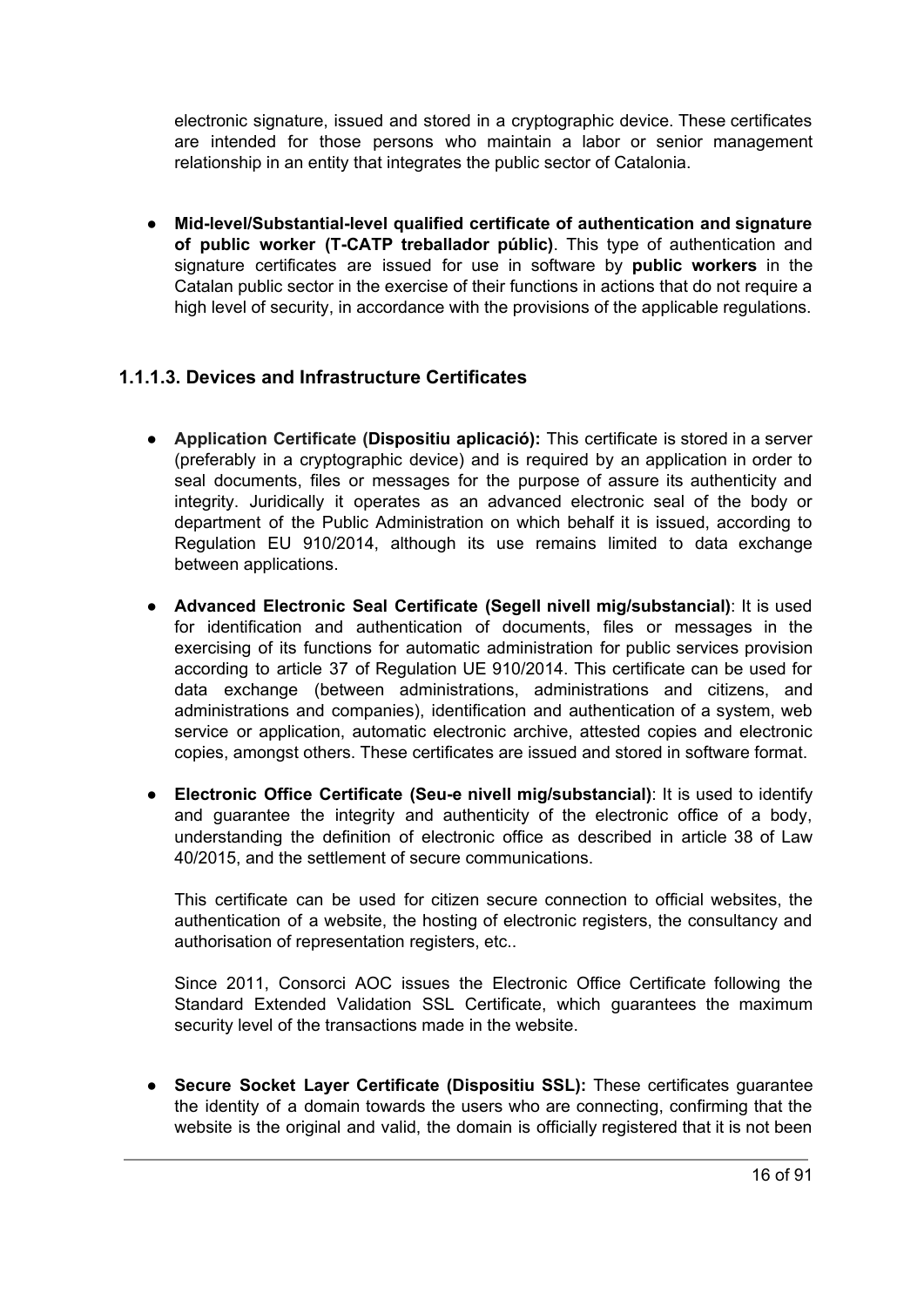electronic signature, issued and stored in a cryptographic device. These certificates are intended for those persons who maintain a labor or senior management relationship in an entity that integrates the public sector of Catalonia.

- **Mid-level/Substantial-level qualified certificate of authentication and signature of public worker (T-CATP treballador públic)**. This type of authentication and signature certificates are issued for use in software by **public workers** in the Catalan public sector in the exercise of their functions in actions that do not require a high level of security, in accordance with the provisions of the applicable regulations.

### 1.1.1.3. Devices and Infrastructure Certificates

- **Application Certificate (Dispositiu aplicació):** This certificate is stored in a server (preferably in a cryptographic device) and is required by an application in order to seal documents, files or messages for the purpose of assure its authenticity and integrity. Juridically it operates as an advanced electronic seal of the body or department of the Public Administration on which behalf it is issued, according to Regulation EU 910/2014, although its use remains limited to data exchange between applications.

- **Advanced Electronic Seal Certificate (Segell nivell mig/substancial)**: It is used for identification and authentication of documents, files or messages in the exercising of its functions for automatic administration for public services provision according to article 37 of Regulation UE 910/2014. This certificate can be used for data exchange (between administrations, administrations and citizens, and administrations and companies), identification and authentication of a system, web service or application, automatic electronic archive, attested copies and electronic copies, amongst others. These certificates are issued and stored in software format.

- **Electronic Office Certificate (Seu-e nivell mig/substancial)**: It is used to identify and guarantee the integrity and authenticity of the electronic office of a body, understanding the definition of electronic office as described in article 38 of Law 40/2015, and the settlement of secure communications.

  This certificate can be used for citizen secure connection to official websites, the authentication of a website, the hosting of electronic registers, the consultancy and authorisation of representation registers, etc..

  Since 2011, Consorci AOC issues the Electronic Office Certificate following the Standard Extended Validation SSL Certificate, which guarantees the maximum security level of the transactions made in the website.

- **Secure Socket Layer Certificate (Dispositiu SSL):** These certificates guarantee the identity of a domain towards the users who are connecting, confirming that the website is the original and valid, the domain is officially registered that it is not been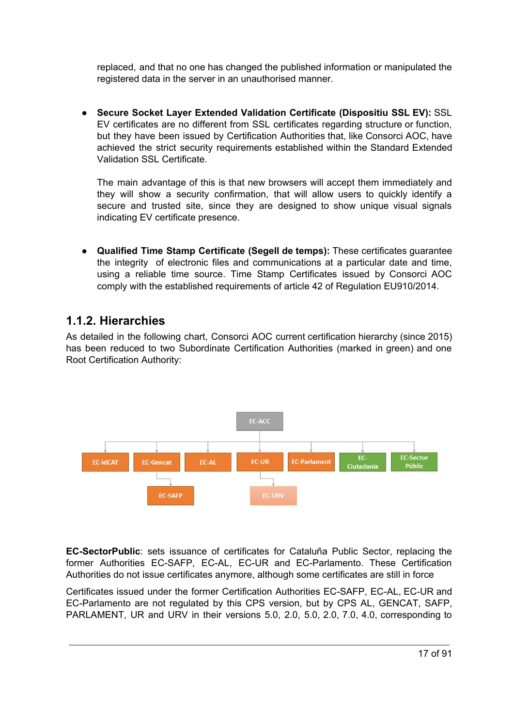replaced, and that no one has changed the published information or manipulated the registered data in the server in an unauthorised manner.

- **Secure Socket Layer Extended Validation Certificate (Dispositiu SSL EV):** SSL EV certificates are no different from SSL certificates regarding structure or function, but they have been issued by Certification Authorities that, like Consorci AOC, have achieved the strict security requirements established within the Standard Extended Validation SSL Certificate.

  The main advantage of this is that new browsers will accept them immediately and they will show a security confirmation, that will allow users to quickly identify a secure and trusted site, since they are designed to show unique visual signals indicating EV certificate presence.

- **Qualified Time Stamp Certificate (Segell de temps):** These certificates guarantee the integrity of electronic files and communications at a particular date and time, using a reliable time source. Time Stamp Certificates issued by Consorci AOC comply with the established requirements of article 42 of Regulation EU910/2014.

### 1.1.2. Hierarchies

As detailed in the following chart, Consorci AOC current certification hierarchy (since 2015) has been reduced to two Subordinate Certification Authorities (marked in green) and one Root Certification Authority:

EC-ACC

EC-idCAT | EC-Gencat | EC-AL | EC-UR | EC-Parlament | EC-Ciutadania | EC-Sector Públic

EC-SAFP | EC-URV

**EC-SectorPublic**: sets issuance of certificates for Cataluña Public Sector, replacing the former Authorities EC-SAFP, EC-AL, EC-UR and EC-Parlamento. These Certification Authorities do not issue certificates anymore, although some certificates are still in force

Certificates issued under the former Certification Authorities EC-SAFP, EC-AL, EC-UR and EC-Parlamento are not regulated by this CPS version, but by CPS AL, GENCAT, SAFP, PARLAMENT, UR and URV in their versions 5.0, 2.0, 5.0, 2.0, 7.0, 4.0, corresponding to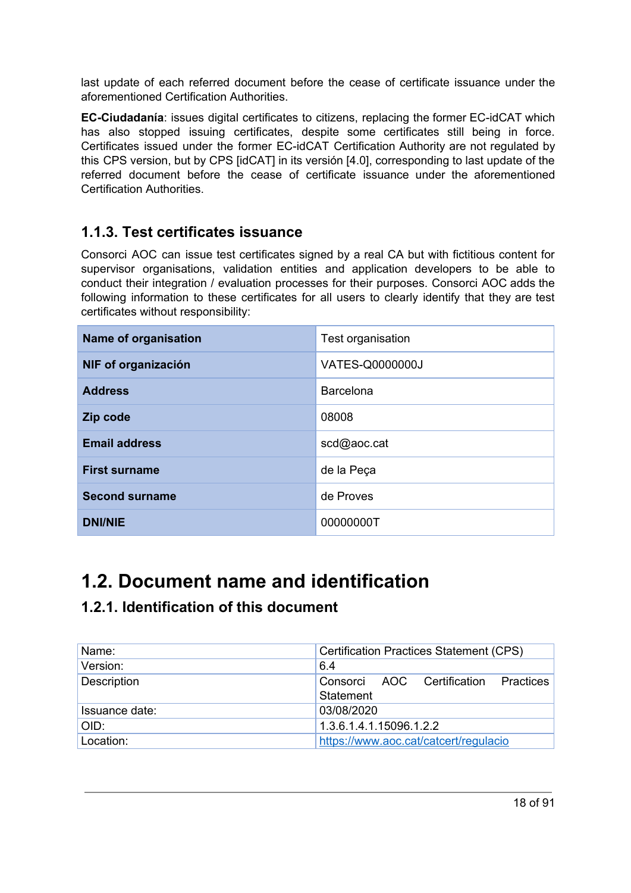last update of each referred document before the cease of certificate issuance under the aforementioned Certification Authorities.

**EC-Ciudadanía**: issues digital certificates to citizens, replacing the former EC-idCAT which has also stopped issuing certificates, despite some certificates still being in force. Certificates issued under the former EC-idCAT Certification Authority are not regulated by this CPS version, but by CPS [idCAT] in its versión [4.0], corresponding to last update of the referred document before the cease of certificate issuance under the aforementioned Certification Authorities.

### 1.1.3. Test certificates issuance

Consorci AOC can issue test certificates signed by a real CA but with fictitious content for supervisor organisations, validation entities and application developers to be able to conduct their integration / evaluation processes for their purposes. Consorci AOC adds the following information to these certificates for all users to clearly identify that they are test certificates without responsibility:

| | |
|---|---|
| **Name of organisation** | Test organisation |
| **NIF of organización** | VATES-Q0000000J |
| **Address** | Barcelona |
| **Zip code** | 08008 |
| **Email address** | scd@aoc.cat |
| **First surname** | de la Peça |
| **Second surname** | de Proves |
| **DNI/NIE** | 00000000T |

## 1.2. Document name and identification

### 1.2.1. Identification of this document

| | |
|---|---|
| Name: | Certification Practices Statement (CPS) |
| Version: | 6.4 |
| Description | Consorci AOC Certification Practices Statement |
| Issuance date: | 03/08/2020 |
| OID: | 1.3.6.1.4.1.15096.1.2.2 |
| Location: | https://www.aoc.cat/catcert/regulacio |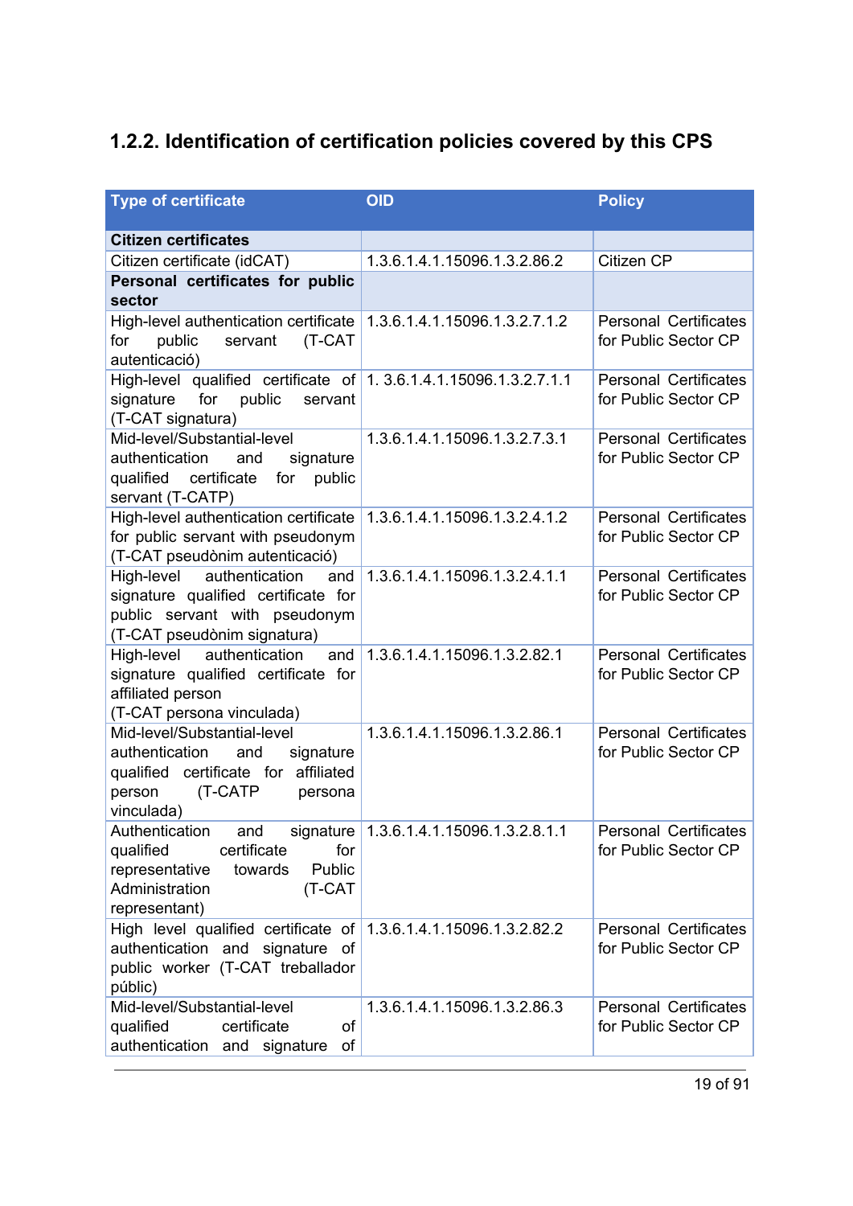### 1.2.2. Identification of certification policies covered by this CPS

| Type of certificate | OID | Policy |
|---|---|---|
| **Citizen certificates** | | |
| Citizen certificate (idCAT) | 1.3.6.1.4.1.15096.1.3.2.86.2 | Citizen CP |
| **Personal certificates for public sector** | | |
| High-level authentication certificate for public servant (T-CAT autenticació) | 1.3.6.1.4.1.15096.1.3.2.7.1.2 | Personal Certificates for Public Sector CP |
| High-level qualified certificate of signature for public servant (T-CAT signatura) | 1. 3.6.1.4.1.15096.1.3.2.7.1.1 | Personal Certificates for Public Sector CP |
| Mid-level/Substantial-level authentication and signature qualified certificate for public servant (T-CATP) | 1.3.6.1.4.1.15096.1.3.2.7.3.1 | Personal Certificates for Public Sector CP |
| High-level authentication certificate for public servant with pseudonym (T-CAT pseudònim autenticació) | 1.3.6.1.4.1.15096.1.3.2.4.1.2 | Personal Certificates for Public Sector CP |
| High-level authentication and signature qualified certificate for public servant with pseudonym (T-CAT pseudònim signatura) | 1.3.6.1.4.1.15096.1.3.2.4.1.1 | Personal Certificates for Public Sector CP |
| High-level authentication and signature qualified certificate for affiliated person (T-CAT persona vinculada) | 1.3.6.1.4.1.15096.1.3.2.82.1 | Personal Certificates for Public Sector CP |
| Mid-level/Substantial-level authentication and signature qualified certificate for affiliated person (T-CATP persona vinculada) | 1.3.6.1.4.1.15096.1.3.2.86.1 | Personal Certificates for Public Sector CP |
| Authentication and signature qualified certificate for representative towards Public Administration (T-CAT representant) | 1.3.6.1.4.1.15096.1.3.2.8.1.1 | Personal Certificates for Public Sector CP |
| High level qualified certificate of authentication and signature of public worker (T-CAT treballador públic) | 1.3.6.1.4.1.15096.1.3.2.82.2 | Personal Certificates for Public Sector CP |
| Mid-level/Substantial-level qualified certificate of authentication and signature of | 1.3.6.1.4.1.15096.1.3.2.86.3 | Personal Certificates for Public Sector CP |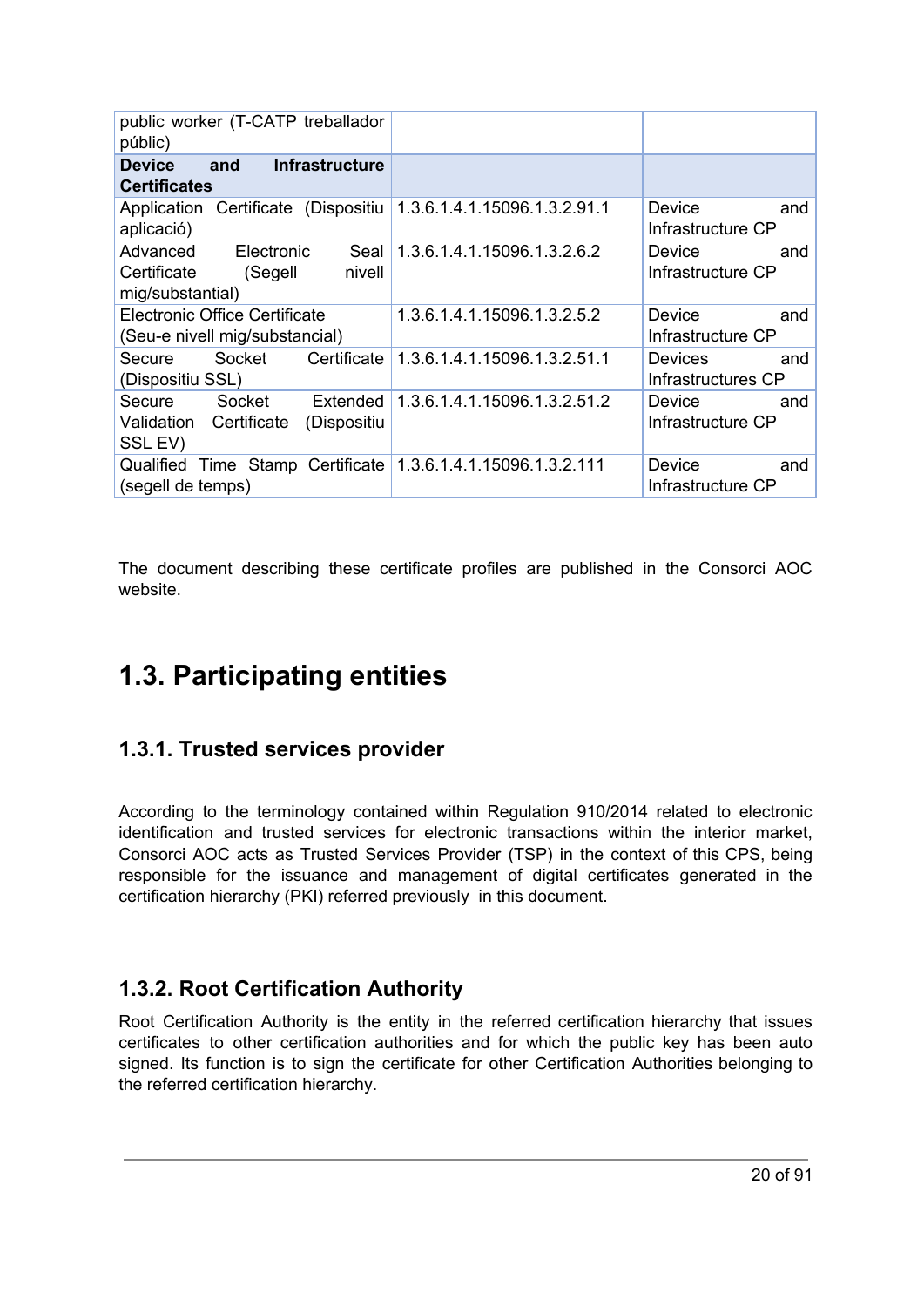| | | |
|---|---|---|
| public worker (T-CATP treballador públic) | | |
| **Device and Infrastructure Certificates** | | |
| Application Certificate (Dispositiu aplicació) | 1.3.6.1.4.1.15096.1.3.2.91.1 | Device and Infrastructure CP |
| Advanced Electronic Seal Certificate (Segell nivell mig/substantial) | 1.3.6.1.4.1.15096.1.3.2.6.2 | Device and Infrastructure CP |
| Electronic Office Certificate (Seu-e nivell mig/substancial) | 1.3.6.1.4.1.15096.1.3.2.5.2 | Device and Infrastructure CP |
| Secure Socket Certificate (Dispositiu SSL) | 1.3.6.1.4.1.15096.1.3.2.51.1 | Devices and Infrastructures CP |
| Secure Socket Extended Validation Certificate (Dispositiu SSL EV) | 1.3.6.1.4.1.15096.1.3.2.51.2 | Device and Infrastructure CP |
| Qualified Time Stamp Certificate (segell de temps) | 1.3.6.1.4.1.15096.1.3.2.111 | Device and Infrastructure CP |

The document describing these certificate profiles are published in the Consorci AOC website.

# 1.3. Participating entities

## 1.3.1. Trusted services provider

According to the terminology contained within Regulation 910/2014 related to electronic identification and trusted services for electronic transactions within the interior market, Consorci AOC acts as Trusted Services Provider (TSP) in the context of this CPS, being responsible for the issuance and management of digital certificates generated in the certification hierarchy (PKI) referred previously in this document.

## 1.3.2. Root Certification Authority

Root Certification Authority is the entity in the referred certification hierarchy that issues certificates to other certification authorities and for which the public key has been auto signed. Its function is to sign the certificate for other Certification Authorities belonging to the referred certification hierarchy.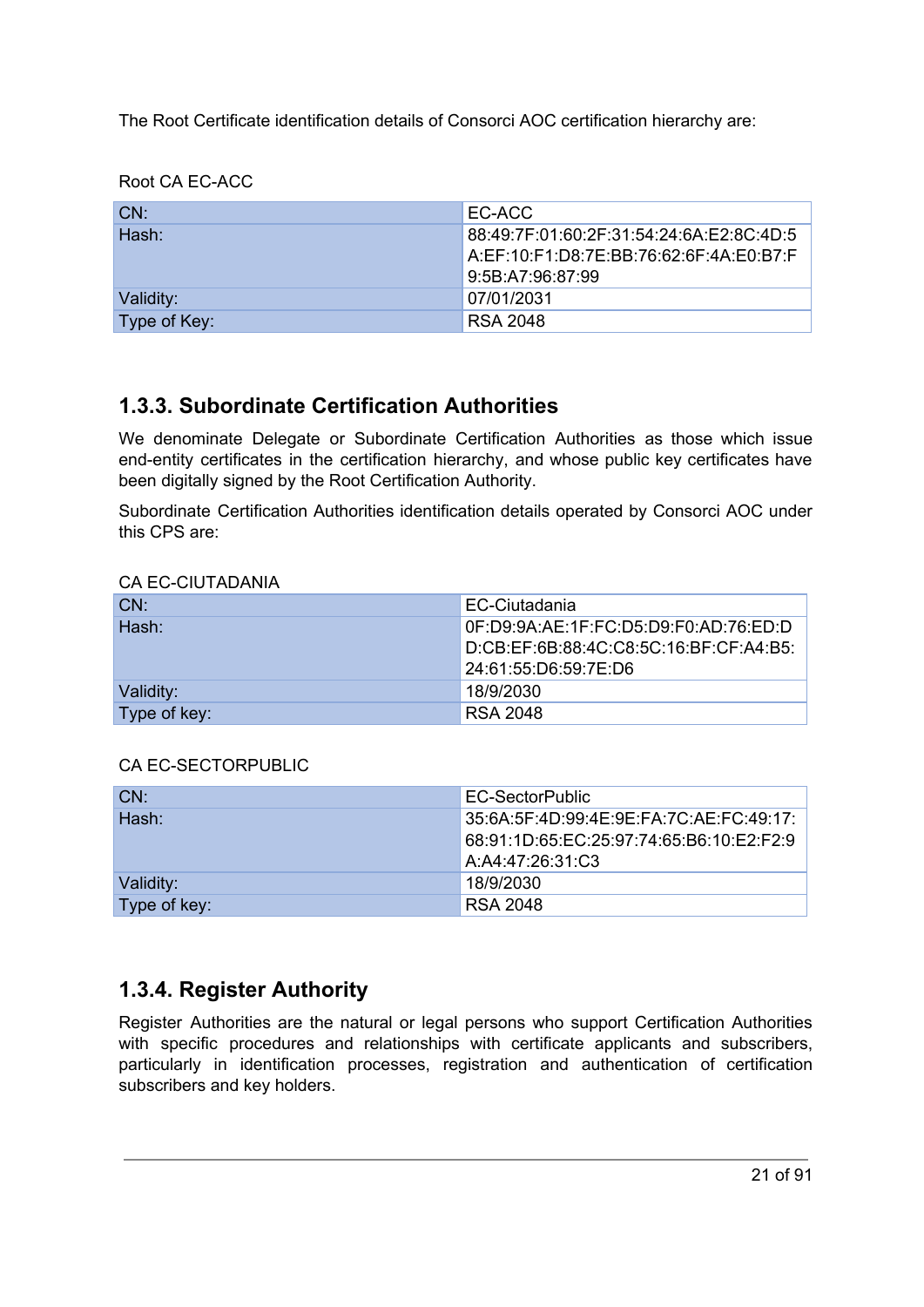The Root Certificate identification details of Consorci AOC certification hierarchy are:

Root CA EC-ACC

| CN: | EC-ACC |
|---|---|
| Hash: | 88:49:7F:01:60:2F:31:54:24:6A:E2:8C:4D:5A:EF:10:F1:D8:7E:BB:76:62:6F:4A:E0:B7:F9:5B:A7:96:87:99 |
| Validity: | 07/01/2031 |
| Type of Key: | RSA 2048 |

### 1.3.3. Subordinate Certification Authorities

We denominate Delegate or Subordinate Certification Authorities as those which issue end-entity certificates in the certification hierarchy, and whose public key certificates have been digitally signed by the Root Certification Authority.

Subordinate Certification Authorities identification details operated by Consorci AOC under this CPS are:

CA EC-CIUTADANIA

| CN: | EC-Ciutadania |
|---|---|
| Hash: | 0F:D9:9A:AE:1F:FC:D5:D9:F0:AD:76:ED:DD:CB:EF:6B:88:4C:C8:5C:16:BF:CF:A4:B5:24:61:55:D6:59:7E:D6 |
| Validity: | 18/9/2030 |
| Type of key: | RSA 2048 |

CA EC-SECTORPUBLIC

| CN: | EC-SectorPublic |
|---|---|
| Hash: | 35:6A:5F:4D:99:4E:9E:FA:7C:AE:FC:49:17:68:91:1D:65:EC:25:97:74:65:B6:10:E2:F2:9A:A4:47:26:31:C3 |
| Validity: | 18/9/2030 |
| Type of key: | RSA 2048 |

### 1.3.4. Register Authority

Register Authorities are the natural or legal persons who support Certification Authorities with specific procedures and relationships with certificate applicants and subscribers, particularly in identification processes, registration and authentication of certification subscribers and key holders.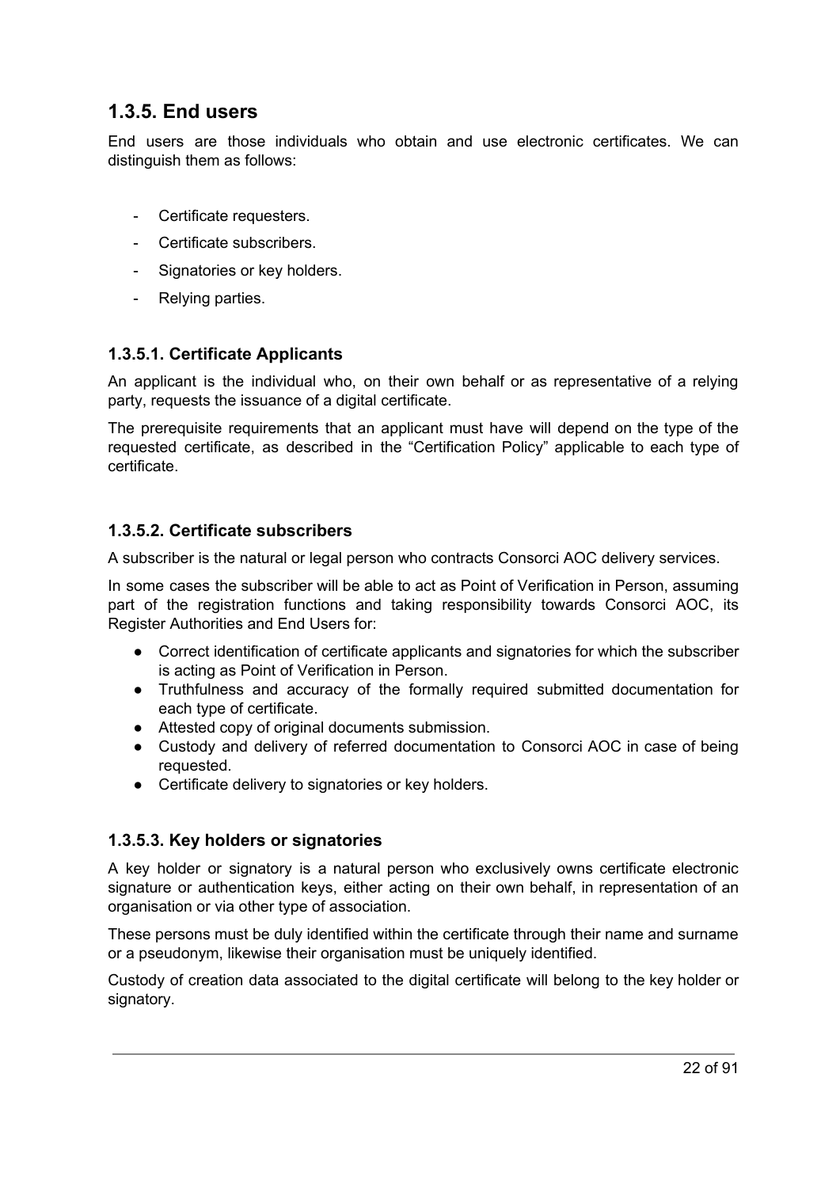## 1.3.5. End users

End users are those individuals who obtain and use electronic certificates. We can distinguish them as follows:

- Certificate requesters.
- Certificate subscribers.
- Signatories or key holders.
- Relying parties.

### 1.3.5.1. Certificate Applicants

An applicant is the individual who, on their own behalf or as representative of a relying party, requests the issuance of a digital certificate.

The prerequisite requirements that an applicant must have will depend on the type of the requested certificate, as described in the "Certification Policy" applicable to each type of certificate.

### 1.3.5.2. Certificate subscribers

A subscriber is the natural or legal person who contracts Consorci AOC delivery services.

In some cases the subscriber will be able to act as Point of Verification in Person, assuming part of the registration functions and taking responsibility towards Consorci AOC, its Register Authorities and End Users for:

- Correct identification of certificate applicants and signatories for which the subscriber is acting as Point of Verification in Person.
- Truthfulness and accuracy of the formally required submitted documentation for each type of certificate.
- Attested copy of original documents submission.
- Custody and delivery of referred documentation to Consorci AOC in case of being requested.
- Certificate delivery to signatories or key holders.

### 1.3.5.3. Key holders or signatories

A key holder or signatory is a natural person who exclusively owns certificate electronic signature or authentication keys, either acting on their own behalf, in representation of an organisation or via other type of association.

These persons must be duly identified within the certificate through their name and surname or a pseudonym, likewise their organisation must be uniquely identified.

Custody of creation data associated to the digital certificate will belong to the key holder or signatory.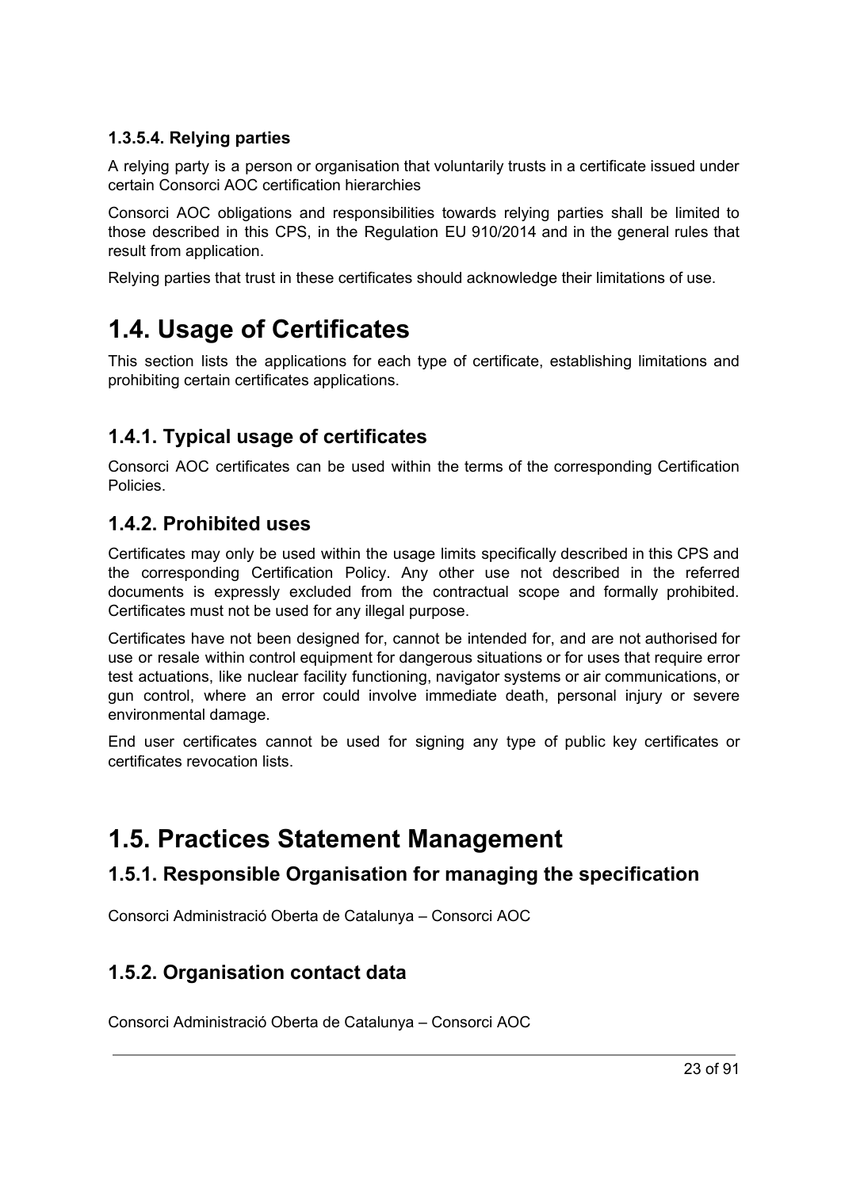#### 1.3.5.4. Relying parties

A relying party is a person or organisation that voluntarily trusts in a certificate issued under certain Consorci AOC certification hierarchies

Consorci AOC obligations and responsibilities towards relying parties shall be limited to those described in this CPS, in the Regulation EU 910/2014 and in the general rules that result from application.

Relying parties that trust in these certificates should acknowledge their limitations of use.

# 1.4. Usage of Certificates

This section lists the applications for each type of certificate, establishing limitations and prohibiting certain certificates applications.

## 1.4.1. Typical usage of certificates

Consorci AOC certificates can be used within the terms of the corresponding Certification Policies.

## 1.4.2. Prohibited uses

Certificates may only be used within the usage limits specifically described in this CPS and the corresponding Certification Policy. Any other use not described in the referred documents is expressly excluded from the contractual scope and formally prohibited. Certificates must not be used for any illegal purpose.

Certificates have not been designed for, cannot be intended for, and are not authorised for use or resale within control equipment for dangerous situations or for uses that require error test actuations, like nuclear facility functioning, navigator systems or air communications, or gun control, where an error could involve immediate death, personal injury or severe environmental damage.

End user certificates cannot be used for signing any type of public key certificates or certificates revocation lists.

# 1.5. Practices Statement Management

## 1.5.1. Responsible Organisation for managing the specification

Consorci Administració Oberta de Catalunya – Consorci AOC

## 1.5.2. Organisation contact data

Consorci Administració Oberta de Catalunya – Consorci AOC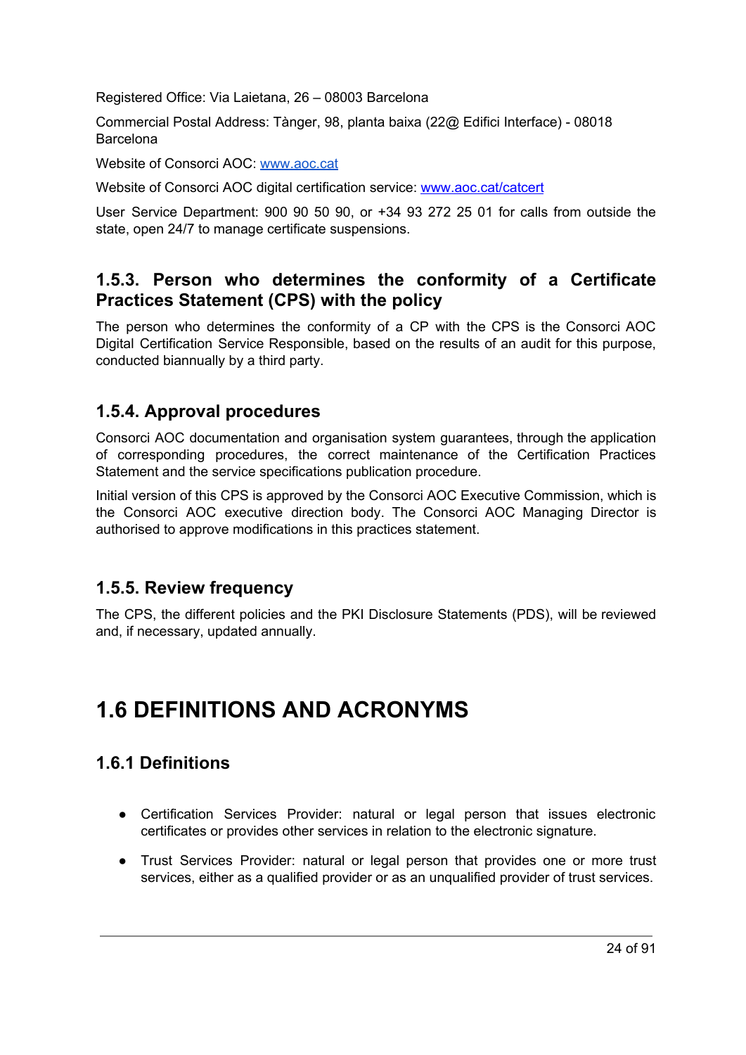Registered Office: Via Laietana, 26 – 08003 Barcelona

Commercial Postal Address: Tànger, 98, planta baixa (22@ Edifici Interface) - 08018 Barcelona

Website of Consorci AOC: [www.aoc.cat](http://www.aoc.cat)

Website of Consorci AOC digital certification service: [www.aoc.cat/catcert](http://www.aoc.cat/catcert)

User Service Department: 900 90 50 90, or +34 93 272 25 01 for calls from outside the state, open 24/7 to manage certificate suspensions.

### 1.5.3. Person who determines the conformity of a Certificate Practices Statement (CPS) with the policy

The person who determines the conformity of a CP with the CPS is the Consorci AOC Digital Certification Service Responsible, based on the results of an audit for this purpose, conducted biannually by a third party.

### 1.5.4. Approval procedures

Consorci AOC documentation and organisation system guarantees, through the application of corresponding procedures, the correct maintenance of the Certification Practices Statement and the service specifications publication procedure.

Initial version of this CPS is approved by the Consorci AOC Executive Commission, which is the Consorci AOC executive direction body. The Consorci AOC Managing Director is authorised to approve modifications in this practices statement.

### 1.5.5. Review frequency

The CPS, the different policies and the PKI Disclosure Statements (PDS), will be reviewed and, if necessary, updated annually.

# 1.6 DEFINITIONS AND ACRONYMS

## 1.6.1 Definitions

- Certification Services Provider: natural or legal person that issues electronic certificates or provides other services in relation to the electronic signature.
- Trust Services Provider: natural or legal person that provides one or more trust services, either as a qualified provider or as an unqualified provider of trust services.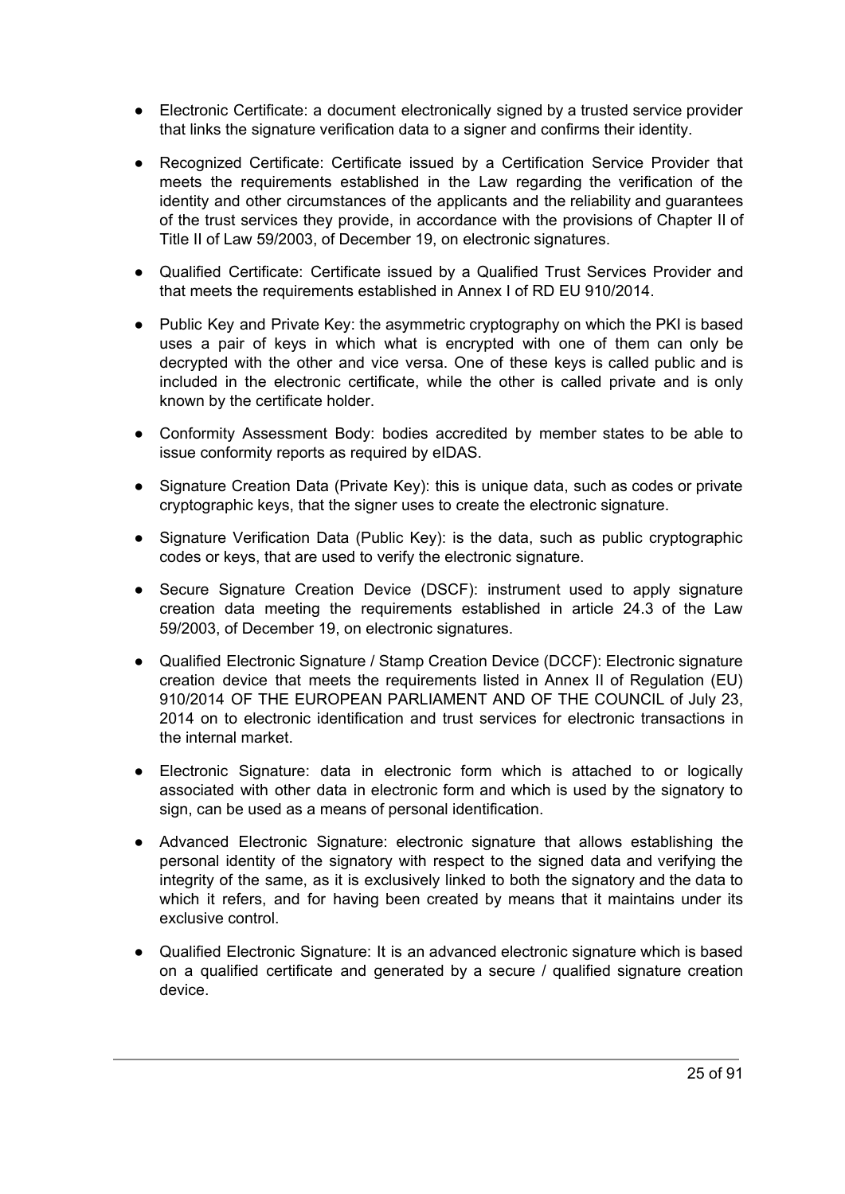- Electronic Certificate: a document electronically signed by a trusted service provider that links the signature verification data to a signer and confirms their identity.
- Recognized Certificate: Certificate issued by a Certification Service Provider that meets the requirements established in the Law regarding the verification of the identity and other circumstances of the applicants and the reliability and guarantees of the trust services they provide, in accordance with the provisions of Chapter II of Title II of Law 59/2003, of December 19, on electronic signatures.
- Qualified Certificate: Certificate issued by a Qualified Trust Services Provider and that meets the requirements established in Annex I of RD EU 910/2014.
- Public Key and Private Key: the asymmetric cryptography on which the PKI is based uses a pair of keys in which what is encrypted with one of them can only be decrypted with the other and vice versa. One of these keys is called public and is included in the electronic certificate, while the other is called private and is only known by the certificate holder.
- Conformity Assessment Body: bodies accredited by member states to be able to issue conformity reports as required by eIDAS.
- Signature Creation Data (Private Key): this is unique data, such as codes or private cryptographic keys, that the signer uses to create the electronic signature.
- Signature Verification Data (Public Key): is the data, such as public cryptographic codes or keys, that are used to verify the electronic signature.
- Secure Signature Creation Device (DSCF): instrument used to apply signature creation data meeting the requirements established in article 24.3 of the Law 59/2003, of December 19, on electronic signatures.
- Qualified Electronic Signature / Stamp Creation Device (DCCF): Electronic signature creation device that meets the requirements listed in Annex II of Regulation (EU) 910/2014 OF THE EUROPEAN PARLIAMENT AND OF THE COUNCIL of July 23, 2014 on to electronic identification and trust services for electronic transactions in the internal market.
- Electronic Signature: data in electronic form which is attached to or logically associated with other data in electronic form and which is used by the signatory to sign, can be used as a means of personal identification.
- Advanced Electronic Signature: electronic signature that allows establishing the personal identity of the signatory with respect to the signed data and verifying the integrity of the same, as it is exclusively linked to both the signatory and the data to which it refers, and for having been created by means that it maintains under its exclusive control.
- Qualified Electronic Signature: It is an advanced electronic signature which is based on a qualified certificate and generated by a secure / qualified signature creation device.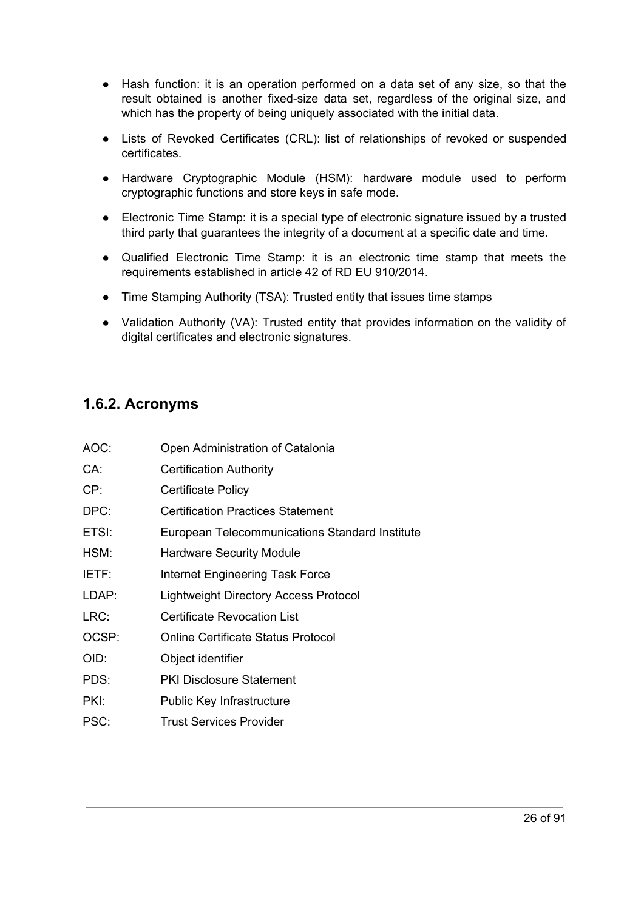- Hash function: it is an operation performed on a data set of any size, so that the result obtained is another fixed-size data set, regardless of the original size, and which has the property of being uniquely associated with the initial data.

- Lists of Revoked Certificates (CRL): list of relationships of revoked or suspended certificates.

- Hardware Cryptographic Module (HSM): hardware module used to perform cryptographic functions and store keys in safe mode.

- Electronic Time Stamp: it is a special type of electronic signature issued by a trusted third party that guarantees the integrity of a document at a specific date and time.

- Qualified Electronic Time Stamp: it is an electronic time stamp that meets the requirements established in article 42 of RD EU 910/2014.

- Time Stamping Authority (TSA): Trusted entity that issues time stamps

- Validation Authority (VA): Trusted entity that provides information on the validity of digital certificates and electronic signatures.

## 1.6.2. Acronyms

| | |
|---|---|
| AOC: | Open Administration of Catalonia |
| CA: | Certification Authority |
| CP: | Certificate Policy |
| DPC: | Certification Practices Statement |
| ETSI: | European Telecommunications Standard Institute |
| HSM: | Hardware Security Module |
| IETF: | Internet Engineering Task Force |
| LDAP: | Lightweight Directory Access Protocol |
| LRC: | Certificate Revocation List |
| OCSP: | Online Certificate Status Protocol |
| OID: | Object identifier |
| PDS: | PKI Disclosure Statement |
| PKI: | Public Key Infrastructure |
| PSC: | Trust Services Provider |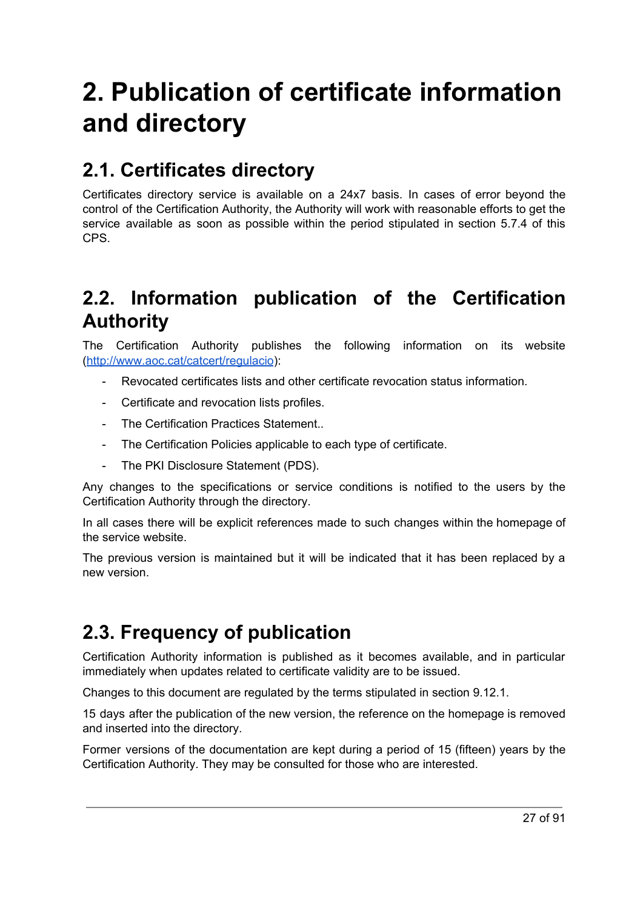# 2. Publication of certificate information and directory

## 2.1. Certificates directory

Certificates directory service is available on a 24x7 basis. In cases of error beyond the control of the Certification Authority, the Authority will work with reasonable efforts to get the service available as soon as possible within the period stipulated in section 5.7.4 of this CPS.

## 2.2. Information publication of the Certification Authority

The Certification Authority publishes the following information on its website (http://www.aoc.cat/catcert/regulacio):

- Revocated certificates lists and other certificate revocation status information.
- Certificate and revocation lists profiles.
- The Certification Practices Statement..
- The Certification Policies applicable to each type of certificate.
- The PKI Disclosure Statement (PDS).

Any changes to the specifications or service conditions is notified to the users by the Certification Authority through the directory.

In all cases there will be explicit references made to such changes within the homepage of the service website.

The previous version is maintained but it will be indicated that it has been replaced by a new version.

## 2.3. Frequency of publication

Certification Authority information is published as it becomes available, and in particular immediately when updates related to certificate validity are to be issued.

Changes to this document are regulated by the terms stipulated in section 9.12.1.

15 days after the publication of the new version, the reference on the homepage is removed and inserted into the directory.

Former versions of the documentation are kept during a period of 15 (fifteen) years by the Certification Authority. They may be consulted for those who are interested.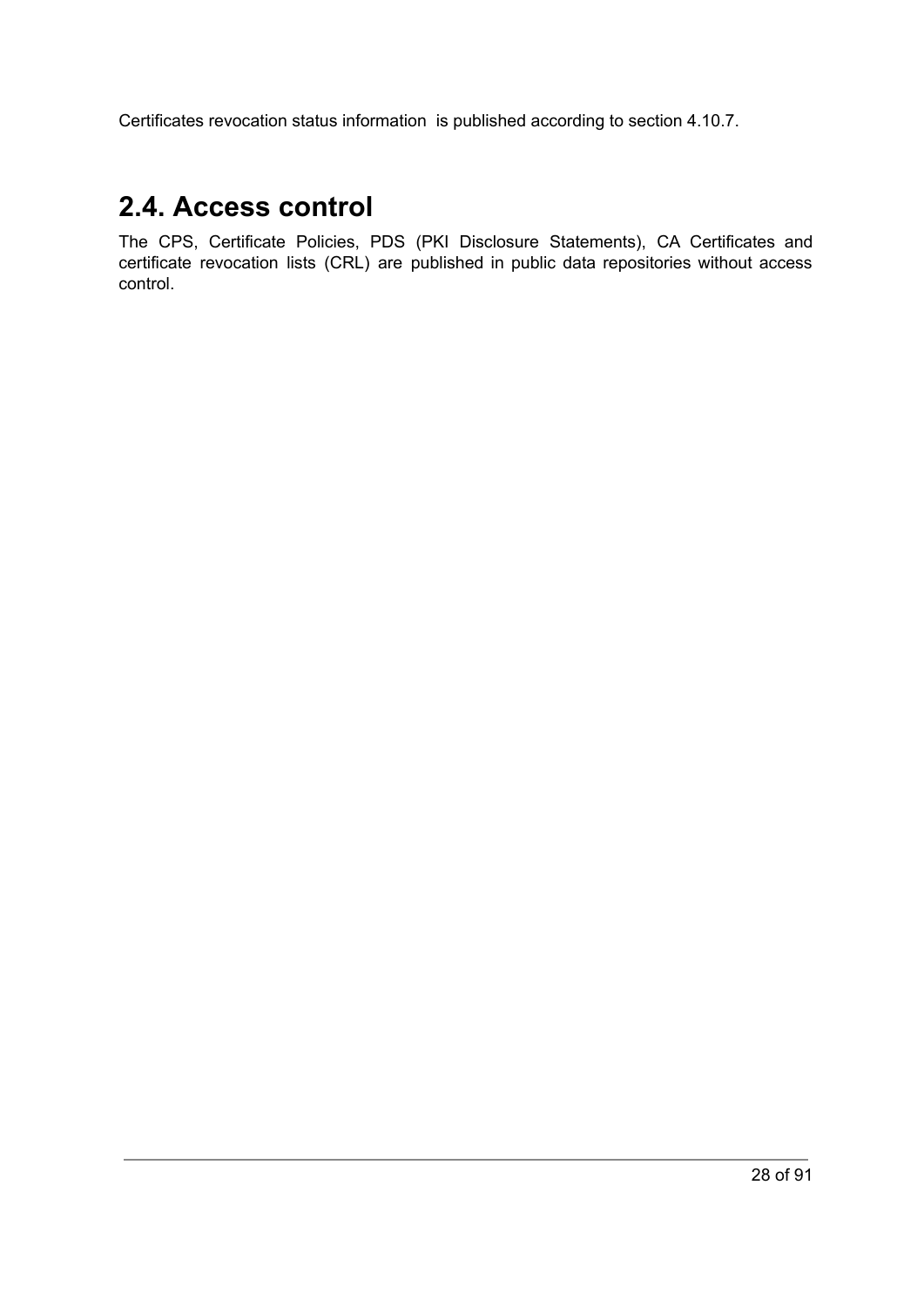Certificates revocation status information  is published according to section 4.10.7.

## 2.4. Access control

The CPS, Certificate Policies, PDS (PKI Disclosure Statements), CA Certificates and certificate revocation lists (CRL) are published in public data repositories without access control.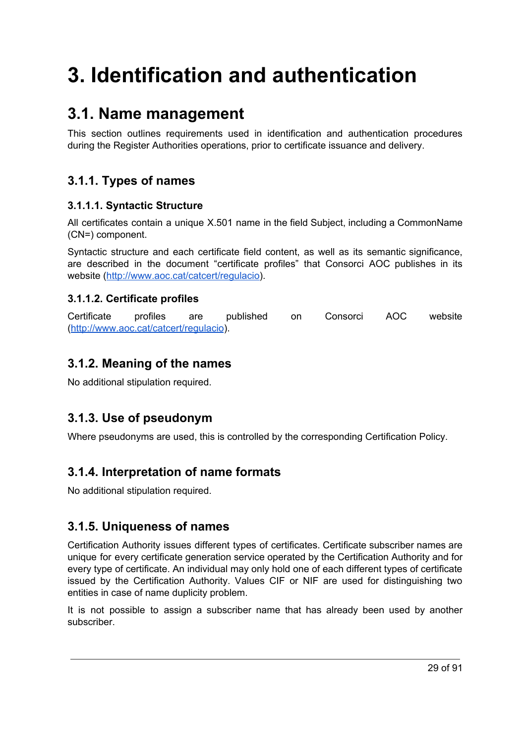# 3. Identification and authentication

## 3.1. Name management

This section outlines requirements used in identification and authentication procedures during the Register Authorities operations, prior to certificate issuance and delivery.

### 3.1.1. Types of names

#### 3.1.1.1. Syntactic Structure

All certificates contain a unique X.501 name in the field Subject, including a CommonName (CN=) component.

Syntactic structure and each certificate field content, as well as its semantic significance, are described in the document “certificate profiles” that Consorci AOC publishes in its website (http://www.aoc.cat/catcert/regulacio).

#### 3.1.1.2. Certificate profiles

Certificate profiles are published on Consorci AOC website (http://www.aoc.cat/catcert/regulacio).

### 3.1.2. Meaning of the names

No additional stipulation required.

### 3.1.3. Use of pseudonym

Where pseudonyms are used, this is controlled by the corresponding Certification Policy.

### 3.1.4. Interpretation of name formats

No additional stipulation required.

### 3.1.5. Uniqueness of names

Certification Authority issues different types of certificates. Certificate subscriber names are unique for every certificate generation service operated by the Certification Authority and for every type of certificate. An individual may only hold one of each different types of certificate issued by the Certification Authority. Values CIF or NIF are used for distinguishing two entities in case of name duplicity problem.

It is not possible to assign a subscriber name that has already been used by another subscriber.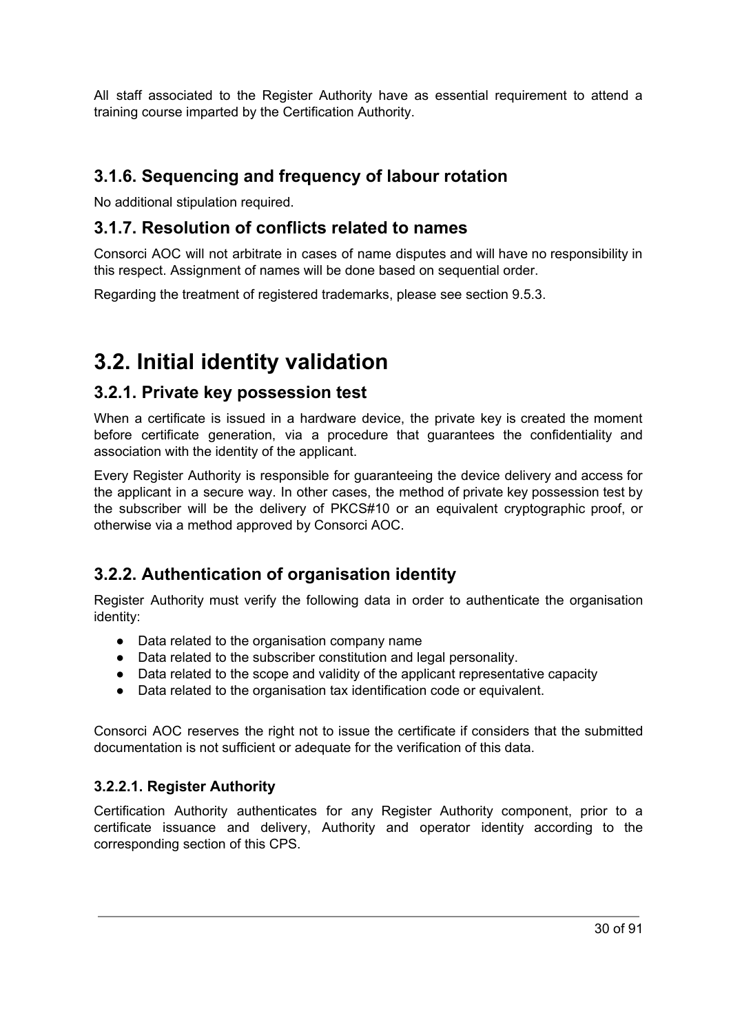All staff associated to the Register Authority have as essential requirement to attend a training course imparted by the Certification Authority.

### 3.1.6. Sequencing and frequency of labour rotation

No additional stipulation required.

### 3.1.7. Resolution of conflicts related to names

Consorci AOC will not arbitrate in cases of name disputes and will have no responsibility in this respect. Assignment of names will be done based on sequential order.

Regarding the treatment of registered trademarks, please see section 9.5.3.

## 3.2. Initial identity validation

### 3.2.1. Private key possession test

When a certificate is issued in a hardware device, the private key is created the moment before certificate generation, via a procedure that guarantees the confidentiality and association with the identity of the applicant.

Every Register Authority is responsible for guaranteeing the device delivery and access for the applicant in a secure way. In other cases, the method of private key possession test by the subscriber will be the delivery of PKCS#10 or an equivalent cryptographic proof, or otherwise via a method approved by Consorci AOC.

### 3.2.2. Authentication of organisation identity

Register Authority must verify the following data in order to authenticate the organisation identity:

- Data related to the organisation company name
- Data related to the subscriber constitution and legal personality.
- Data related to the scope and validity of the applicant representative capacity
- Data related to the organisation tax identification code or equivalent.

Consorci AOC reserves the right not to issue the certificate if considers that the submitted documentation is not sufficient or adequate for the verification of this data.

#### 3.2.2.1. Register Authority

Certification Authority authenticates for any Register Authority component, prior to a certificate issuance and delivery, Authority and operator identity according to the corresponding section of this CPS.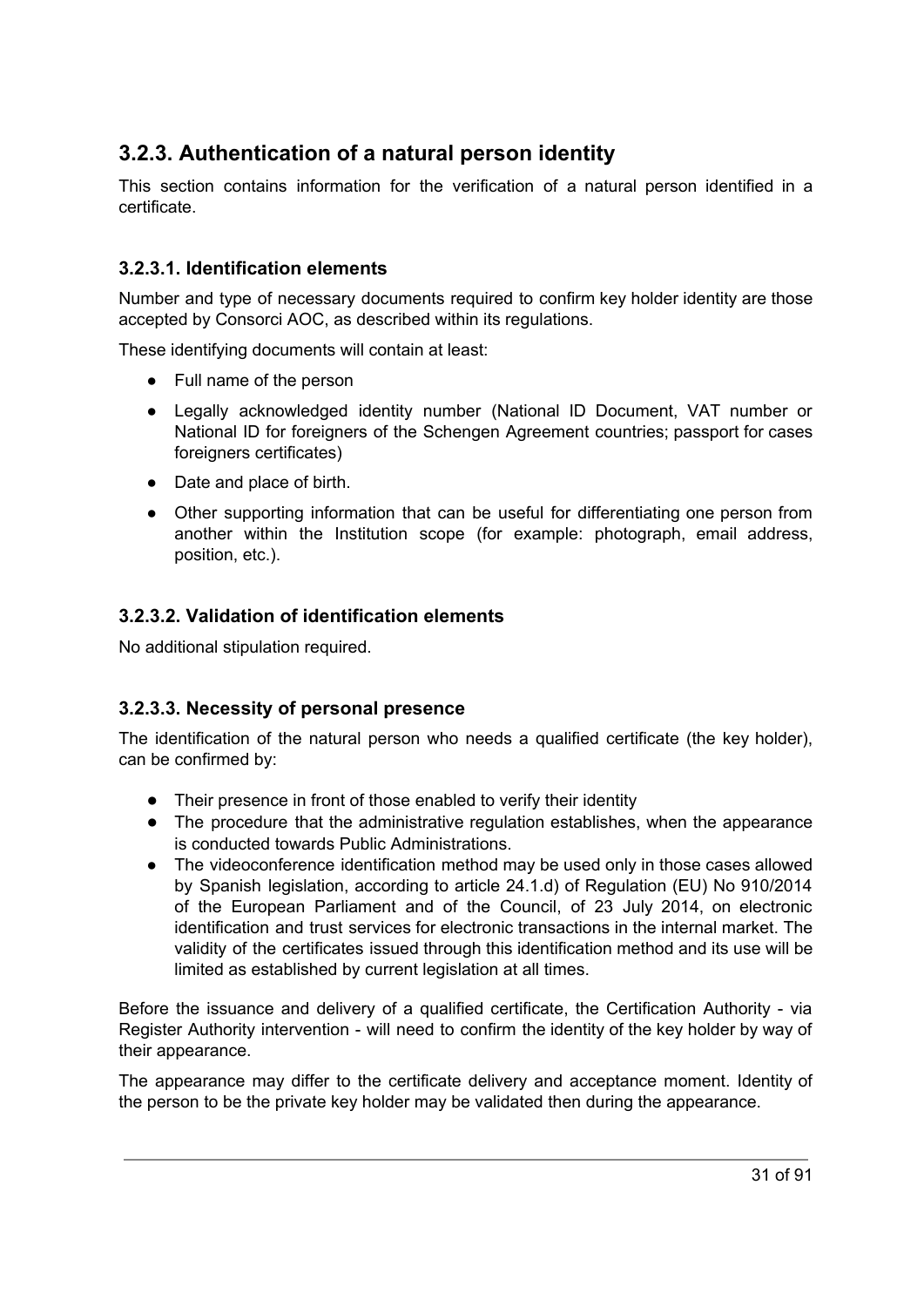### 3.2.3. Authentication of a natural person identity

This section contains information for the verification of a natural person identified in a certificate.

#### 3.2.3.1. Identification elements

Number and type of necessary documents required to confirm key holder identity are those accepted by Consorci AOC, as described within its regulations.

These identifying documents will contain at least:

- Full name of the person
- Legally acknowledged identity number (National ID Document, VAT number or National ID for foreigners of the Schengen Agreement countries; passport for cases foreigners certificates)
- Date and place of birth.
- Other supporting information that can be useful for differentiating one person from another within the Institution scope (for example: photograph, email address, position, etc.).

#### 3.2.3.2. Validation of identification elements

No additional stipulation required.

#### 3.2.3.3. Necessity of personal presence

The identification of the natural person who needs a qualified certificate (the key holder), can be confirmed by:

- Their presence in front of those enabled to verify their identity
- The procedure that the administrative regulation establishes, when the appearance is conducted towards Public Administrations.
- The videoconference identification method may be used only in those cases allowed by Spanish legislation, according to article 24.1.d) of Regulation (EU) No 910/2014 of the European Parliament and of the Council, of 23 July 2014, on electronic identification and trust services for electronic transactions in the internal market. The validity of the certificates issued through this identification method and its use will be limited as established by current legislation at all times.

Before the issuance and delivery of a qualified certificate, the Certification Authority - via Register Authority intervention - will need to confirm the identity of the key holder by way of their appearance.

The appearance may differ to the certificate delivery and acceptance moment. Identity of the person to be the private key holder may be validated then during the appearance.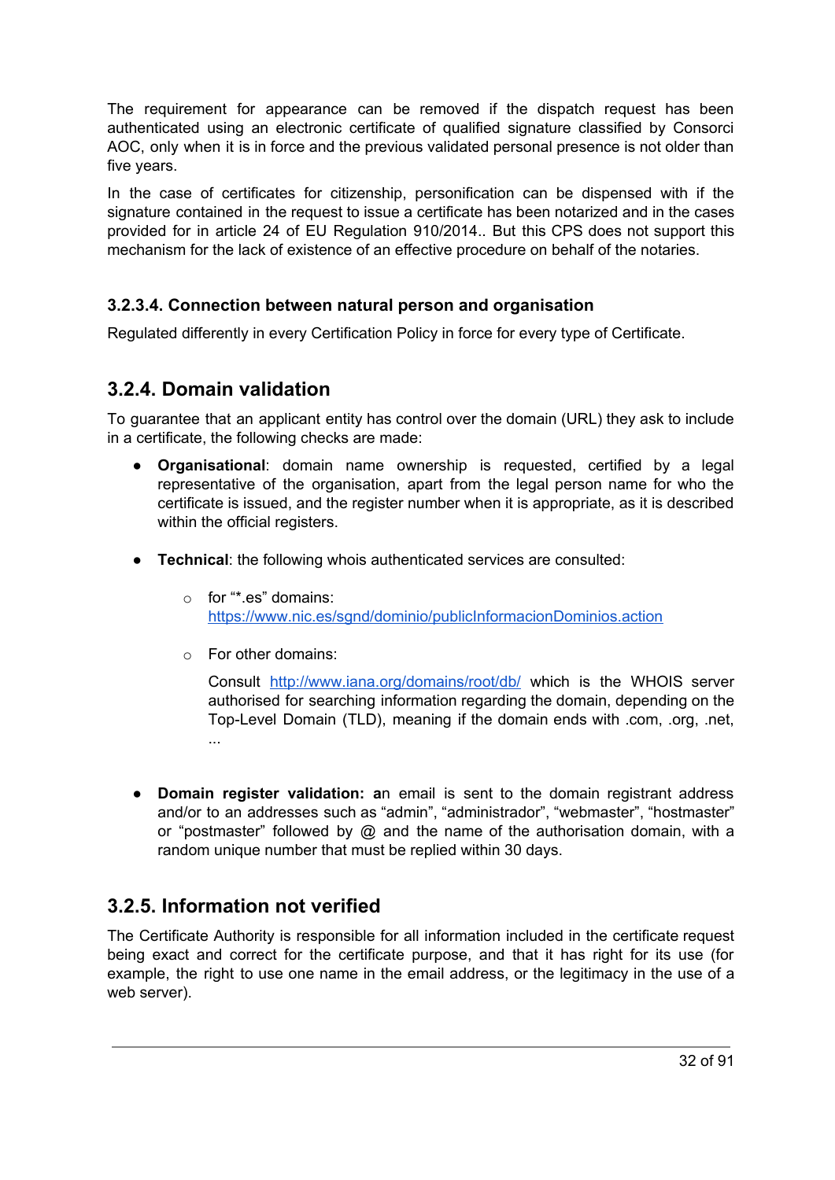The requirement for appearance can be removed if the dispatch request has been authenticated using an electronic certificate of qualified signature classified by Consorci AOC, only when it is in force and the previous validated personal presence is not older than five years.

In the case of certificates for citizenship, personification can be dispensed with if the signature contained in the request to issue a certificate has been notarized and in the cases provided for in article 24 of EU Regulation 910/2014.. But this CPS does not support this mechanism for the lack of existence of an effective procedure on behalf of the notaries.

### 3.2.3.4. Connection between natural person and organisation

Regulated differently in every Certification Policy in force for every type of Certificate.

## 3.2.4. Domain validation

To guarantee that an applicant entity has control over the domain (URL) they ask to include in a certificate, the following checks are made:

- **Organisational**: domain name ownership is requested, certified by a legal representative of the organisation, apart from the legal person name for who the certificate is issued, and the register number when it is appropriate, as it is described within the official registers.

- **Technical**: the following whois authenticated services are consulted:

  - for "*.es" domains: [https://www.nic.es/sgnd/dominio/publicInformacionDominios.action](https://www.nic.es/sgnd/dominio/publicInformacionDominios.action)

  - For other domains:

    Consult [http://www.iana.org/domains/root/db/](http://www.iana.org/domains/root/db/) which is the WHOIS server authorised for searching information regarding the domain, depending on the Top-Level Domain (TLD), meaning if the domain ends with .com, .org, .net, ...

- **Domain register validation: a**n email is sent to the domain registrant address and/or to an addresses such as "admin", "administrador", "webmaster", "hostmaster" or "postmaster" followed by @ and the name of the authorisation domain, with a random unique number that must be replied within 30 days.

## 3.2.5. Information not verified

The Certificate Authority is responsible for all information included in the certificate request being exact and correct for the certificate purpose, and that it has right for its use (for example, the right to use one name in the email address, or the legitimacy in the use of a web server).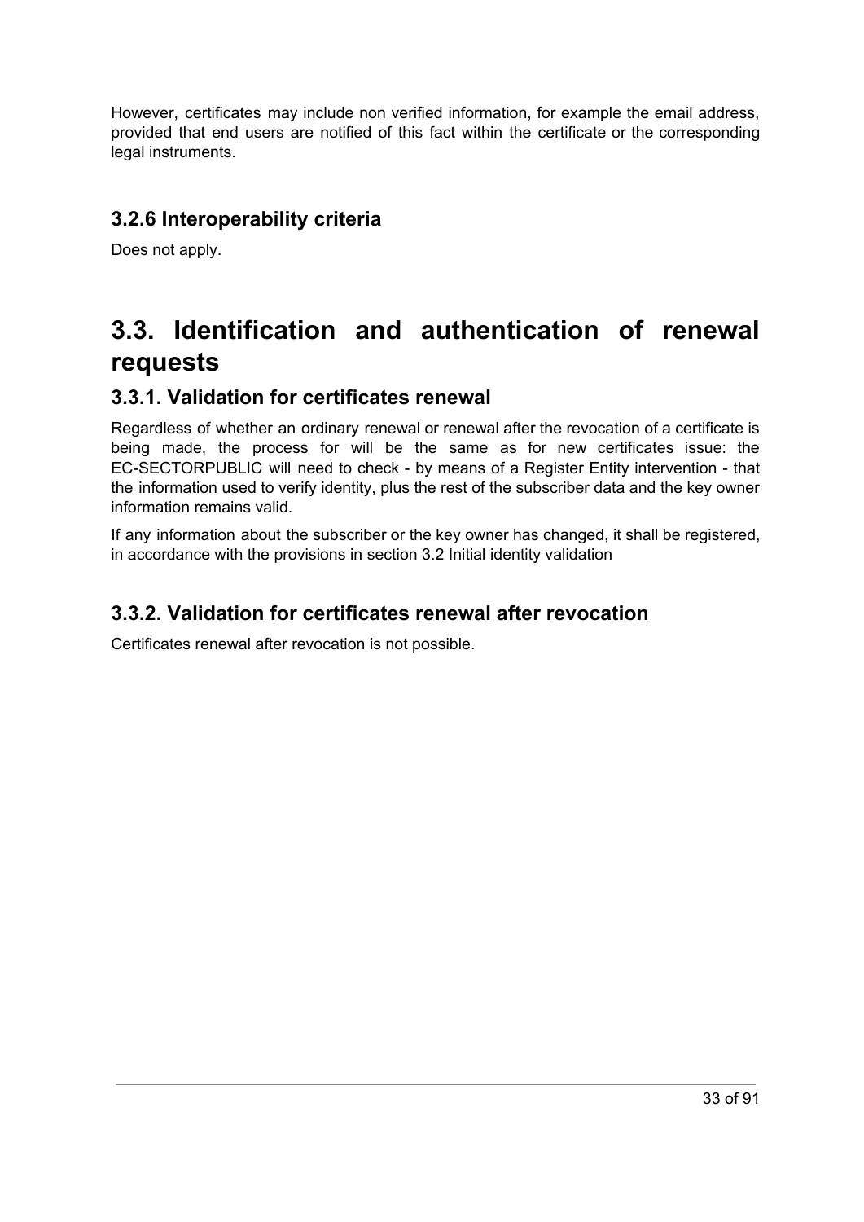However, certificates may include non verified information, for example the email address, provided that end users are notified of this fact within the certificate or the corresponding legal instruments.

### 3.2.6 Interoperability criteria

Does not apply.

## 3.3. Identification and authentication of renewal requests

### 3.3.1. Validation for certificates renewal

Regardless of whether an ordinary renewal or renewal after the revocation of a certificate is being made, the process for will be the same as for new certificates issue: the EC-SECTORPUBLIC will need to check - by means of a Register Entity intervention - that the information used to verify identity, plus the rest of the subscriber data and the key owner information remains valid.

If any information about the subscriber or the key owner has changed, it shall be registered, in accordance with the provisions in section 3.2 Initial identity validation

### 3.3.2. Validation for certificates renewal after revocation

Certificates renewal after revocation is not possible.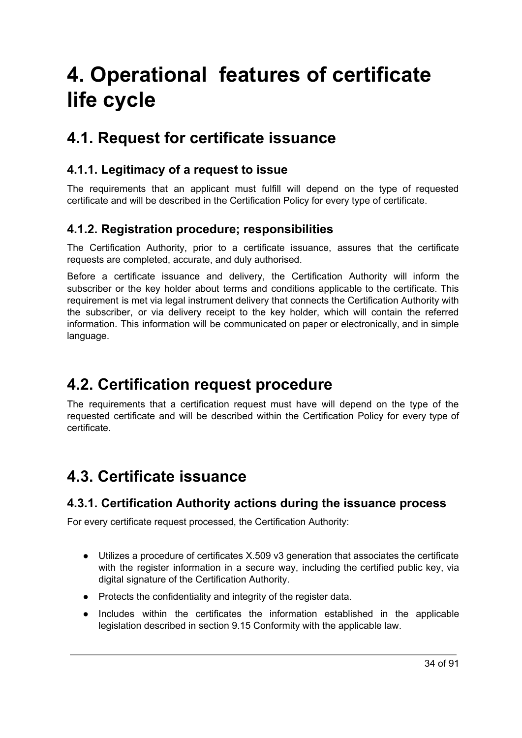# 4. Operational  features of certificate life cycle

## 4.1. Request for certificate issuance

### 4.1.1. Legitimacy of a request to issue

The requirements that an applicant must fulfill will depend on the type of requested certificate and will be described in the Certification Policy for every type of certificate.

### 4.1.2. Registration procedure; responsibilities

The Certification Authority, prior to a certificate issuance, assures that the certificate requests are completed, accurate, and duly authorised.

Before a certificate issuance and delivery, the Certification Authority will inform the subscriber or the key holder about terms and conditions applicable to the certificate. This requirement is met via legal instrument delivery that connects the Certification Authority with the subscriber, or via delivery receipt to the key holder, which will contain the referred information. This information will be communicated on paper or electronically, and in simple language.

## 4.2. Certification request procedure

The requirements that a certification request must have will depend on the type of the requested certificate and will be described within the Certification Policy for every type of certificate.

## 4.3. Certificate issuance

### 4.3.1. Certification Authority actions during the issuance process

For every certificate request processed, the Certification Authority:

- Utilizes a procedure of certificates X.509 v3 generation that associates the certificate with the register information in a secure way, including the certified public key, via digital signature of the Certification Authority.
- Protects the confidentiality and integrity of the register data.
- Includes within the certificates the information established in the applicable legislation described in section 9.15 Conformity with the applicable law.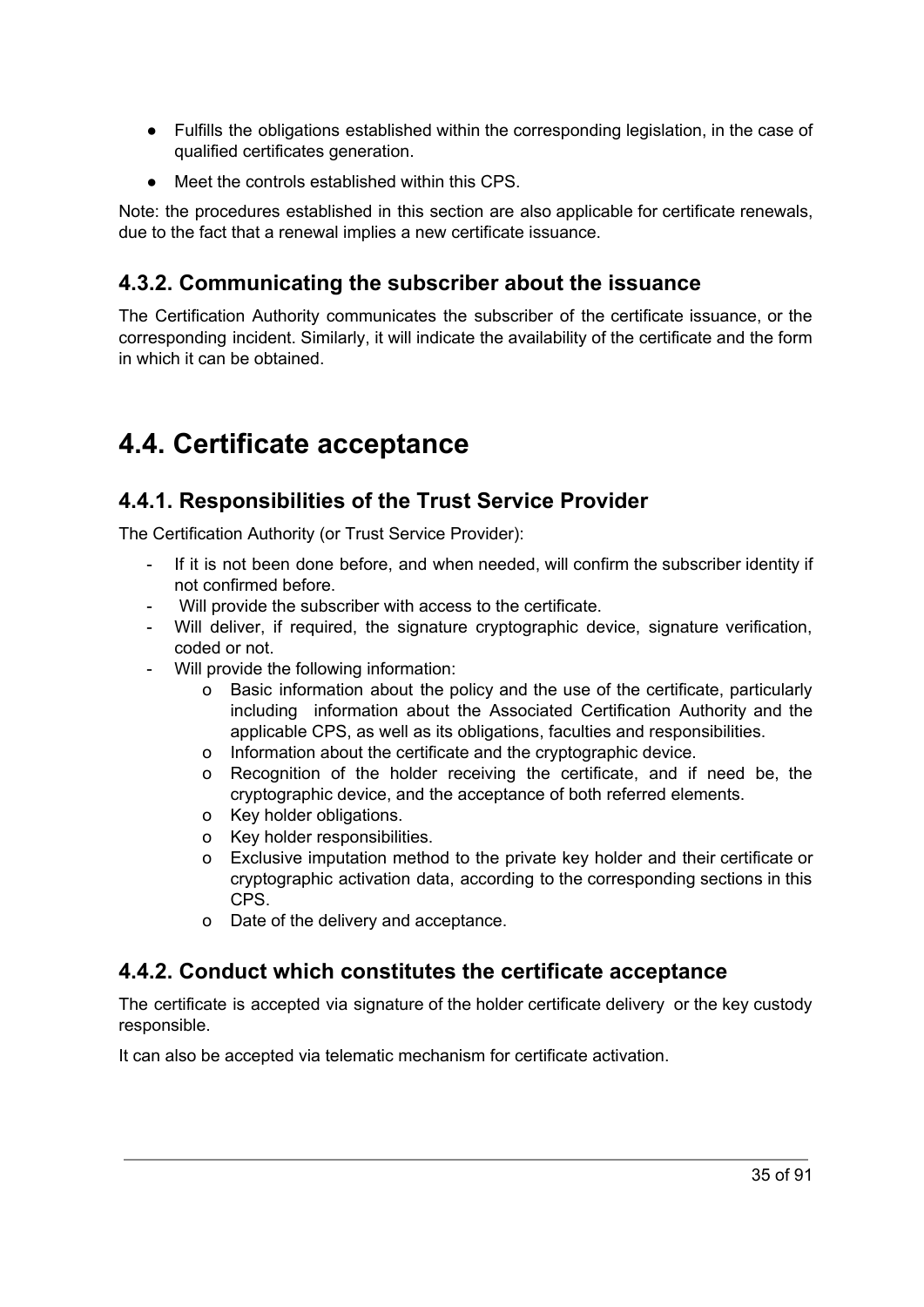- Fulfills the obligations established within the corresponding legislation, in the case of qualified certificates generation.
- Meet the controls established within this CPS.

Note: the procedures established in this section are also applicable for certificate renewals, due to the fact that a renewal implies a new certificate issuance.

### 4.3.2. Communicating the subscriber about the issuance

The Certification Authority communicates the subscriber of the certificate issuance, or the corresponding incident. Similarly, it will indicate the availability of the certificate and the form in which it can be obtained.

## 4.4. Certificate acceptance

### 4.4.1. Responsibilities of the Trust Service Provider

The Certification Authority (or Trust Service Provider):

- If it is not been done before, and when needed, will confirm the subscriber identity if not confirmed before.
- Will provide the subscriber with access to the certificate.
- Will deliver, if required, the signature cryptographic device, signature verification, coded or not.
- Will provide the following information:
    - Basic information about the policy and the use of the certificate, particularly including information about the Associated Certification Authority and the applicable CPS, as well as its obligations, faculties and responsibilities.
    - Information about the certificate and the cryptographic device.
    - Recognition of the holder receiving the certificate, and if need be, the cryptographic device, and the acceptance of both referred elements.
    - Key holder obligations.
    - Key holder responsibilities.
    - Exclusive imputation method to the private key holder and their certificate or cryptographic activation data, according to the corresponding sections in this CPS.
    - Date of the delivery and acceptance.

### 4.4.2. Conduct which constitutes the certificate acceptance

The certificate is accepted via signature of the holder certificate delivery or the key custody responsible.

It can also be accepted via telematic mechanism for certificate activation.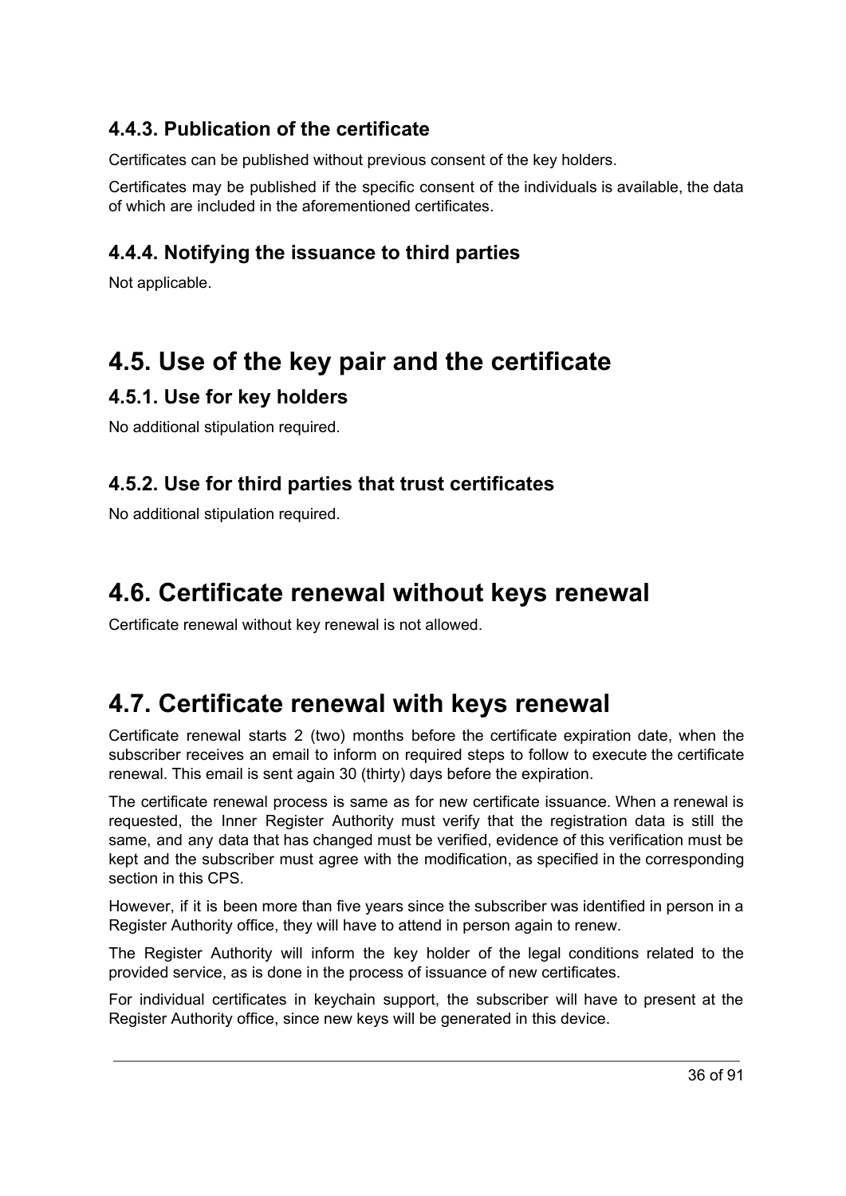### 4.4.3. Publication of the certificate

Certificates can be published without previous consent of the key holders.

Certificates may be published if the specific consent of the individuals is available, the data of which are included in the aforementioned certificates.

### 4.4.4. Notifying the issuance to third parties

Not applicable.

## 4.5. Use of the key pair and the certificate

### 4.5.1. Use for key holders

No additional stipulation required.

### 4.5.2. Use for third parties that trust certificates

No additional stipulation required.

## 4.6. Certificate renewal without keys renewal

Certificate renewal without key renewal is not allowed.

## 4.7. Certificate renewal with keys renewal

Certificate renewal starts 2 (two) months before the certificate expiration date, when the subscriber receives an email to inform on required steps to follow to execute the certificate renewal. This email is sent again 30 (thirty) days before the expiration.

The certificate renewal process is same as for new certificate issuance. When a renewal is requested, the Inner Register Authority must verify that the registration data is still the same, and any data that has changed must be verified, evidence of this verification must be kept and the subscriber must agree with the modification, as specified in the corresponding section in this CPS.

However, if it is been more than five years since the subscriber was identified in person in a Register Authority office, they will have to attend in person again to renew.

The Register Authority will inform the key holder of the legal conditions related to the provided service, as is done in the process of issuance of new certificates.

For individual certificates in keychain support, the subscriber will have to present at the Register Authority office, since new keys will be generated in this device.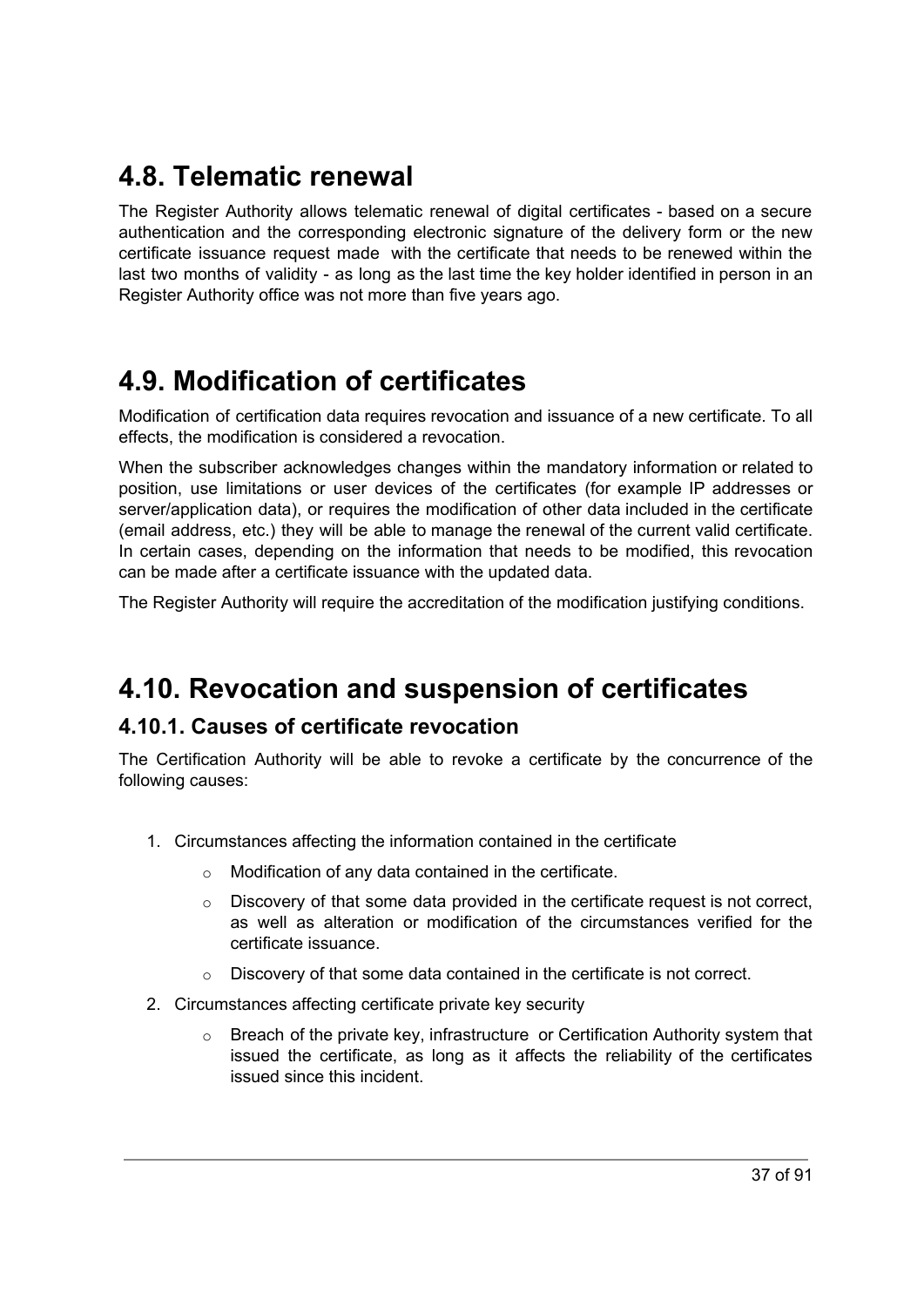## 4.8. Telematic renewal

The Register Authority allows telematic renewal of digital certificates - based on a secure authentication and the corresponding electronic signature of the delivery form or the new certificate issuance request made with the certificate that needs to be renewed within the last two months of validity - as long as the last time the key holder identified in person in an Register Authority office was not more than five years ago.

## 4.9. Modification of certificates

Modification of certification data requires revocation and issuance of a new certificate. To all effects, the modification is considered a revocation.

When the subscriber acknowledges changes within the mandatory information or related to position, use limitations or user devices of the certificates (for example IP addresses or server/application data), or requires the modification of other data included in the certificate (email address, etc.) they will be able to manage the renewal of the current valid certificate. In certain cases, depending on the information that needs to be modified, this revocation can be made after a certificate issuance with the updated data.

The Register Authority will require the accreditation of the modification justifying conditions.

## 4.10. Revocation and suspension of certificates

### 4.10.1. Causes of certificate revocation

The Certification Authority will be able to revoke a certificate by the concurrence of the following causes:

1. Circumstances affecting the information contained in the certificate
    - Modification of any data contained in the certificate.
    - Discovery of that some data provided in the certificate request is not correct, as well as alteration or modification of the circumstances verified for the certificate issuance.
    - Discovery of that some data contained in the certificate is not correct.
2. Circumstances affecting certificate private key security
    - Breach of the private key, infrastructure or Certification Authority system that issued the certificate, as long as it affects the reliability of the certificates issued since this incident.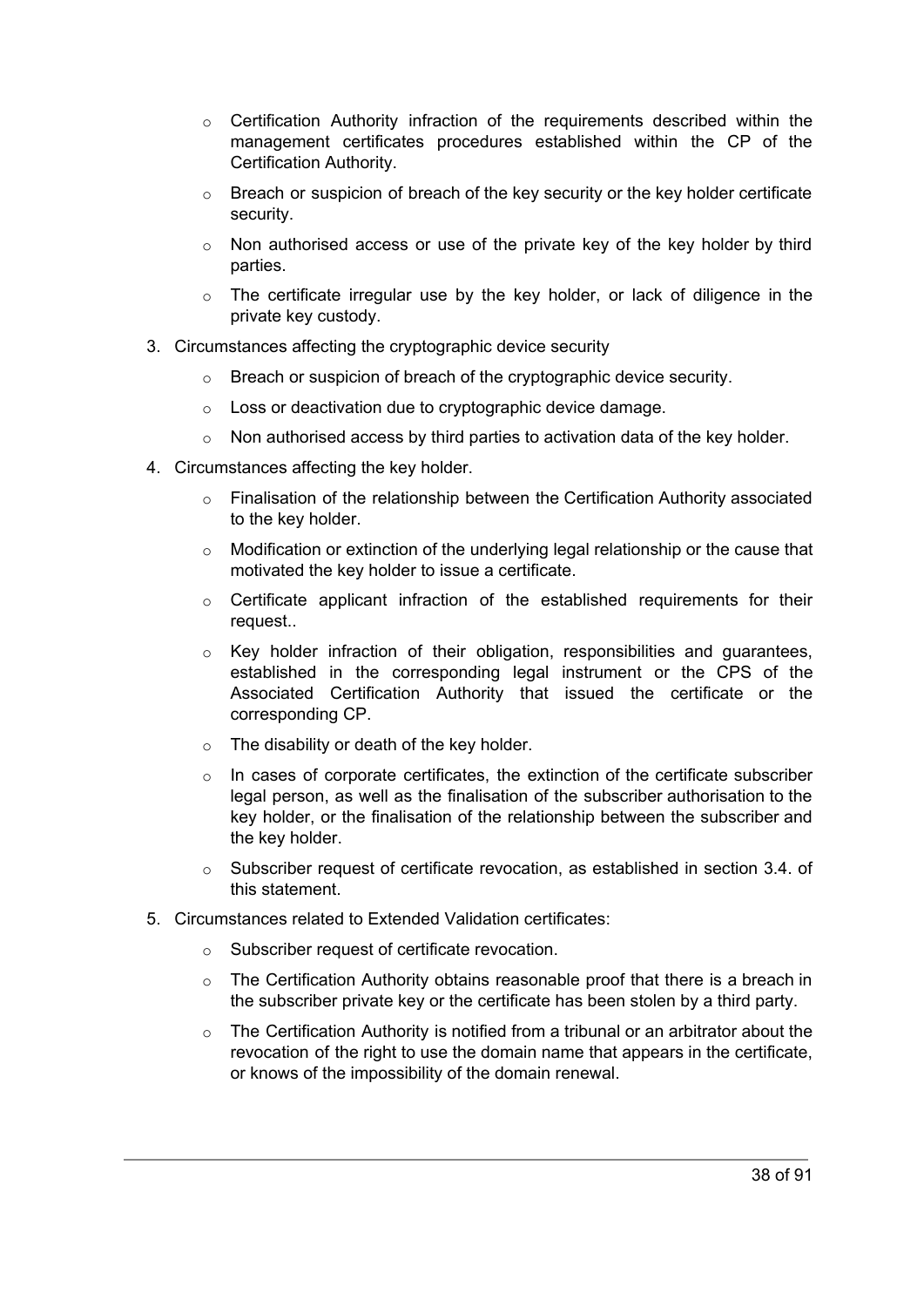- Certification Authority infraction of the requirements described within the management certificates procedures established within the CP of the Certification Authority.
   - Breach or suspicion of breach of the key security or the key holder certificate security.
   - Non authorised access or use of the private key of the key holder by third parties.
   - The certificate irregular use by the key holder, or lack of diligence in the private key custody.

3. Circumstances affecting the cryptographic device security
   - Breach or suspicion of breach of the cryptographic device security.
   - Loss or deactivation due to cryptographic device damage.
   - Non authorised access by third parties to activation data of the key holder.
4. Circumstances affecting the key holder.
   - Finalisation of the relationship between the Certification Authority associated to the key holder.
   - Modification or extinction of the underlying legal relationship or the cause that motivated the key holder to issue a certificate.
   - Certificate applicant infraction of the established requirements for their request..
   - Key holder infraction of their obligation, responsibilities and guarantees, established in the corresponding legal instrument or the CPS of the Associated Certification Authority that issued the certificate or the corresponding CP.
   - The disability or death of the key holder.
   - In cases of corporate certificates, the extinction of the certificate subscriber legal person, as well as the finalisation of the subscriber authorisation to the key holder, or the finalisation of the relationship between the subscriber and the key holder.
   - Subscriber request of certificate revocation, as established in section 3.4. of this statement.
5. Circumstances related to Extended Validation certificates:
   - Subscriber request of certificate revocation.
   - The Certification Authority obtains reasonable proof that there is a breach in the subscriber private key or the certificate has been stolen by a third party.
   - The Certification Authority is notified from a tribunal or an arbitrator about the revocation of the right to use the domain name that appears in the certificate, or knows of the impossibility of the domain renewal.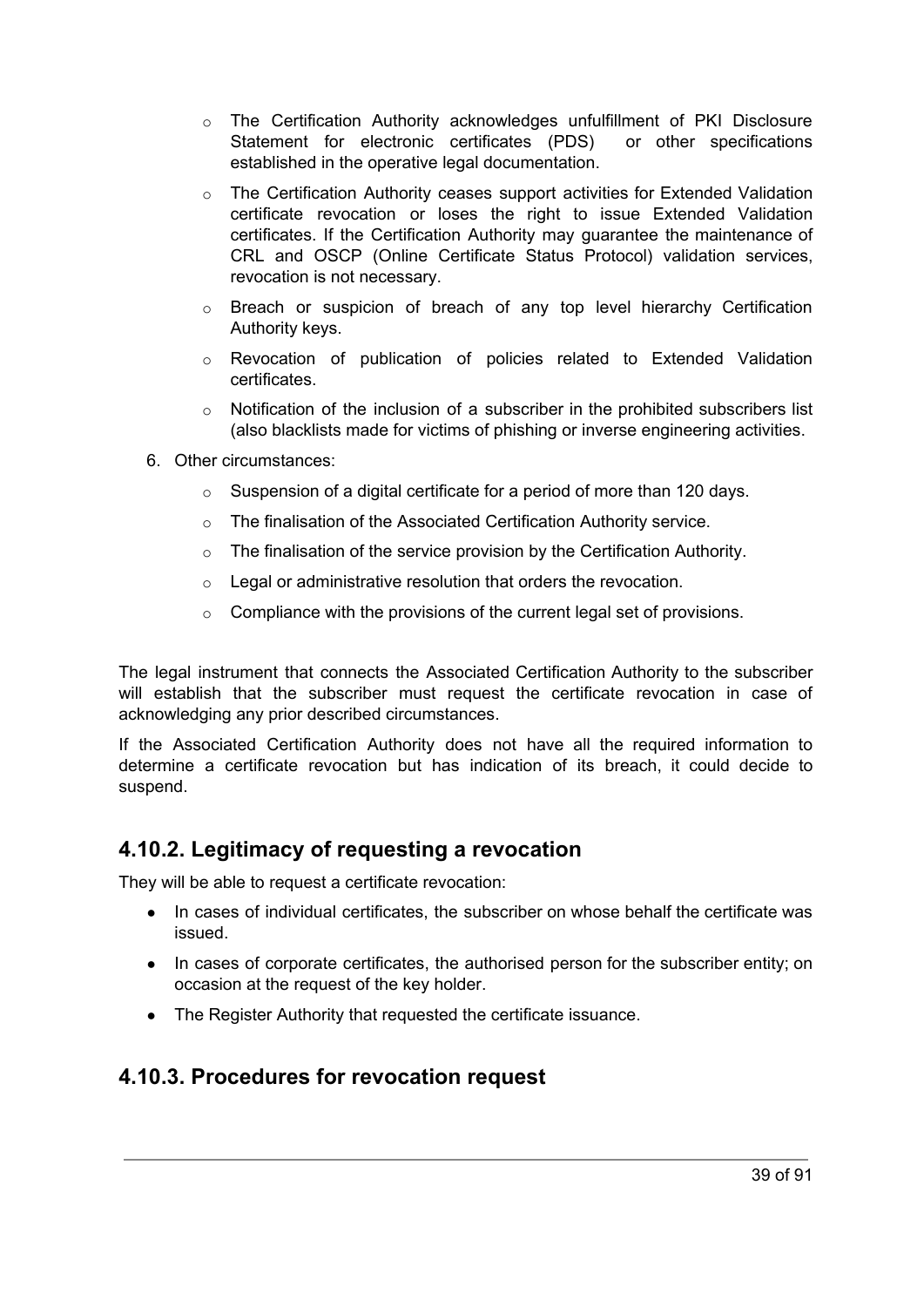- The Certification Authority acknowledges unfulfillment of PKI Disclosure Statement for electronic certificates (PDS) or other specifications established in the operative legal documentation.
- The Certification Authority ceases support activities for Extended Validation certificate revocation or loses the right to issue Extended Validation certificates. If the Certification Authority may guarantee the maintenance of CRL and OSCP (Online Certificate Status Protocol) validation services, revocation is not necessary.
- Breach or suspicion of breach of any top level hierarchy Certification Authority keys.
- Revocation of publication of policies related to Extended Validation certificates.
- Notification of the inclusion of a subscriber in the prohibited subscribers list (also blacklists made for victims of phishing or inverse engineering activities.

6. Other circumstances:
   - Suspension of a digital certificate for a period of more than 120 days.
   - The finalisation of the Associated Certification Authority service.
   - The finalisation of the service provision by the Certification Authority.
   - Legal or administrative resolution that orders the revocation.
   - Compliance with the provisions of the current legal set of provisions.

The legal instrument that connects the Associated Certification Authority to the subscriber will establish that the subscriber must request the certificate revocation in case of acknowledging any prior described circumstances.

If the Associated Certification Authority does not have all the required information to determine a certificate revocation but has indication of its breach, it could decide to suspend.

## 4.10.2. Legitimacy of requesting a revocation

They will be able to request a certificate revocation:

- In cases of individual certificates, the subscriber on whose behalf the certificate was issued.
- In cases of corporate certificates, the authorised person for the subscriber entity; on occasion at the request of the key holder.
- The Register Authority that requested the certificate issuance.

## 4.10.3. Procedures for revocation request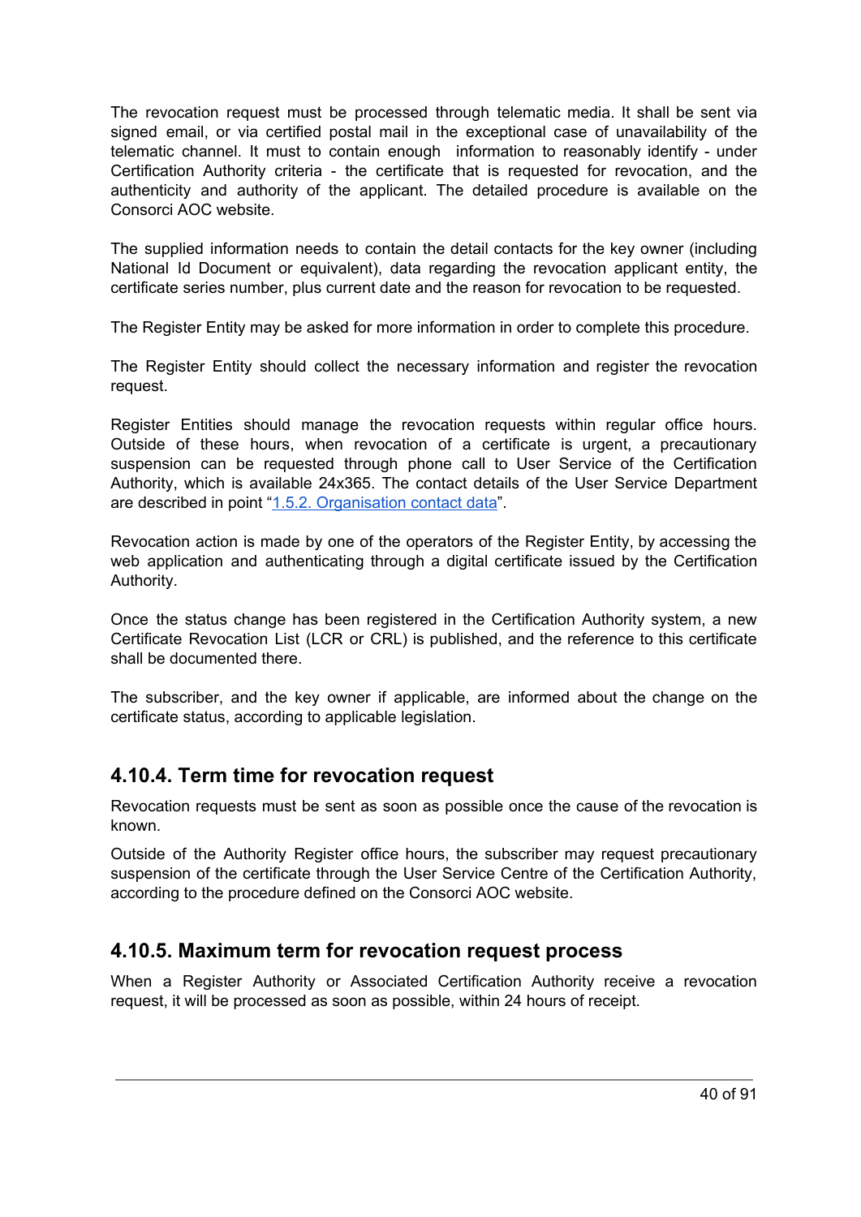The revocation request must be processed through telematic media. It shall be sent via signed email, or via certified postal mail in the exceptional case of unavailability of the telematic channel. It must to contain enough information to reasonably identify - under Certification Authority criteria - the certificate that is requested for revocation, and the authenticity and authority of the applicant. The detailed procedure is available on the Consorci AOC website.

The supplied information needs to contain the detail contacts for the key owner (including National Id Document or equivalent), data regarding the revocation applicant entity, the certificate series number, plus current date and the reason for revocation to be requested.

The Register Entity may be asked for more information in order to complete this procedure.

The Register Entity should collect the necessary information and register the revocation request.

Register Entities should manage the revocation requests within regular office hours. Outside of these hours, when revocation of a certificate is urgent, a precautionary suspension can be requested through phone call to User Service of the Certification Authority, which is available 24x365. The contact details of the User Service Department are described in point "1.5.2. Organisation contact data".

Revocation action is made by one of the operators of the Register Entity, by accessing the web application and authenticating through a digital certificate issued by the Certification Authority.

Once the status change has been registered in the Certification Authority system, a new Certificate Revocation List (LCR or CRL) is published, and the reference to this certificate shall be documented there.

The subscriber, and the key owner if applicable, are informed about the change on the certificate status, according to applicable legislation.

## 4.10.4. Term time for revocation request

Revocation requests must be sent as soon as possible once the cause of the revocation is known.

Outside of the Authority Register office hours, the subscriber may request precautionary suspension of the certificate through the User Service Centre of the Certification Authority, according to the procedure defined on the Consorci AOC website.

## 4.10.5. Maximum term for revocation request process

When a Register Authority or Associated Certification Authority receive a revocation request, it will be processed as soon as possible, within 24 hours of receipt.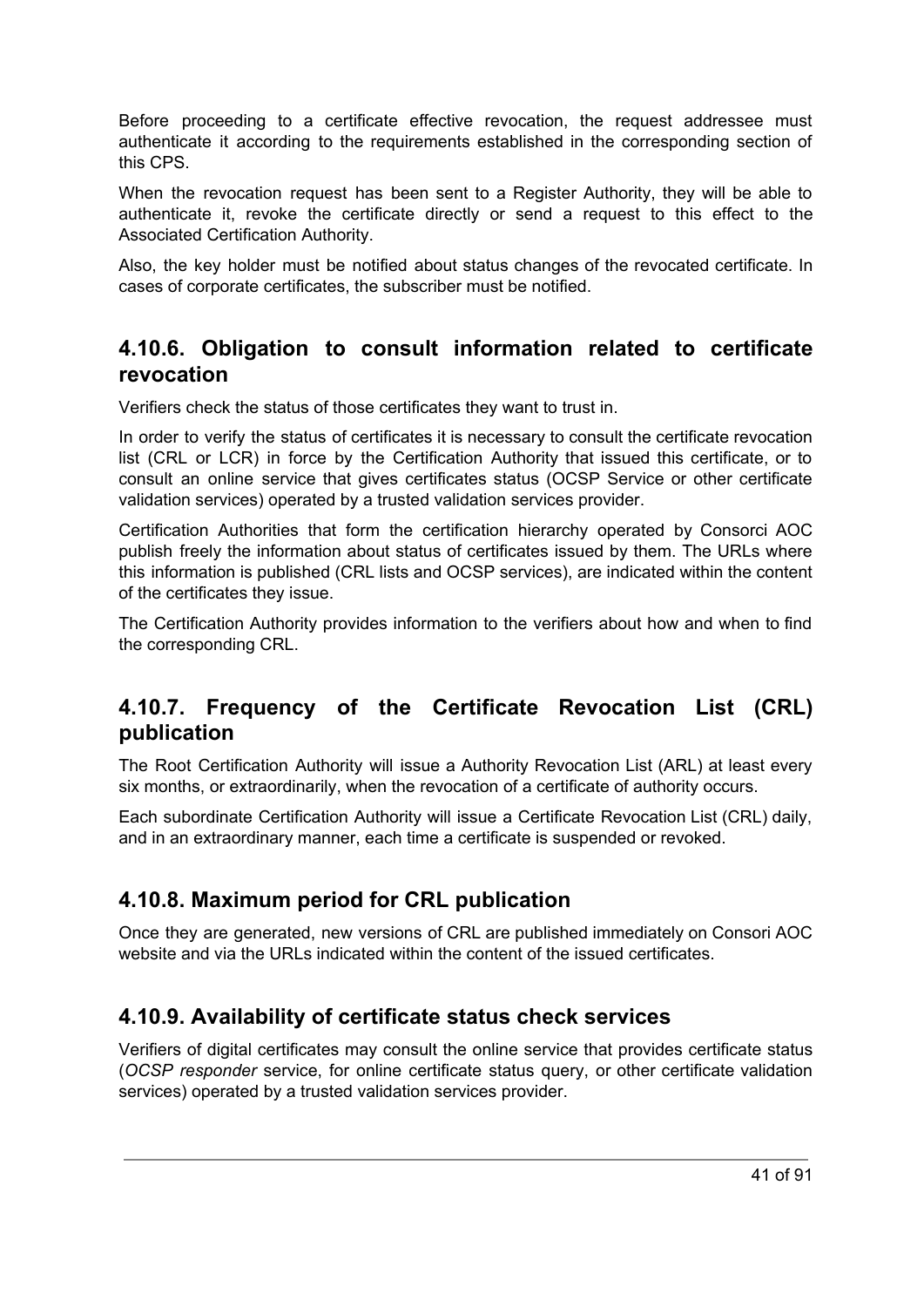Before proceeding to a certificate effective revocation, the request addressee must authenticate it according to the requirements established in the corresponding section of this CPS.

When the revocation request has been sent to a Register Authority, they will be able to authenticate it, revoke the certificate directly or send a request to this effect to the Associated Certification Authority.

Also, the key holder must be notified about status changes of the revocated certificate. In cases of corporate certificates, the subscriber must be notified.

## 4.10.6. Obligation to consult information related to certificate revocation

Verifiers check the status of those certificates they want to trust in.

In order to verify the status of certificates it is necessary to consult the certificate revocation list (CRL or LCR) in force by the Certification Authority that issued this certificate, or to consult an online service that gives certificates status (OCSP Service or other certificate validation services) operated by a trusted validation services provider.

Certification Authorities that form the certification hierarchy operated by Consorci AOC publish freely the information about status of certificates issued by them. The URLs where this information is published (CRL lists and OCSP services), are indicated within the content of the certificates they issue.

The Certification Authority provides information to the verifiers about how and when to find the corresponding CRL.

## 4.10.7. Frequency of the Certificate Revocation List (CRL) publication

The Root Certification Authority will issue a Authority Revocation List (ARL) at least every six months, or extraordinarily, when the revocation of a certificate of authority occurs.

Each subordinate Certification Authority will issue a Certificate Revocation List (CRL) daily, and in an extraordinary manner, each time a certificate is suspended or revoked.

## 4.10.8. Maximum period for CRL publication

Once they are generated, new versions of CRL are published immediately on Consori AOC website and via the URLs indicated within the content of the issued certificates.

## 4.10.9. Availability of certificate status check services

Verifiers of digital certificates may consult the online service that provides certificate status (*OCSP responder* service, for online certificate status query, or other certificate validation services) operated by a trusted validation services provider.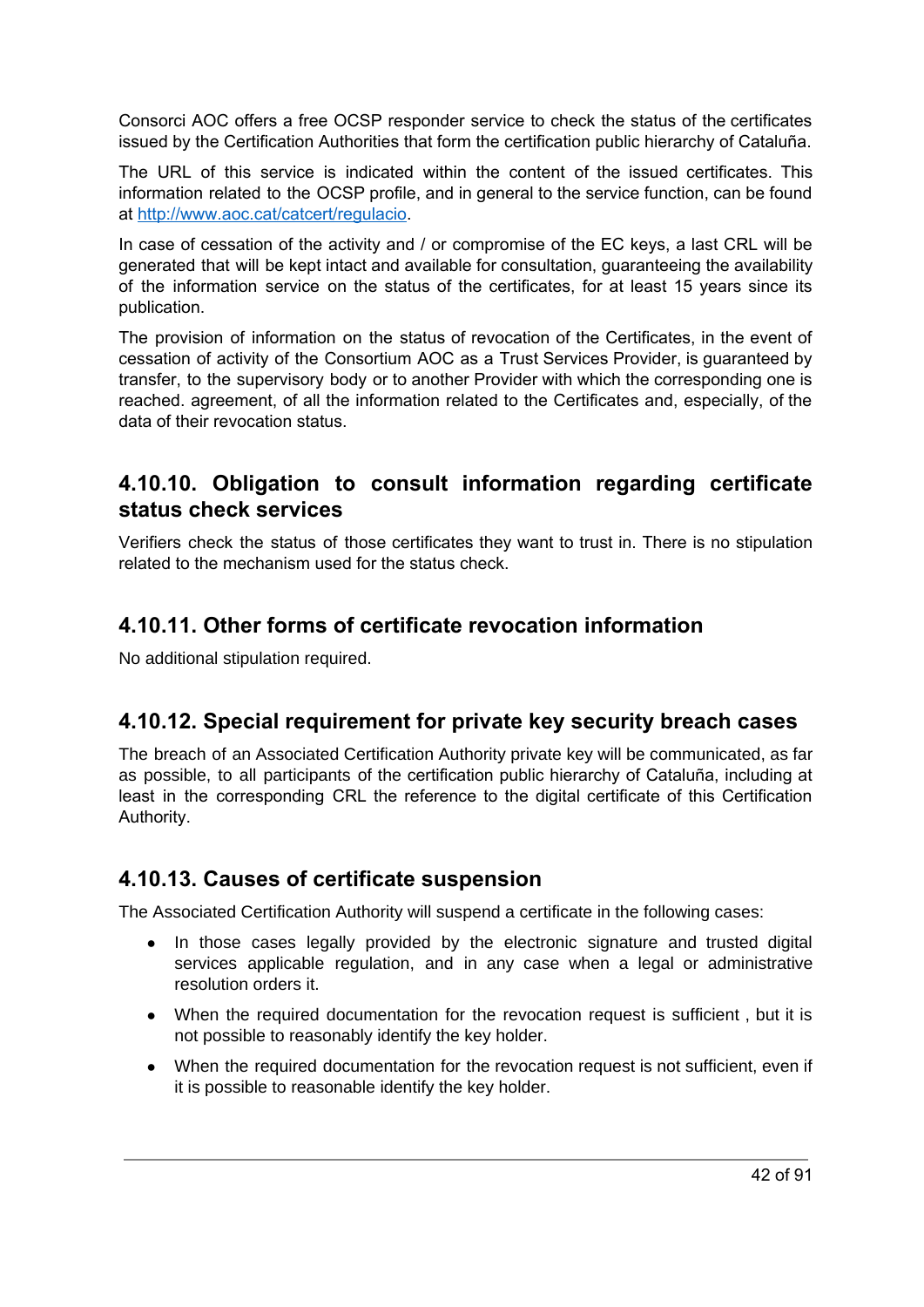Consorci AOC offers a free OCSP responder service to check the status of the certificates issued by the Certification Authorities that form the certification public hierarchy of Cataluña.

The URL of this service is indicated within the content of the issued certificates. This information related to the OCSP profile, and in general to the service function, can be found at [http://www.aoc.cat/catcert/regulacio](http://www.aoc.cat/catcert/regulacio).

In case of cessation of the activity and / or compromise of the EC keys, a last CRL will be generated that will be kept intact and available for consultation, guaranteeing the availability of the information service on the status of the certificates, for at least 15 years since its publication.

The provision of information on the status of revocation of the Certificates, in the event of cessation of activity of the Consortium AOC as a Trust Services Provider, is guaranteed by transfer, to the supervisory body or to another Provider with which the corresponding one is reached. agreement, of all the information related to the Certificates and, especially, of the data of their revocation status.

## 4.10.10. Obligation to consult information regarding certificate status check services

Verifiers check the status of those certificates they want to trust in. There is no stipulation related to the mechanism used for the status check.

## 4.10.11. Other forms of certificate revocation information

No additional stipulation required.

## 4.10.12. Special requirement for private key security breach cases

The breach of an Associated Certification Authority private key will be communicated, as far as possible, to all participants of the certification public hierarchy of Cataluña, including at least in the corresponding CRL the reference to the digital certificate of this Certification Authority.

## 4.10.13. Causes of certificate suspension

The Associated Certification Authority will suspend a certificate in the following cases:

- In those cases legally provided by the electronic signature and trusted digital services applicable regulation, and in any case when a legal or administrative resolution orders it.
- When the required documentation for the revocation request is sufficient , but it is not possible to reasonably identify the key holder.
- When the required documentation for the revocation request is not sufficient, even if it is possible to reasonable identify the key holder.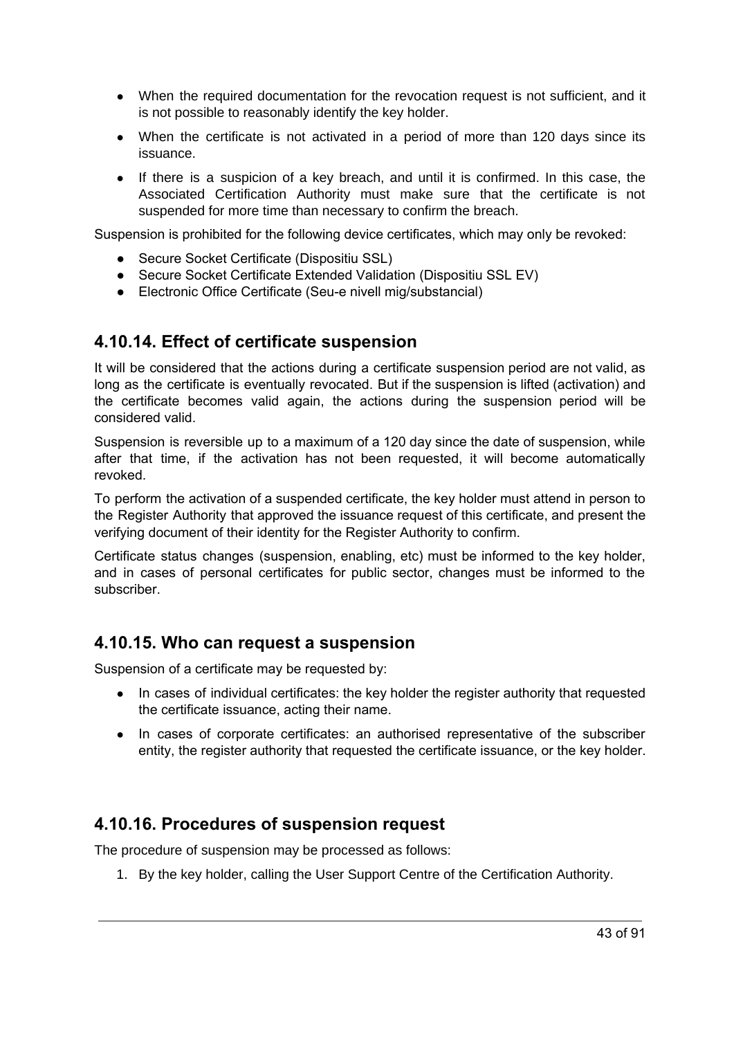- When the required documentation for the revocation request is not sufficient, and it is not possible to reasonably identify the key holder.
- When the certificate is not activated in a period of more than 120 days since its issuance.
- If there is a suspicion of a key breach, and until it is confirmed. In this case, the Associated Certification Authority must make sure that the certificate is not suspended for more time than necessary to confirm the breach.

Suspension is prohibited for the following device certificates, which may only be revoked:

- Secure Socket Certificate (Dispositiu SSL)
- Secure Socket Certificate Extended Validation (Dispositiu SSL EV)
- Electronic Office Certificate (Seu-e nivell mig/substancial)

## 4.10.14. Effect of certificate suspension

It will be considered that the actions during a certificate suspension period are not valid, as long as the certificate is eventually revocated. But if the suspension is lifted (activation) and the certificate becomes valid again, the actions during the suspension period will be considered valid.

Suspension is reversible up to a maximum of a 120 day since the date of suspension, while after that time, if the activation has not been requested, it will become automatically revoked.

To perform the activation of a suspended certificate, the key holder must attend in person to the Register Authority that approved the issuance request of this certificate, and present the verifying document of their identity for the Register Authority to confirm.

Certificate status changes (suspension, enabling, etc) must be informed to the key holder, and in cases of personal certificates for public sector, changes must be informed to the subscriber.

## 4.10.15. Who can request a suspension

Suspension of a certificate may be requested by:

- In cases of individual certificates: the key holder the register authority that requested the certificate issuance, acting their name.
- In cases of corporate certificates: an authorised representative of the subscriber entity, the register authority that requested the certificate issuance, or the key holder.

## 4.10.16. Procedures of suspension request

The procedure of suspension may be processed as follows:

1. By the key holder, calling the User Support Centre of the Certification Authority.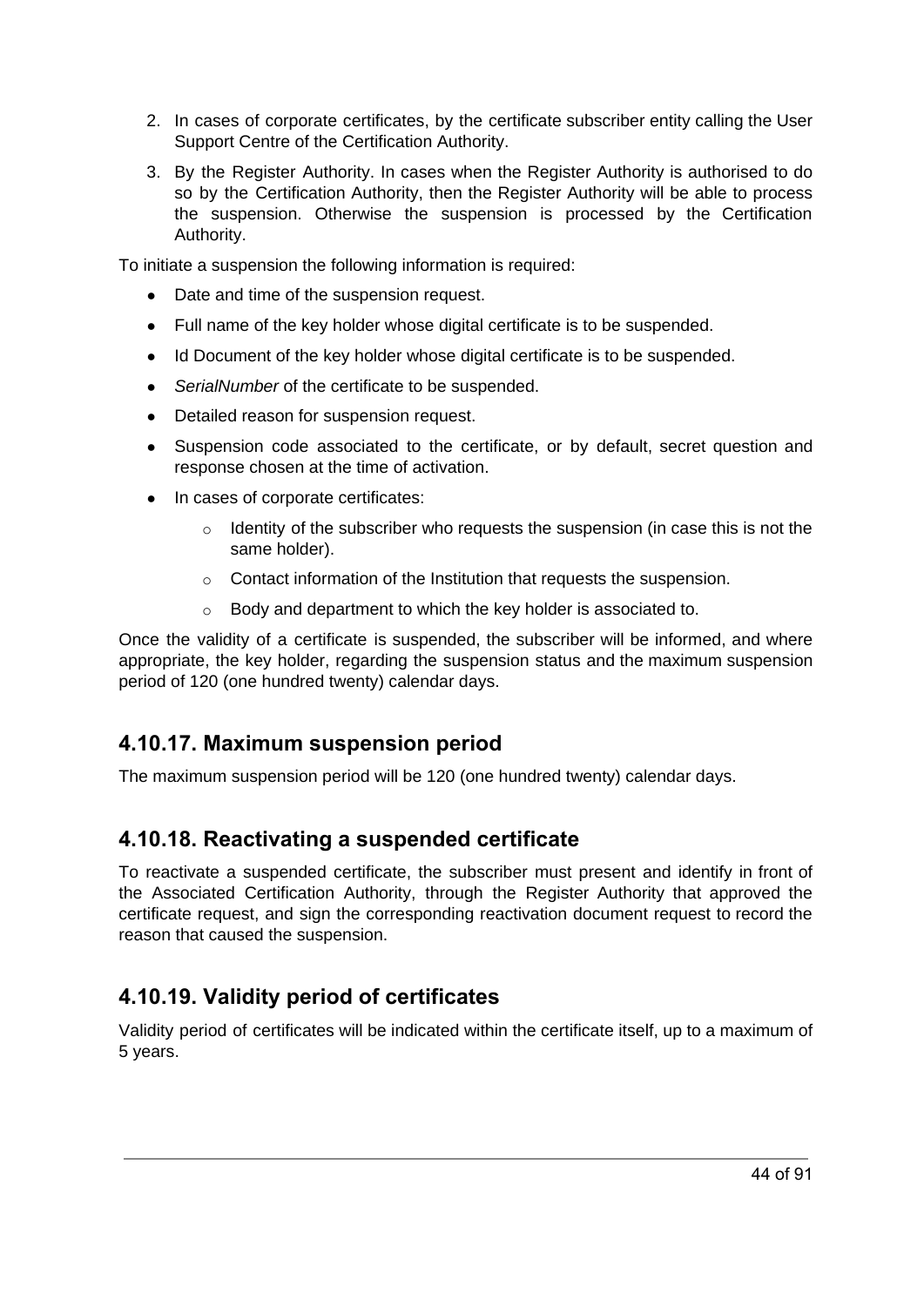2. In cases of corporate certificates, by the certificate subscriber entity calling the User Support Centre of the Certification Authority.
3. By the Register Authority. In cases when the Register Authority is authorised to do so by the Certification Authority, then the Register Authority will be able to process the suspension. Otherwise the suspension is processed by the Certification Authority.

To initiate a suspension the following information is required:

- Date and time of the suspension request.
- Full name of the key holder whose digital certificate is to be suspended.
- Id Document of the key holder whose digital certificate is to be suspended.
- *SerialNumber* of the certificate to be suspended.
- Detailed reason for suspension request.
- Suspension code associated to the certificate, or by default, secret question and response chosen at the time of activation.
- In cases of corporate certificates:
    - Identity of the subscriber who requests the suspension (in case this is not the same holder).
    - Contact information of the Institution that requests the suspension.
    - Body and department to which the key holder is associated to.

Once the validity of a certificate is suspended, the subscriber will be informed, and where appropriate, the key holder, regarding the suspension status and the maximum suspension period of 120 (one hundred twenty) calendar days.

## 4.10.17. Maximum suspension period

The maximum suspension period will be 120 (one hundred twenty) calendar days.

## 4.10.18. Reactivating a suspended certificate

To reactivate a suspended certificate, the subscriber must present and identify in front of the Associated Certification Authority, through the Register Authority that approved the certificate request, and sign the corresponding reactivation document request to record the reason that caused the suspension.

## 4.10.19. Validity period of certificates

Validity period of certificates will be indicated within the certificate itself, up to a maximum of 5 years.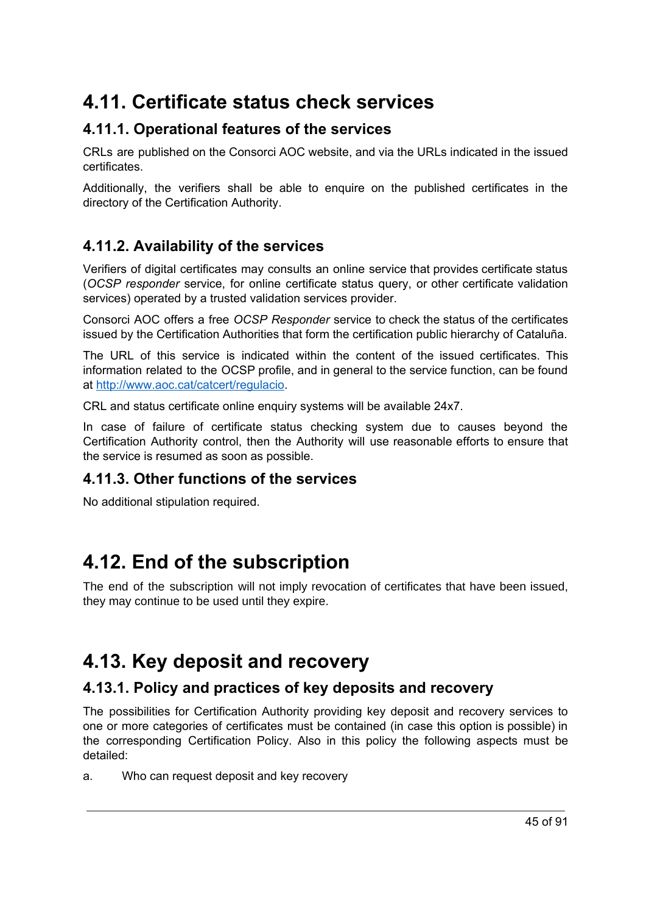# 4.11. Certificate status check services

## 4.11.1. Operational features of the services

CRLs are published on the Consorci AOC website, and via the URLs indicated in the issued certificates.

Additionally, the verifiers shall be able to enquire on the published certificates in the directory of the Certification Authority.

## 4.11.2. Availability of the services

Verifiers of digital certificates may consults an online service that provides certificate status (*OCSP responder* service, for online certificate status query, or other certificate validation services) operated by a trusted validation services provider.

Consorci AOC offers a free *OCSP Responder* service to check the status of the certificates issued by the Certification Authorities that form the certification public hierarchy of Cataluña.

The URL of this service is indicated within the content of the issued certificates. This information related to the OCSP profile, and in general to the service function, can be found at [http://www.aoc.cat/catcert/regulacio](http://www.aoc.cat/catcert/regulacio).

CRL and status certificate online enquiry systems will be available 24x7.

In case of failure of certificate status checking system due to causes beyond the Certification Authority control, then the Authority will use reasonable efforts to ensure that the service is resumed as soon as possible.

## 4.11.3. Other functions of the services

No additional stipulation required.

# 4.12. End of the subscription

The end of the subscription will not imply revocation of certificates that have been issued, they may continue to be used until they expire.

# 4.13. Key deposit and recovery

## 4.13.1. Policy and practices of key deposits and recovery

The possibilities for Certification Authority providing key deposit and recovery services to one or more categories of certificates must be contained (in case this option is possible) in the corresponding Certification Policy. Also in this policy the following aspects must be detailed:

a. Who can request deposit and key recovery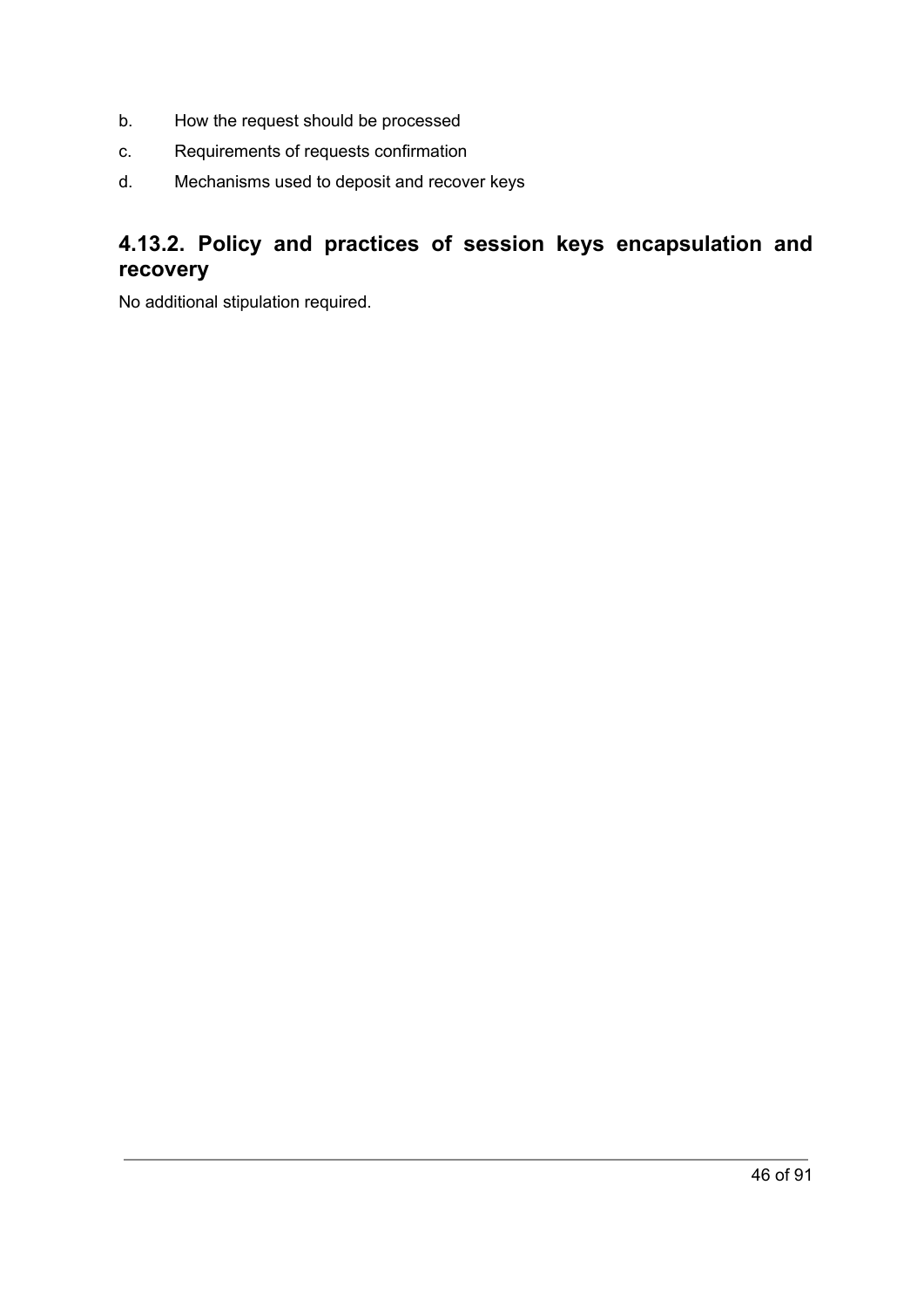b. How the request should be processed

c. Requirements of requests confirmation

d. Mechanisms used to deposit and recover keys

### 4.13.2. Policy and practices of session keys encapsulation and recovery

No additional stipulation required.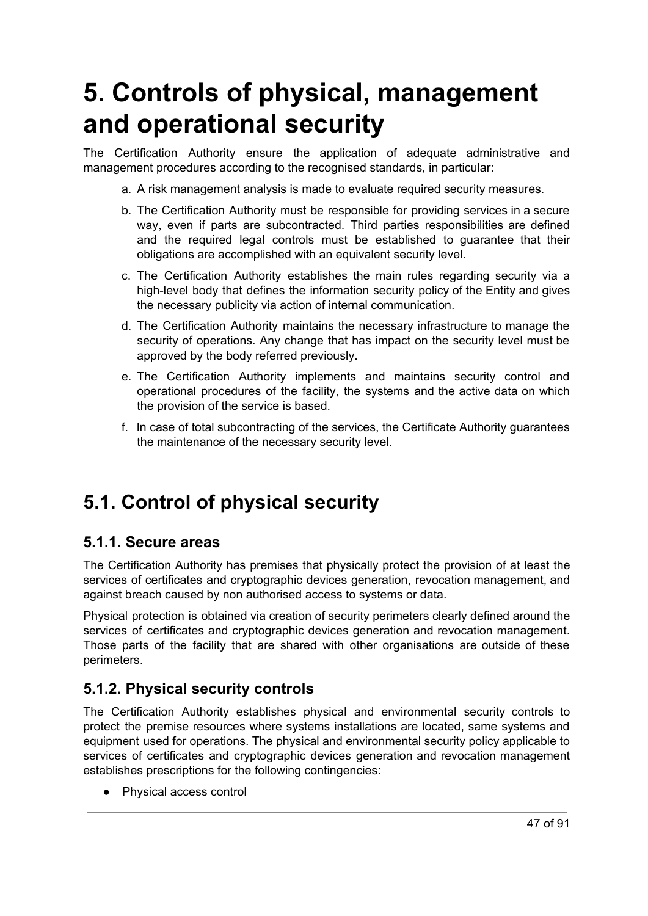# 5. Controls of physical, management and operational security

The Certification Authority ensure the application of adequate administrative and management procedures according to the recognised standards, in particular:

a. A risk management analysis is made to evaluate required security measures.

b. The Certification Authority must be responsible for providing services in a secure way, even if parts are subcontracted. Third parties responsibilities are defined and the required legal controls must be established to guarantee that their obligations are accomplished with an equivalent security level.

c. The Certification Authority establishes the main rules regarding security via a high-level body that defines the information security policy of the Entity and gives the necessary publicity via action of internal communication.

d. The Certification Authority maintains the necessary infrastructure to manage the security of operations. Any change that has impact on the security level must be approved by the body referred previously.

e. The Certification Authority implements and maintains security control and operational procedures of the facility, the systems and the active data on which the provision of the service is based.

f. In case of total subcontracting of the services, the Certificate Authority guarantees the maintenance of the necessary security level.

## 5.1. Control of physical security

### 5.1.1. Secure areas

The Certification Authority has premises that physically protect the provision of at least the services of certificates and cryptographic devices generation, revocation management, and against breach caused by non authorised access to systems or data.

Physical protection is obtained via creation of security perimeters clearly defined around the services of certificates and cryptographic devices generation and revocation management. Those parts of the facility that are shared with other organisations are outside of these perimeters.

### 5.1.2. Physical security controls

The Certification Authority establishes physical and environmental security controls to protect the premise resources where systems installations are located, same systems and equipment used for operations. The physical and environmental security policy applicable to services of certificates and cryptographic devices generation and revocation management establishes prescriptions for the following contingencies:

- Physical access control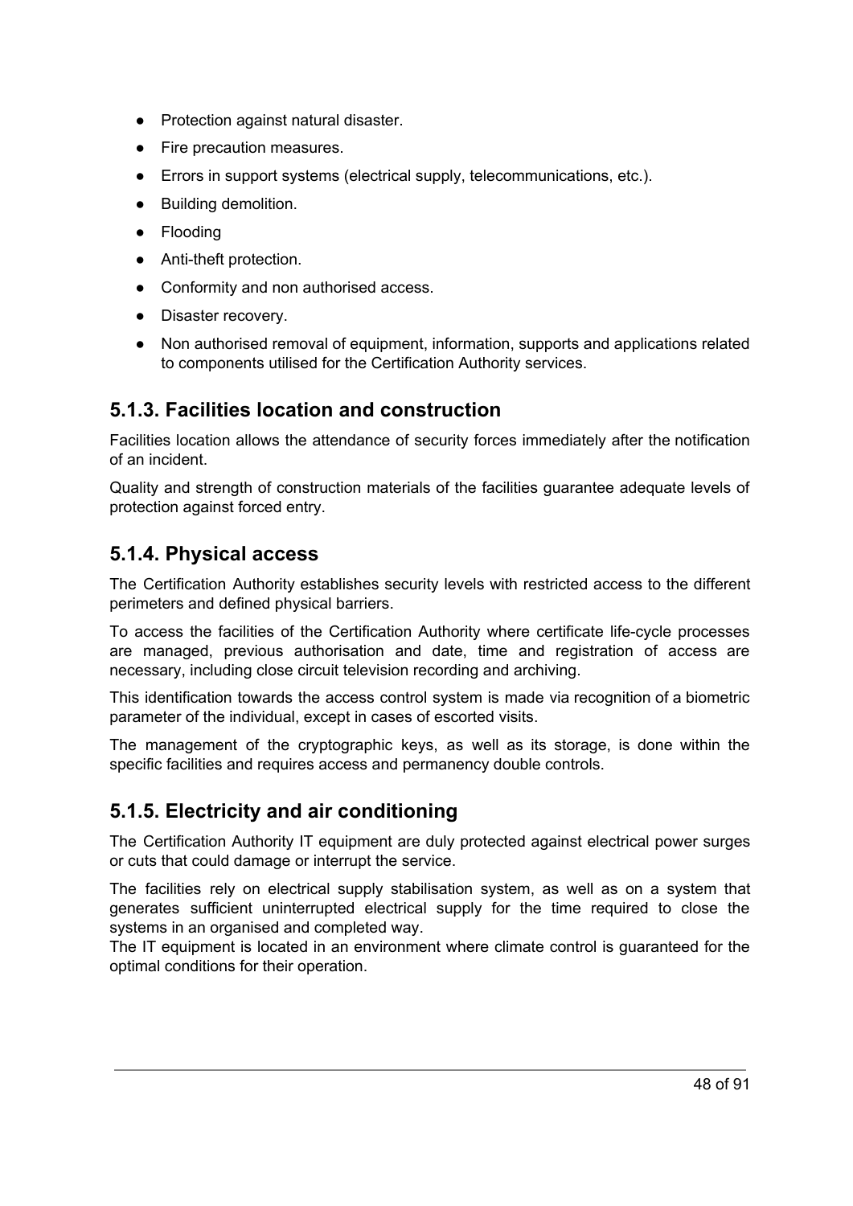- Protection against natural disaster.
- Fire precaution measures.
- Errors in support systems (electrical supply, telecommunications, etc.).
- Building demolition.
- Flooding
- Anti-theft protection.
- Conformity and non authorised access.
- Disaster recovery.
- Non authorised removal of equipment, information, supports and applications related to components utilised for the Certification Authority services.

## 5.1.3. Facilities location and construction

Facilities location allows the attendance of security forces immediately after the notification of an incident.

Quality and strength of construction materials of the facilities guarantee adequate levels of protection against forced entry.

## 5.1.4. Physical access

The Certification Authority establishes security levels with restricted access to the different perimeters and defined physical barriers.

To access the facilities of the Certification Authority where certificate life-cycle processes are managed, previous authorisation and date, time and registration of access are necessary, including close circuit television recording and archiving.

This identification towards the access control system is made via recognition of a biometric parameter of the individual, except in cases of escorted visits.

The management of the cryptographic keys, as well as its storage, is done within the specific facilities and requires access and permanency double controls.

## 5.1.5. Electricity and air conditioning

The Certification Authority IT equipment are duly protected against electrical power surges or cuts that could damage or interrupt the service.

The facilities rely on electrical supply stabilisation system, as well as on a system that generates sufficient uninterrupted electrical supply for the time required to close the systems in an organised and completed way.
The IT equipment is located in an environment where climate control is guaranteed for the optimal conditions for their operation.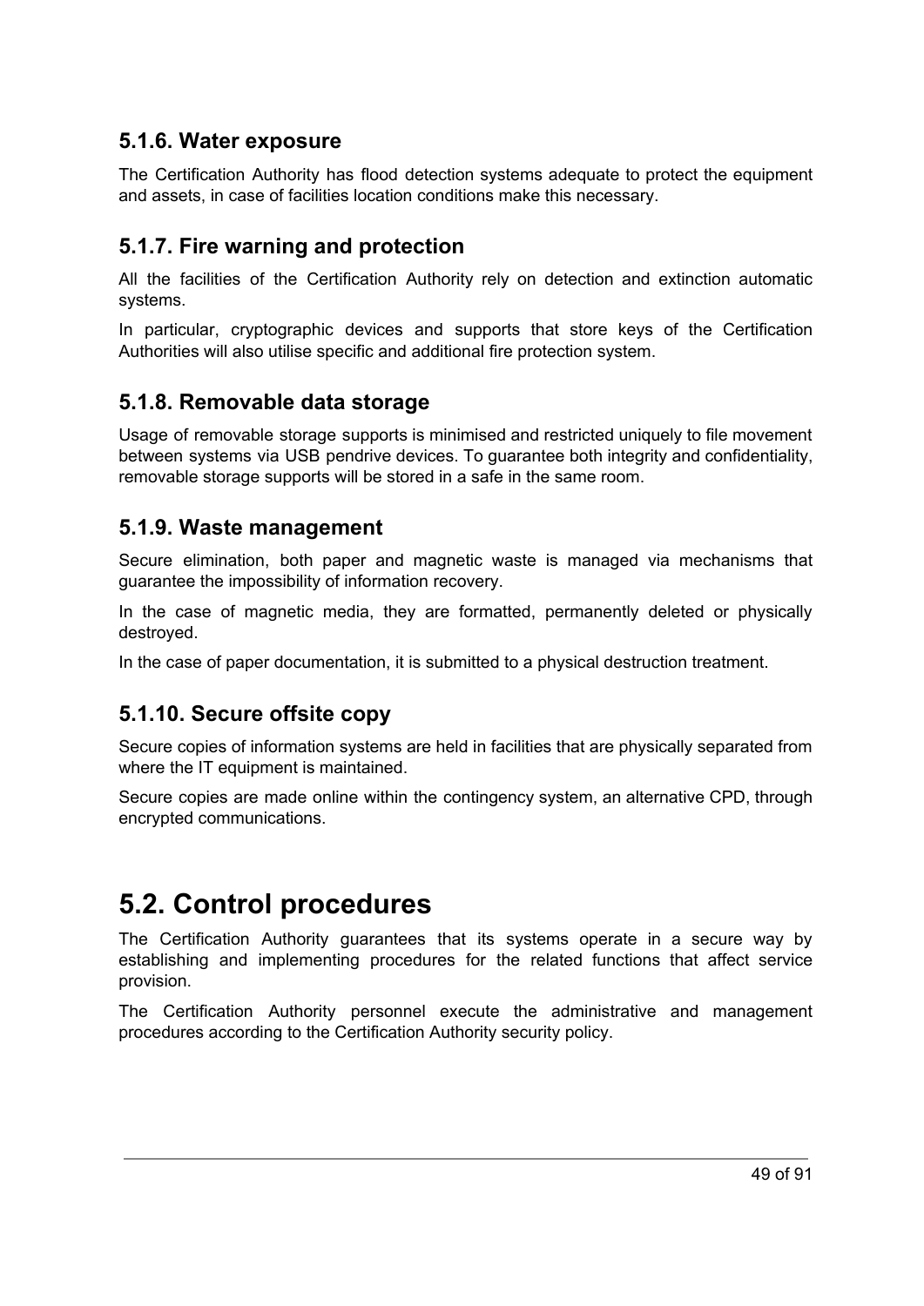### 5.1.6. Water exposure

The Certification Authority has flood detection systems adequate to protect the equipment and assets, in case of facilities location conditions make this necessary.

### 5.1.7. Fire warning and protection

All the facilities of the Certification Authority rely on detection and extinction automatic systems.

In particular, cryptographic devices and supports that store keys of the Certification Authorities will also utilise specific and additional fire protection system.

### 5.1.8. Removable data storage

Usage of removable storage supports is minimised and restricted uniquely to file movement between systems via USB pendrive devices. To guarantee both integrity and confidentiality, removable storage supports will be stored in a safe in the same room.

### 5.1.9. Waste management

Secure elimination, both paper and magnetic waste is managed via mechanisms that guarantee the impossibility of information recovery.

In the case of magnetic media, they are formatted, permanently deleted or physically destroyed.

In the case of paper documentation, it is submitted to a physical destruction treatment.

### 5.1.10. Secure offsite copy

Secure copies of information systems are held in facilities that are physically separated from where the IT equipment is maintained.

Secure copies are made online within the contingency system, an alternative CPD, through encrypted communications.

## 5.2. Control procedures

The Certification Authority guarantees that its systems operate in a secure way by establishing and implementing procedures for the related functions that affect service provision.

The Certification Authority personnel execute the administrative and management procedures according to the Certification Authority security policy.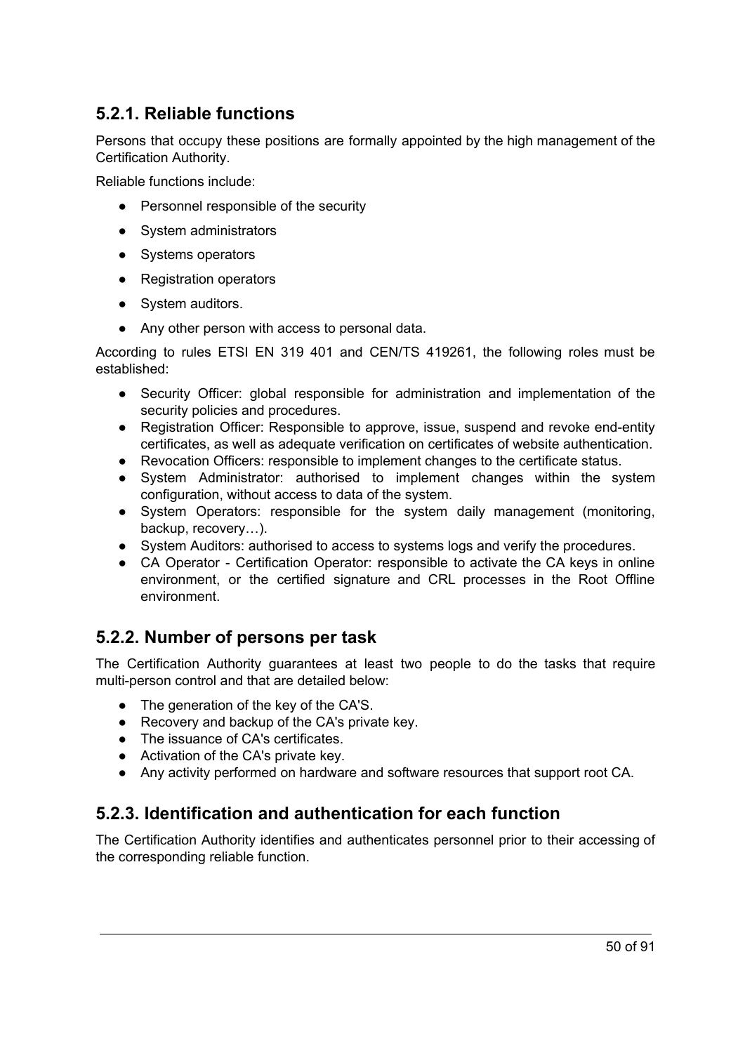### 5.2.1. Reliable functions

Persons that occupy these positions are formally appointed by the high management of the Certification Authority.

Reliable functions include:

- Personnel responsible of the security
- System administrators
- Systems operators
- Registration operators
- System auditors.
- Any other person with access to personal data.

According to rules ETSI EN 319 401 and CEN/TS 419261, the following roles must be established:

- Security Officer: global responsible for administration and implementation of the security policies and procedures.
- Registration Officer: Responsible to approve, issue, suspend and revoke end-entity certificates, as well as adequate verification on certificates of website authentication.
- Revocation Officers: responsible to implement changes to the certificate status.
- System Administrator: authorised to implement changes within the system configuration, without access to data of the system.
- System Operators: responsible for the system daily management (monitoring, backup, recovery…).
- System Auditors: authorised to access to systems logs and verify the procedures.
- CA Operator - Certification Operator: responsible to activate the CA keys in online environment, or the certified signature and CRL processes in the Root Offline environment.

### 5.2.2. Number of persons per task

The Certification Authority guarantees at least two people to do the tasks that require multi-person control and that are detailed below:

- The generation of the key of the CA'S.
- Recovery and backup of the CA's private key.
- The issuance of CA's certificates.
- Activation of the CA's private key.
- Any activity performed on hardware and software resources that support root CA.

### 5.2.3. Identification and authentication for each function

The Certification Authority identifies and authenticates personnel prior to their accessing of the corresponding reliable function.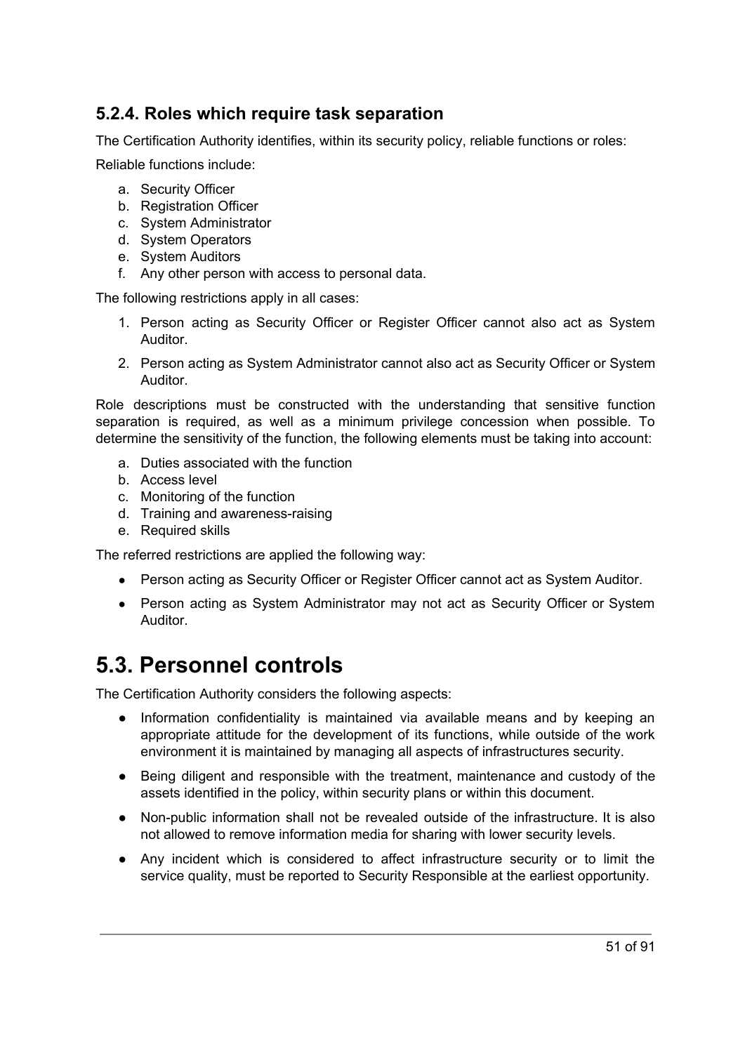### 5.2.4. Roles which require task separation

The Certification Authority identifies, within its security policy, reliable functions or roles:

Reliable functions include:

a. Security Officer
b. Registration Officer
c. System Administrator
d. System Operators
e. System Auditors
f. Any other person with access to personal data.

The following restrictions apply in all cases:

1. Person acting as Security Officer or Register Officer cannot also act as System Auditor.
2. Person acting as System Administrator cannot also act as Security Officer or System Auditor.

Role descriptions must be constructed with the understanding that sensitive function separation is required, as well as a minimum privilege concession when possible. To determine the sensitivity of the function, the following elements must be taking into account:

a. Duties associated with the function
b. Access level
c. Monitoring of the function
d. Training and awareness-raising
e. Required skills

The referred restrictions are applied the following way:

- Person acting as Security Officer or Register Officer cannot act as System Auditor.
- Person acting as System Administrator may not act as Security Officer or System Auditor.

# 5.3. Personnel controls

The Certification Authority considers the following aspects:

- Information confidentiality is maintained via available means and by keeping an appropriate attitude for the development of its functions, while outside of the work environment it is maintained by managing all aspects of infrastructures security.
- Being diligent and responsible with the treatment, maintenance and custody of the assets identified in the policy, within security plans or within this document.
- Non-public information shall not be revealed outside of the infrastructure. It is also not allowed to remove information media for sharing with lower security levels.
- Any incident which is considered to affect infrastructure security or to limit the service quality, must be reported to Security Responsible at the earliest opportunity.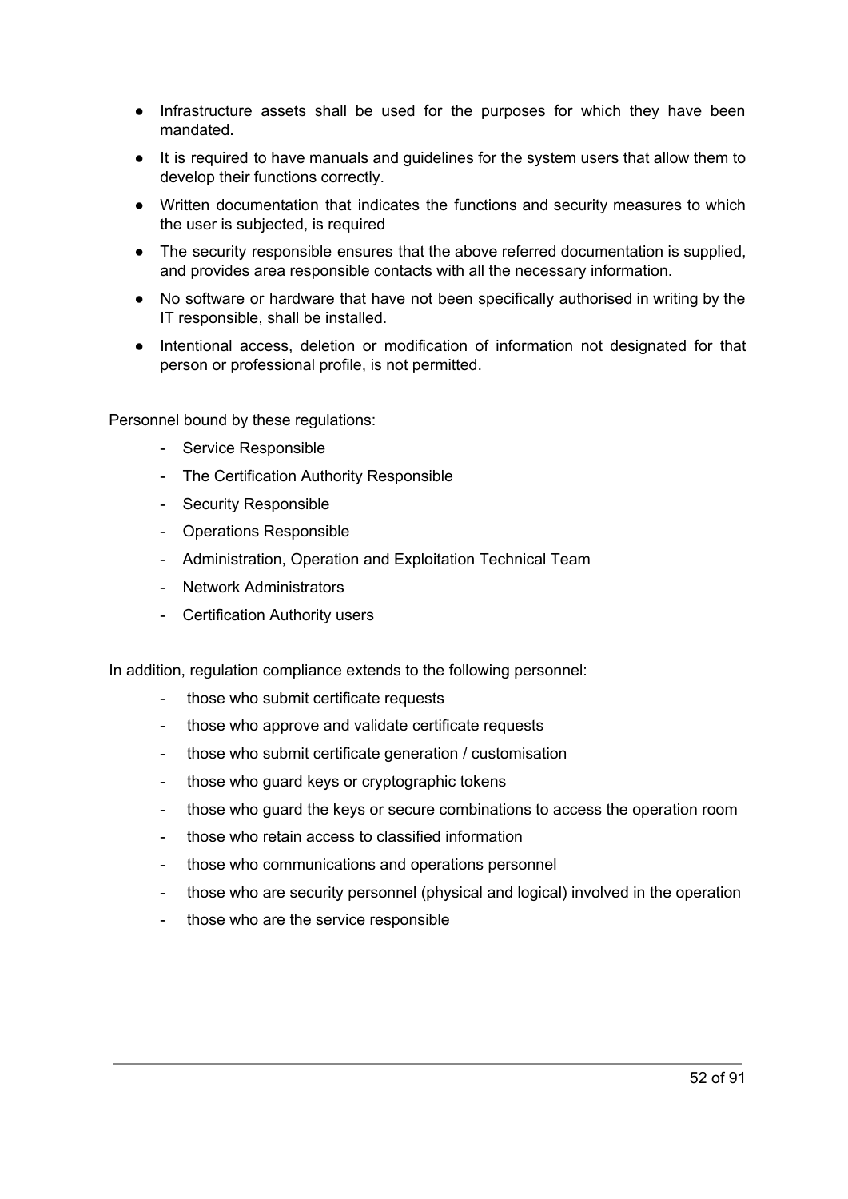- Infrastructure assets shall be used for the purposes for which they have been mandated.
- It is required to have manuals and guidelines for the system users that allow them to develop their functions correctly.
- Written documentation that indicates the functions and security measures to which the user is subjected, is required
- The security responsible ensures that the above referred documentation is supplied, and provides area responsible contacts with all the necessary information.
- No software or hardware that have not been specifically authorised in writing by the IT responsible, shall be installed.
- Intentional access, deletion or modification of information not designated for that person or professional profile, is not permitted.

Personnel bound by these regulations:

- Service Responsible
- The Certification Authority Responsible
- Security Responsible
- Operations Responsible
- Administration, Operation and Exploitation Technical Team
- Network Administrators
- Certification Authority users

In addition, regulation compliance extends to the following personnel:

- those who submit certificate requests
- those who approve and validate certificate requests
- those who submit certificate generation / customisation
- those who guard keys or cryptographic tokens
- those who guard the keys or secure combinations to access the operation room
- those who retain access to classified information
- those who communications and operations personnel
- those who are security personnel (physical and logical) involved in the operation
- those who are the service responsible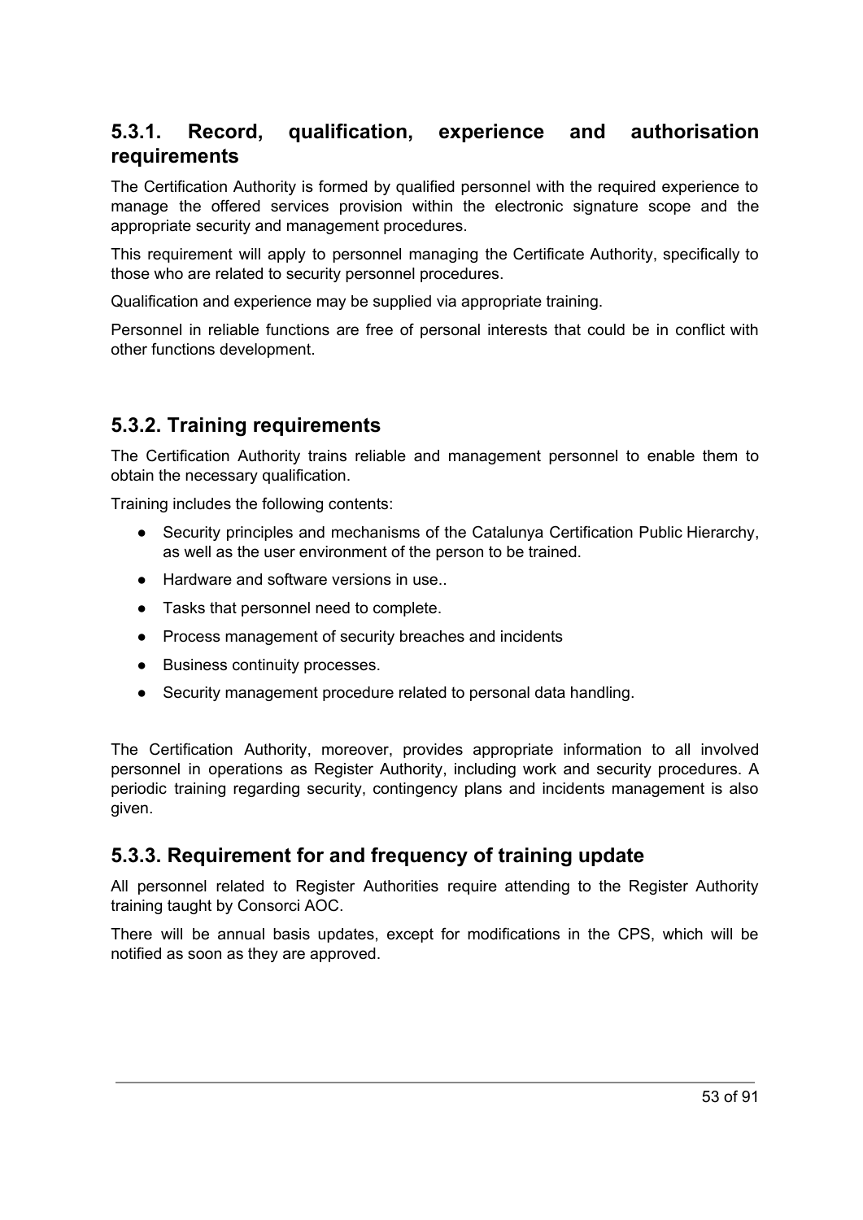### 5.3.1. Record, qualification, experience and authorisation requirements

The Certification Authority is formed by qualified personnel with the required experience to manage the offered services provision within the electronic signature scope and the appropriate security and management procedures.

This requirement will apply to personnel managing the Certificate Authority, specifically to those who are related to security personnel procedures.

Qualification and experience may be supplied via appropriate training.

Personnel in reliable functions are free of personal interests that could be in conflict with other functions development.

### 5.3.2. Training requirements

The Certification Authority trains reliable and management personnel to enable them to obtain the necessary qualification.

Training includes the following contents:

- Security principles and mechanisms of the Catalunya Certification Public Hierarchy, as well as the user environment of the person to be trained.
- Hardware and software versions in use..
- Tasks that personnel need to complete.
- Process management of security breaches and incidents
- Business continuity processes.
- Security management procedure related to personal data handling.

The Certification Authority, moreover, provides appropriate information to all involved personnel in operations as Register Authority, including work and security procedures. A periodic training regarding security, contingency plans and incidents management is also given.

### 5.3.3. Requirement for and frequency of training update

All personnel related to Register Authorities require attending to the Register Authority training taught by Consorci AOC.

There will be annual basis updates, except for modifications in the CPS, which will be notified as soon as they are approved.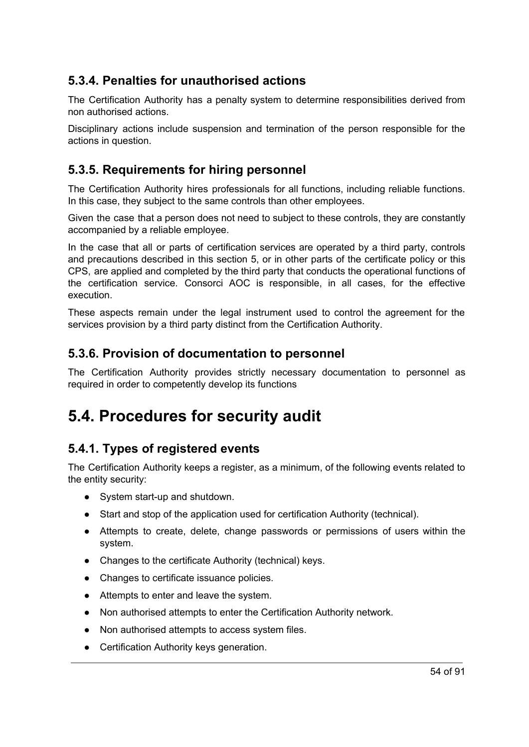### 5.3.4. Penalties for unauthorised actions

The Certification Authority has a penalty system to determine responsibilities derived from non authorised actions.

Disciplinary actions include suspension and termination of the person responsible for the actions in question.

### 5.3.5. Requirements for hiring personnel

The Certification Authority hires professionals for all functions, including reliable functions. In this case, they subject to the same controls than other employees.

Given the case that a person does not need to subject to these controls, they are constantly accompanied by a reliable employee.

In the case that all or parts of certification services are operated by a third party, controls and precautions described in this section 5, or in other parts of the certificate policy or this CPS, are applied and completed by the third party that conducts the operational functions of the certification service. Consorci AOC is responsible, in all cases, for the effective execution.

These aspects remain under the legal instrument used to control the agreement for the services provision by a third party distinct from the Certification Authority.

### 5.3.6. Provision of documentation to personnel

The Certification Authority provides strictly necessary documentation to personnel as required in order to competently develop its functions

## 5.4. Procedures for security audit

### 5.4.1. Types of registered events

The Certification Authority keeps a register, as a minimum, of the following events related to the entity security:

- System start-up and shutdown.
- Start and stop of the application used for certification Authority (technical).
- Attempts to create, delete, change passwords or permissions of users within the system.
- Changes to the certificate Authority (technical) keys.
- Changes to certificate issuance policies.
- Attempts to enter and leave the system.
- Non authorised attempts to enter the Certification Authority network.
- Non authorised attempts to access system files.
- Certification Authority keys generation.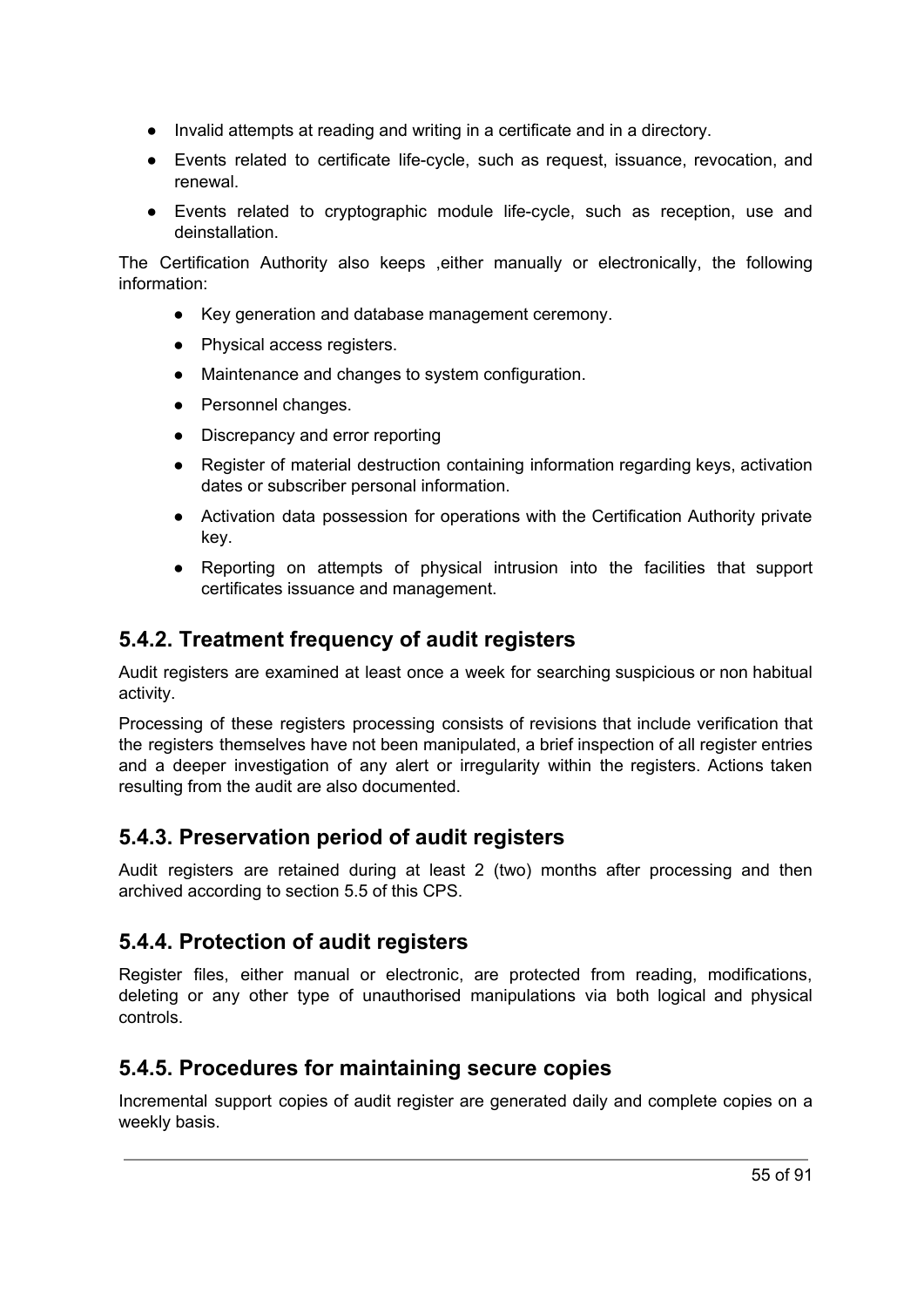- Invalid attempts at reading and writing in a certificate and in a directory.
- Events related to certificate life-cycle, such as request, issuance, revocation, and renewal.
- Events related to cryptographic module life-cycle, such as reception, use and deinstallation.

The Certification Authority also keeps ,either manually or electronically, the following information:

- Key generation and database management ceremony.
- Physical access registers.
- Maintenance and changes to system configuration.
- Personnel changes.
- Discrepancy and error reporting
- Register of material destruction containing information regarding keys, activation dates or subscriber personal information.
- Activation data possession for operations with the Certification Authority private key.
- Reporting on attempts of physical intrusion into the facilities that support certificates issuance and management.

## 5.4.2. Treatment frequency of audit registers

Audit registers are examined at least once a week for searching suspicious or non habitual activity.

Processing of these registers processing consists of revisions that include verification that the registers themselves have not been manipulated, a brief inspection of all register entries and a deeper investigation of any alert or irregularity within the registers. Actions taken resulting from the audit are also documented.

## 5.4.3. Preservation period of audit registers

Audit registers are retained during at least 2 (two) months after processing and then archived according to section 5.5 of this CPS.

## 5.4.4. Protection of audit registers

Register files, either manual or electronic, are protected from reading, modifications, deleting or any other type of unauthorised manipulations via both logical and physical controls.

## 5.4.5. Procedures for maintaining secure copies

Incremental support copies of audit register are generated daily and complete copies on a weekly basis.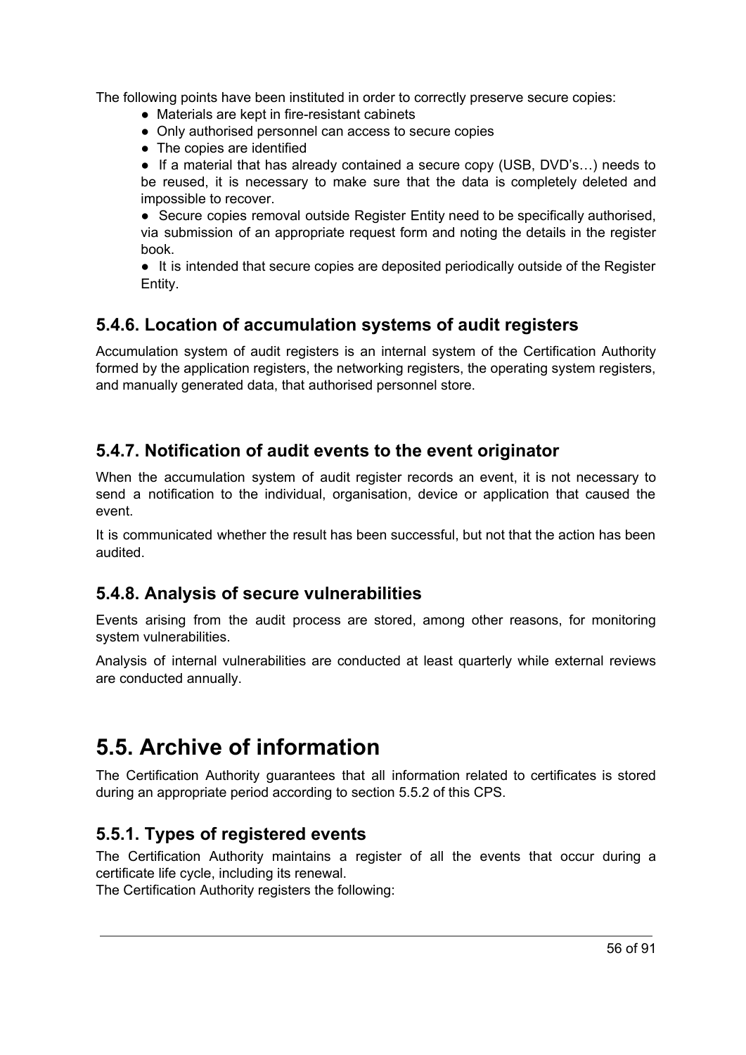The following points have been instituted in order to correctly preserve secure copies:

- Materials are kept in fire-resistant cabinets
- Only authorised personnel can access to secure copies
- The copies are identified
- If a material that has already contained a secure copy (USB, DVD's…) needs to be reused, it is necessary to make sure that the data is completely deleted and impossible to recover.
- Secure copies removal outside Register Entity need to be specifically authorised, via submission of an appropriate request form and noting the details in the register book.
- It is intended that secure copies are deposited periodically outside of the Register Entity.

### 5.4.6. Location of accumulation systems of audit registers

Accumulation system of audit registers is an internal system of the Certification Authority formed by the application registers, the networking registers, the operating system registers, and manually generated data, that authorised personnel store.

### 5.4.7. Notification of audit events to the event originator

When the accumulation system of audit register records an event, it is not necessary to send a notification to the individual, organisation, device or application that caused the event.

It is communicated whether the result has been successful, but not that the action has been audited.

### 5.4.8. Analysis of secure vulnerabilities

Events arising from the audit process are stored, among other reasons, for monitoring system vulnerabilities.

Analysis of internal vulnerabilities are conducted at least quarterly while external reviews are conducted annually.

## 5.5. Archive of information

The Certification Authority guarantees that all information related to certificates is stored during an appropriate period according to section 5.5.2 of this CPS.

### 5.5.1. Types of registered events

The Certification Authority maintains a register of all the events that occur during a certificate life cycle, including its renewal.
The Certification Authority registers the following: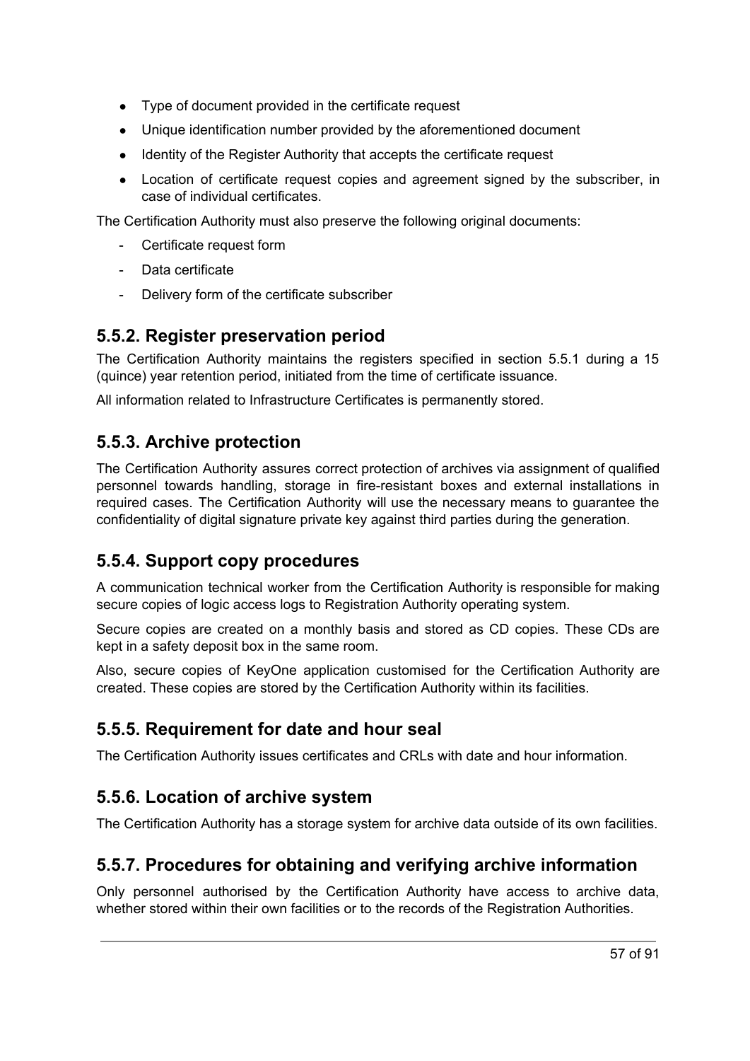- Type of document provided in the certificate request
- Unique identification number provided by the aforementioned document
- Identity of the Register Authority that accepts the certificate request
- Location of certificate request copies and agreement signed by the subscriber, in case of individual certificates.

The Certification Authority must also preserve the following original documents:

- Certificate request form
- Data certificate
- Delivery form of the certificate subscriber

## 5.5.2. Register preservation period

The Certification Authority maintains the registers specified in section 5.5.1 during a 15 (quince) year retention period, initiated from the time of certificate issuance.

All information related to Infrastructure Certificates is permanently stored.

## 5.5.3. Archive protection

The Certification Authority assures correct protection of archives via assignment of qualified personnel towards handling, storage in fire-resistant boxes and external installations in required cases. The Certification Authority will use the necessary means to guarantee the confidentiality of digital signature private key against third parties during the generation.

## 5.5.4. Support copy procedures

A communication technical worker from the Certification Authority is responsible for making secure copies of logic access logs to Registration Authority operating system.

Secure copies are created on a monthly basis and stored as CD copies. These CDs are kept in a safety deposit box in the same room.

Also, secure copies of KeyOne application customised for the Certification Authority are created. These copies are stored by the Certification Authority within its facilities.

## 5.5.5. Requirement for date and hour seal

The Certification Authority issues certificates and CRLs with date and hour information.

## 5.5.6. Location of archive system

The Certification Authority has a storage system for archive data outside of its own facilities.

## 5.5.7. Procedures for obtaining and verifying archive information

Only personnel authorised by the Certification Authority have access to archive data, whether stored within their own facilities or to the records of the Registration Authorities.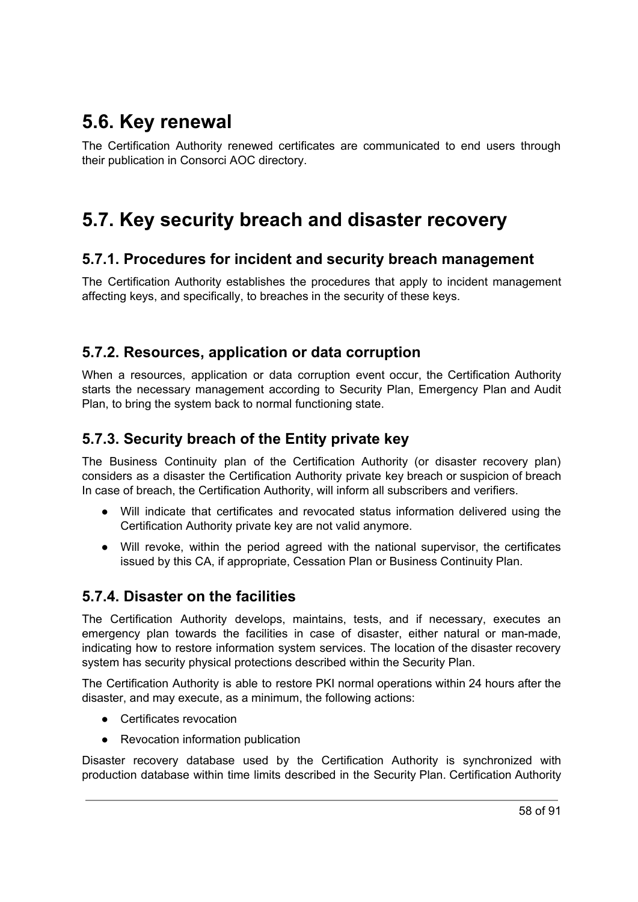## 5.6. Key renewal

The Certification Authority renewed certificates are communicated to end users through their publication in Consorci AOC directory.

## 5.7. Key security breach and disaster recovery

### 5.7.1. Procedures for incident and security breach management

The Certification Authority establishes the procedures that apply to incident management affecting keys, and specifically, to breaches in the security of these keys.

### 5.7.2. Resources, application or data corruption

When a resources, application or data corruption event occur, the Certification Authority starts the necessary management according to Security Plan, Emergency Plan and Audit Plan, to bring the system back to normal functioning state.

### 5.7.3. Security breach of the Entity private key

The Business Continuity plan of the Certification Authority (or disaster recovery plan) considers as a disaster the Certification Authority private key breach or suspicion of breach In case of breach, the Certification Authority, will inform all subscribers and verifiers.

- Will indicate that certificates and revocated status information delivered using the Certification Authority private key are not valid anymore.
- Will revoke, within the period agreed with the national supervisor, the certificates issued by this CA, if appropriate, Cessation Plan or Business Continuity Plan.

### 5.7.4. Disaster on the facilities

The Certification Authority develops, maintains, tests, and if necessary, executes an emergency plan towards the facilities in case of disaster, either natural or man-made, indicating how to restore information system services. The location of the disaster recovery system has security physical protections described within the Security Plan.

The Certification Authority is able to restore PKI normal operations within 24 hours after the disaster, and may execute, as a minimum, the following actions:

- Certificates revocation
- Revocation information publication

Disaster recovery database used by the Certification Authority is synchronized with production database within time limits described in the Security Plan. Certification Authority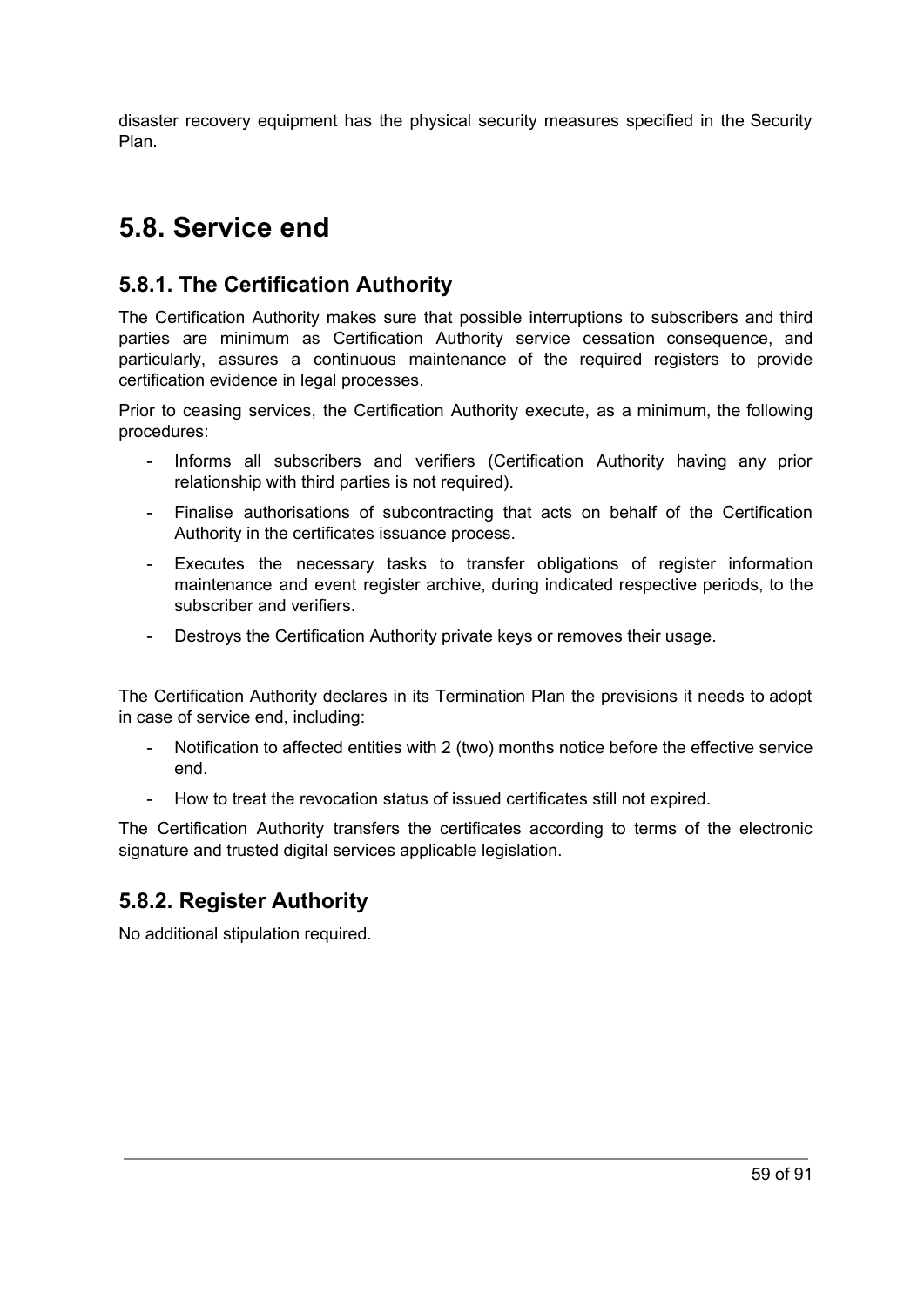disaster recovery equipment has the physical security measures specified in the Security Plan.

## 5.8. Service end

### 5.8.1. The Certification Authority

The Certification Authority makes sure that possible interruptions to subscribers and third parties are minimum as Certification Authority service cessation consequence, and particularly, assures a continuous maintenance of the required registers to provide certification evidence in legal processes.

Prior to ceasing services, the Certification Authority execute, as a minimum, the following procedures:

- Informs all subscribers and verifiers (Certification Authority having any prior relationship with third parties is not required).
- Finalise authorisations of subcontracting that acts on behalf of the Certification Authority in the certificates issuance process.
- Executes the necessary tasks to transfer obligations of register information maintenance and event register archive, during indicated respective periods, to the subscriber and verifiers.
- Destroys the Certification Authority private keys or removes their usage.

The Certification Authority declares in its Termination Plan the previsions it needs to adopt in case of service end, including:

- Notification to affected entities with 2 (two) months notice before the effective service end.
- How to treat the revocation status of issued certificates still not expired.

The Certification Authority transfers the certificates according to terms of the electronic signature and trusted digital services applicable legislation.

### 5.8.2. Register Authority

No additional stipulation required.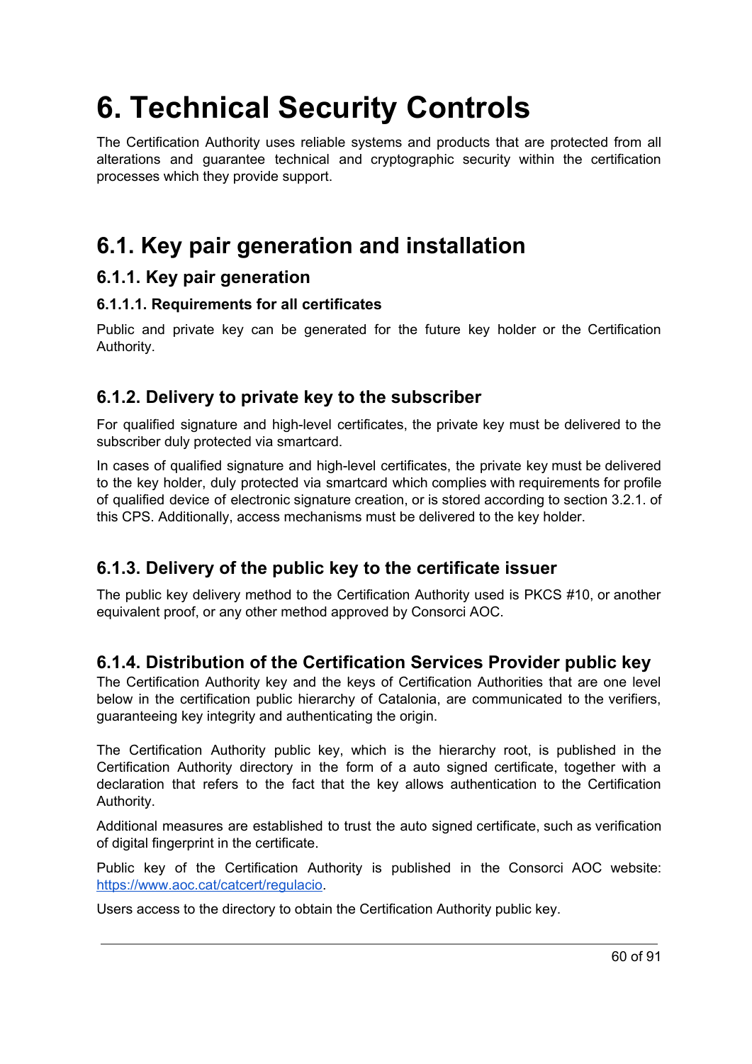# 6. Technical Security Controls

The Certification Authority uses reliable systems and products that are protected from all alterations and guarantee technical and cryptographic security within the certification processes which they provide support.

## 6.1. Key pair generation and installation

### 6.1.1. Key pair generation

#### 6.1.1.1. Requirements for all certificates

Public and private key can be generated for the future key holder or the Certification Authority.

### 6.1.2. Delivery to private key to the subscriber

For qualified signature and high-level certificates, the private key must be delivered to the subscriber duly protected via smartcard.

In cases of qualified signature and high-level certificates, the private key must be delivered to the key holder, duly protected via smartcard which complies with requirements for profile of qualified device of electronic signature creation, or is stored according to section 3.2.1. of this CPS. Additionally, access mechanisms must be delivered to the key holder.

### 6.1.3. Delivery of the public key to the certificate issuer

The public key delivery method to the Certification Authority used is PKCS #10, or another equivalent proof, or any other method approved by Consorci AOC.

### 6.1.4. Distribution of the Certification Services Provider public key

The Certification Authority key and the keys of Certification Authorities that are one level below in the certification public hierarchy of Catalonia, are communicated to the verifiers, guaranteeing key integrity and authenticating the origin.

The Certification Authority public key, which is the hierarchy root, is published in the Certification Authority directory in the form of a auto signed certificate, together with a declaration that refers to the fact that the key allows authentication to the Certification Authority.

Additional measures are established to trust the auto signed certificate, such as verification of digital fingerprint in the certificate.

Public key of the Certification Authority is published in the Consorci AOC website: [https://www.aoc.cat/catcert/regulacio](https://www.aoc.cat/catcert/regulacio).

Users access to the directory to obtain the Certification Authority public key.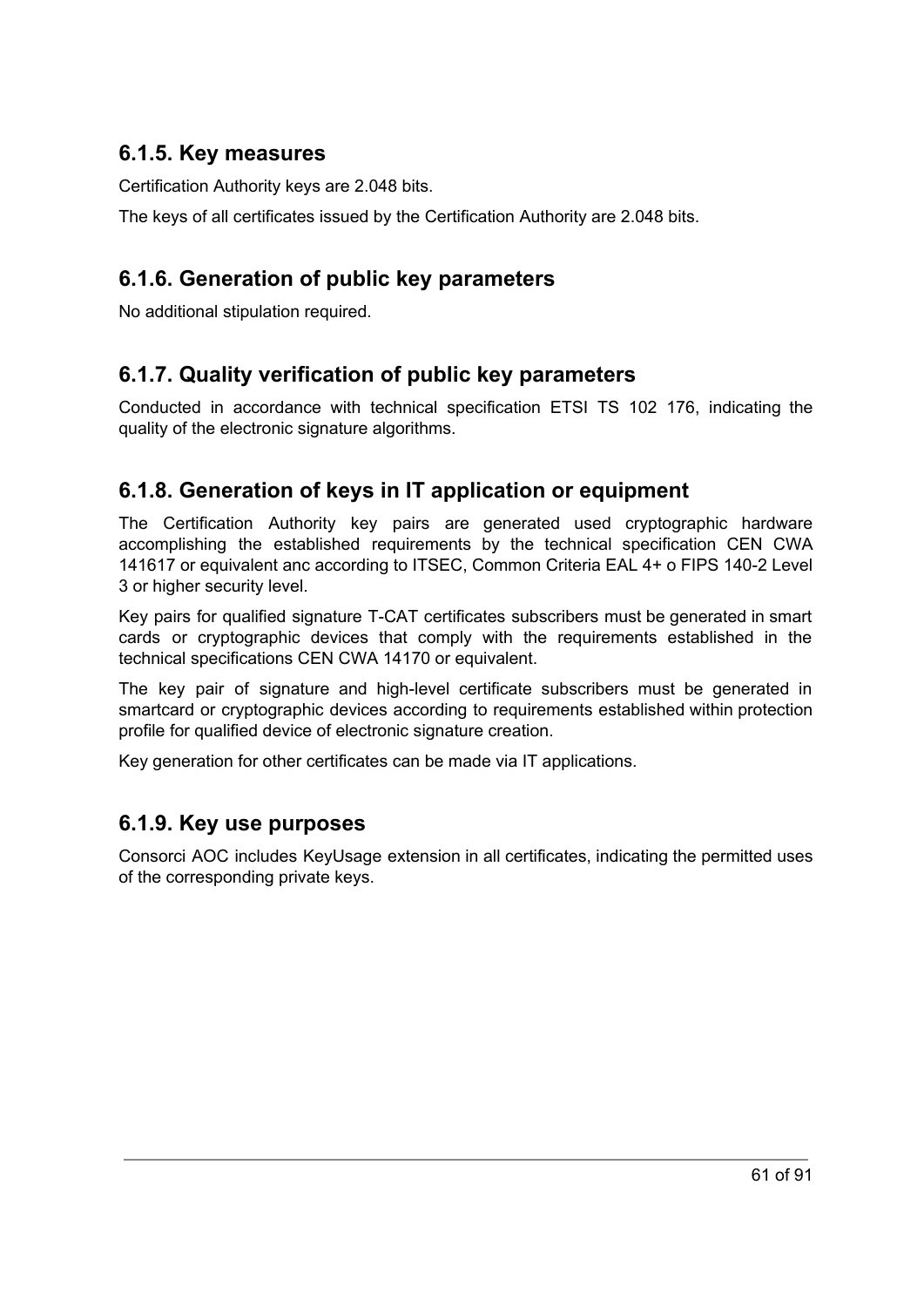### 6.1.5. Key measures

Certification Authority keys are 2.048 bits.

The keys of all certificates issued by the Certification Authority are 2.048 bits.

### 6.1.6. Generation of public key parameters

No additional stipulation required.

### 6.1.7. Quality verification of public key parameters

Conducted in accordance with technical specification ETSI TS 102 176, indicating the quality of the electronic signature algorithms.

### 6.1.8. Generation of keys in IT application or equipment

The Certification Authority key pairs are generated used cryptographic hardware accomplishing the established requirements by the technical specification CEN CWA 141617 or equivalent anc according to ITSEC, Common Criteria EAL 4+ o FIPS 140-2 Level 3 or higher security level.

Key pairs for qualified signature T-CAT certificates subscribers must be generated in smart cards or cryptographic devices that comply with the requirements established in the technical specifications CEN CWA 14170 or equivalent.

The key pair of signature and high-level certificate subscribers must be generated in smartcard or cryptographic devices according to requirements established within protection profile for qualified device of electronic signature creation.

Key generation for other certificates can be made via IT applications.

### 6.1.9. Key use purposes

Consorci AOC includes KeyUsage extension in all certificates, indicating the permitted uses of the corresponding private keys.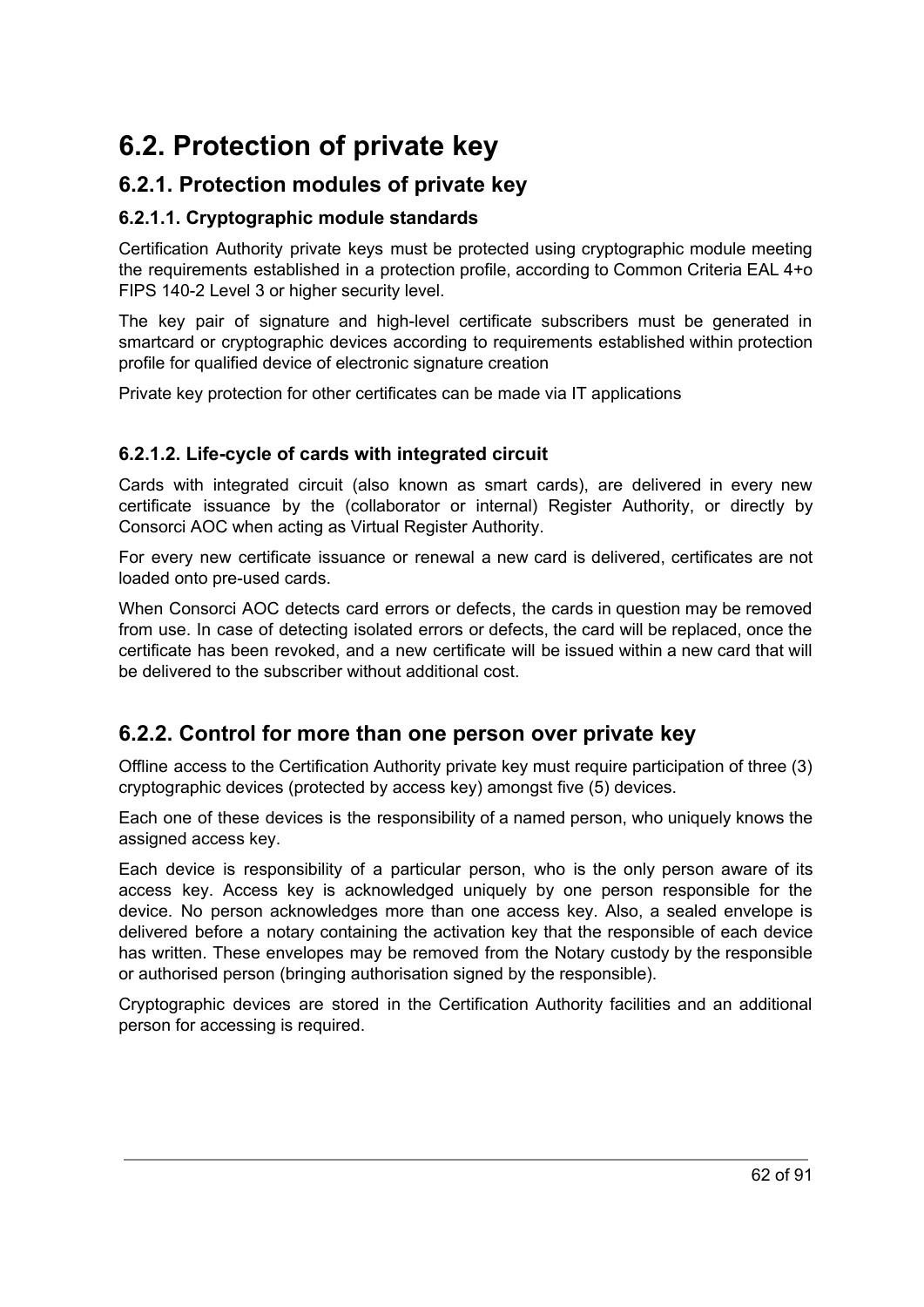# 6.2. Protection of private key

## 6.2.1. Protection modules of private key

### 6.2.1.1. Cryptographic module standards

Certification Authority private keys must be protected using cryptographic module meeting the requirements established in a protection profile, according to Common Criteria EAL 4+o FIPS 140-2 Level 3 or higher security level.

The key pair of signature and high-level certificate subscribers must be generated in smartcard or cryptographic devices according to requirements established within protection profile for qualified device of electronic signature creation

Private key protection for other certificates can be made via IT applications

### 6.2.1.2. Life-cycle of cards with integrated circuit

Cards with integrated circuit (also known as smart cards), are delivered in every new certificate issuance by the (collaborator or internal) Register Authority, or directly by Consorci AOC when acting as Virtual Register Authority.

For every new certificate issuance or renewal a new card is delivered, certificates are not loaded onto pre-used cards.

When Consorci AOC detects card errors or defects, the cards in question may be removed from use. In case of detecting isolated errors or defects, the card will be replaced, once the certificate has been revoked, and a new certificate will be issued within a new card that will be delivered to the subscriber without additional cost.

## 6.2.2. Control for more than one person over private key

Offline access to the Certification Authority private key must require participation of three (3) cryptographic devices (protected by access key) amongst five (5) devices.

Each one of these devices is the responsibility of a named person, who uniquely knows the assigned access key.

Each device is responsibility of a particular person, who is the only person aware of its access key. Access key is acknowledged uniquely by one person responsible for the device. No person acknowledges more than one access key. Also, a sealed envelope is delivered before a notary containing the activation key that the responsible of each device has written. These envelopes may be removed from the Notary custody by the responsible or authorised person (bringing authorisation signed by the responsible).

Cryptographic devices are stored in the Certification Authority facilities and an additional person for accessing is required.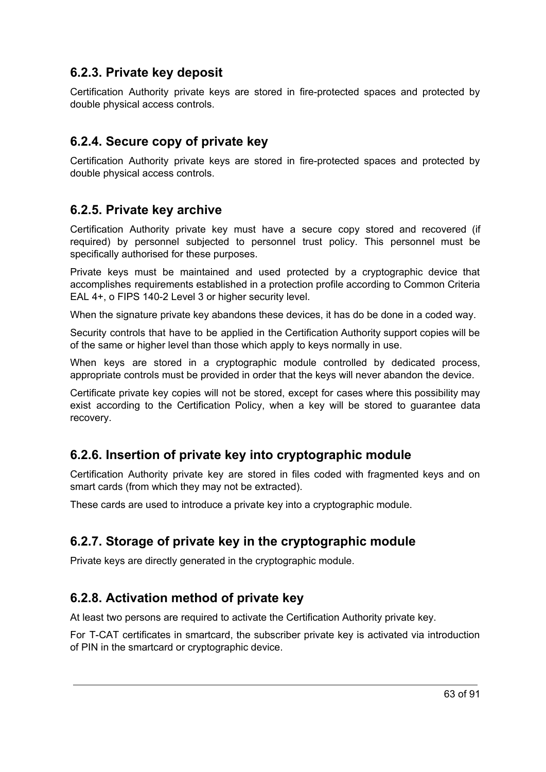### 6.2.3. Private key deposit

Certification Authority private keys are stored in fire-protected spaces and protected by double physical access controls.

### 6.2.4. Secure copy of private key

Certification Authority private keys are stored in fire-protected spaces and protected by double physical access controls.

### 6.2.5. Private key archive

Certification Authority private key must have a secure copy stored and recovered (if required) by personnel subjected to personnel trust policy. This personnel must be specifically authorised for these purposes.

Private keys must be maintained and used protected by a cryptographic device that accomplishes requirements established in a protection profile according to Common Criteria EAL 4+, o FIPS 140-2 Level 3 or higher security level.

When the signature private key abandons these devices, it has do be done in a coded way.

Security controls that have to be applied in the Certification Authority support copies will be of the same or higher level than those which apply to keys normally in use.

When keys are stored in a cryptographic module controlled by dedicated process, appropriate controls must be provided in order that the keys will never abandon the device.

Certificate private key copies will not be stored, except for cases where this possibility may exist according to the Certification Policy, when a key will be stored to guarantee data recovery.

### 6.2.6. Insertion of private key into cryptographic module

Certification Authority private key are stored in files coded with fragmented keys and on smart cards (from which they may not be extracted).

These cards are used to introduce a private key into a cryptographic module.

### 6.2.7. Storage of private key in the cryptographic module

Private keys are directly generated in the cryptographic module.

### 6.2.8. Activation method of private key

At least two persons are required to activate the Certification Authority private key.

For T-CAT certificates in smartcard, the subscriber private key is activated via introduction of PIN in the smartcard or cryptographic device.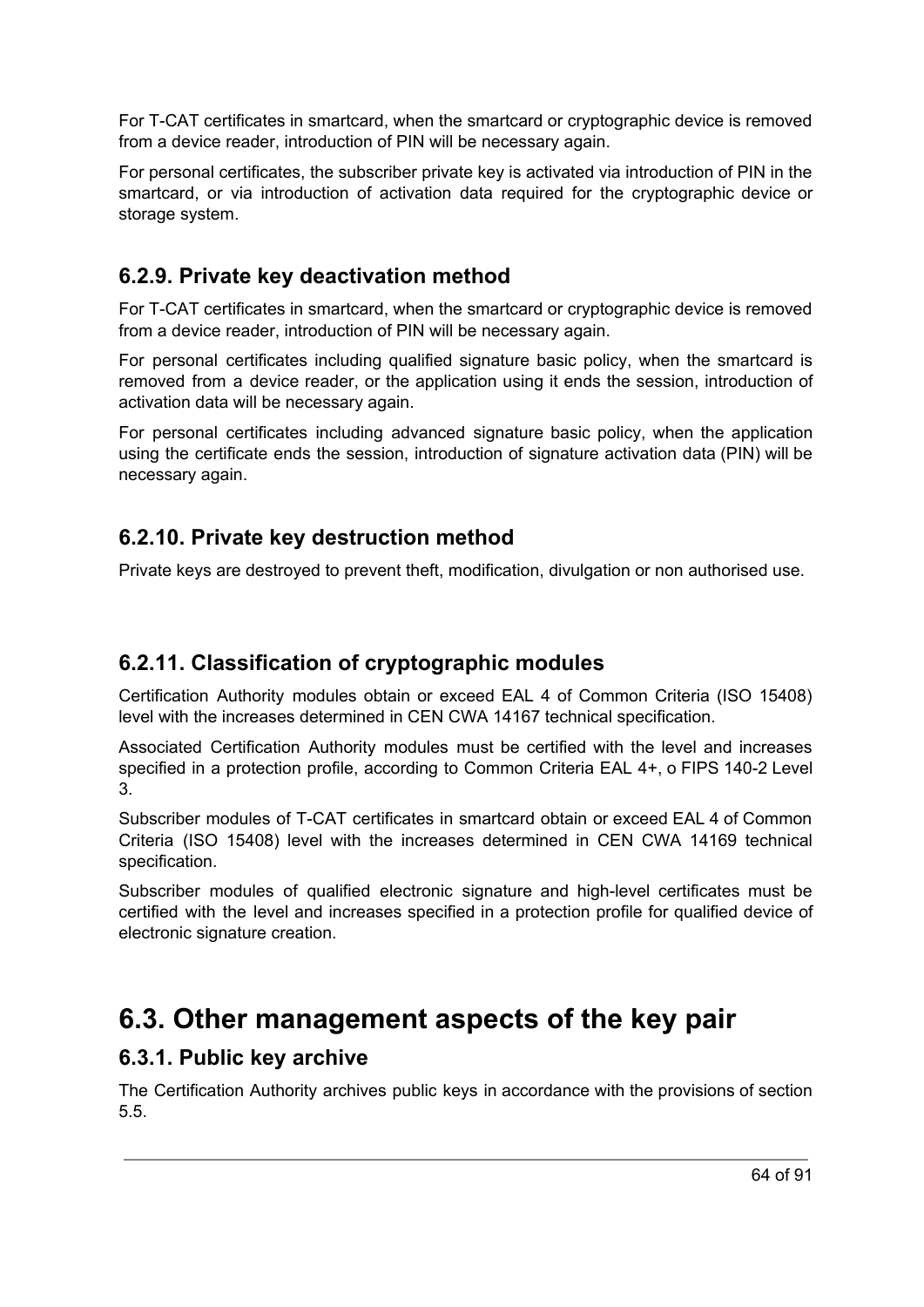For T-CAT certificates in smartcard, when the smartcard or cryptographic device is removed from a device reader, introduction of PIN will be necessary again.

For personal certificates, the subscriber private key is activated via introduction of PIN in the smartcard, or via introduction of activation data required for the cryptographic device or storage system.

### 6.2.9. Private key deactivation method

For T-CAT certificates in smartcard, when the smartcard or cryptographic device is removed from a device reader, introduction of PIN will be necessary again.

For personal certificates including qualified signature basic policy, when the smartcard is removed from a device reader, or the application using it ends the session, introduction of activation data will be necessary again.

For personal certificates including advanced signature basic policy, when the application using the certificate ends the session, introduction of signature activation data (PIN) will be necessary again.

### 6.2.10. Private key destruction method

Private keys are destroyed to prevent theft, modification, divulgation or non authorised use.

### 6.2.11. Classification of cryptographic modules

Certification Authority modules obtain or exceed EAL 4 of Common Criteria (ISO 15408) level with the increases determined in CEN CWA 14167 technical specification.

Associated Certification Authority modules must be certified with the level and increases specified in a protection profile, according to Common Criteria EAL 4+, o FIPS 140-2 Level 3.

Subscriber modules of T-CAT certificates in smartcard obtain or exceed EAL 4 of Common Criteria (ISO 15408) level with the increases determined in CEN CWA 14169 technical specification.

Subscriber modules of qualified electronic signature and high-level certificates must be certified with the level and increases specified in a protection profile for qualified device of electronic signature creation.

## 6.3. Other management aspects of the key pair

### 6.3.1. Public key archive

The Certification Authority archives public keys in accordance with the provisions of section 5.5.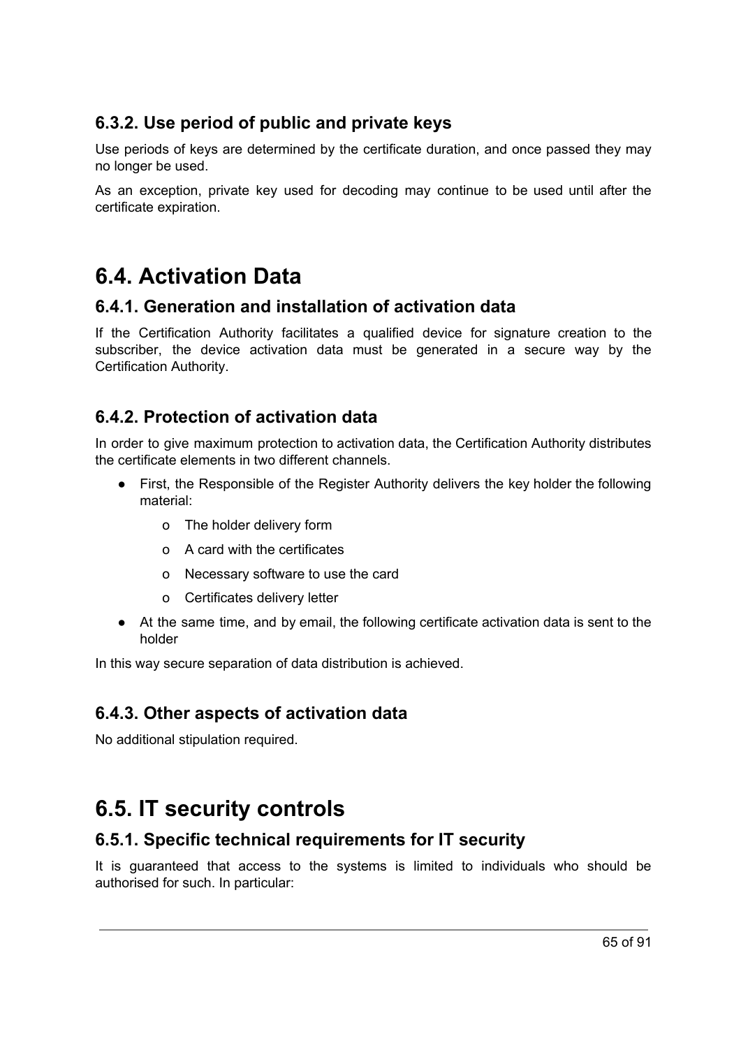### 6.3.2. Use period of public and private keys

Use periods of keys are determined by the certificate duration, and once passed they may no longer be used.

As an exception, private key used for decoding may continue to be used until after the certificate expiration.

## 6.4. Activation Data

### 6.4.1. Generation and installation of activation data

If the Certification Authority facilitates a qualified device for signature creation to the subscriber, the device activation data must be generated in a secure way by the Certification Authority.

### 6.4.2. Protection of activation data

In order to give maximum protection to activation data, the Certification Authority distributes the certificate elements in two different channels.

- First, the Responsible of the Register Authority delivers the key holder the following material:
  - The holder delivery form
  - A card with the certificates
  - Necessary software to use the card
  - Certificates delivery letter
- At the same time, and by email, the following certificate activation data is sent to the holder

In this way secure separation of data distribution is achieved.

### 6.4.3. Other aspects of activation data

No additional stipulation required.

## 6.5. IT security controls

### 6.5.1. Specific technical requirements for IT security

It is guaranteed that access to the systems is limited to individuals who should be authorised for such. In particular: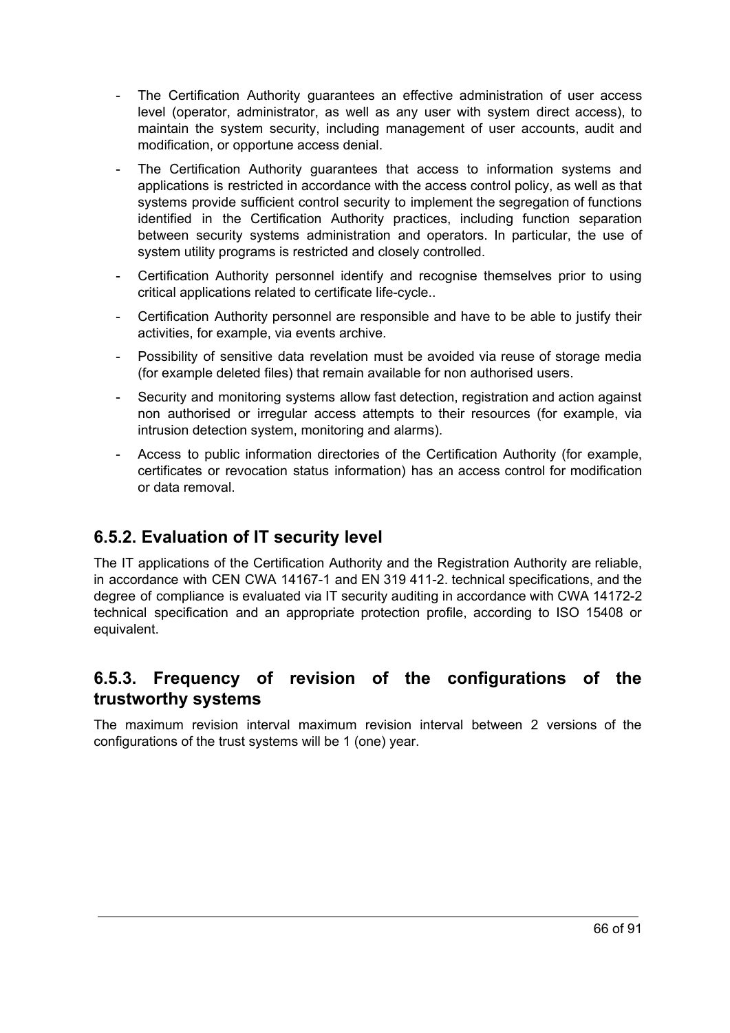- The Certification Authority guarantees an effective administration of user access level (operator, administrator, as well as any user with system direct access), to maintain the system security, including management of user accounts, audit and modification, or opportune access denial.
- The Certification Authority guarantees that access to information systems and applications is restricted in accordance with the access control policy, as well as that systems provide sufficient control security to implement the segregation of functions identified in the Certification Authority practices, including function separation between security systems administration and operators. In particular, the use of system utility programs is restricted and closely controlled.
- Certification Authority personnel identify and recognise themselves prior to using critical applications related to certificate life-cycle..
- Certification Authority personnel are responsible and have to be able to justify their activities, for example, via events archive.
- Possibility of sensitive data revelation must be avoided via reuse of storage media (for example deleted files) that remain available for non authorised users.
- Security and monitoring systems allow fast detection, registration and action against non authorised or irregular access attempts to their resources (for example, via intrusion detection system, monitoring and alarms).
- Access to public information directories of the Certification Authority (for example, certificates or revocation status information) has an access control for modification or data removal.

## 6.5.2. Evaluation of IT security level

The IT applications of the Certification Authority and the Registration Authority are reliable, in accordance with CEN CWA 14167-1 and EN 319 411-2. technical specifications, and the degree of compliance is evaluated via IT security auditing in accordance with CWA 14172-2 technical specification and an appropriate protection profile, according to ISO 15408 or equivalent.

## 6.5.3. Frequency of revision of the configurations of the trustworthy systems

The maximum revision interval maximum revision interval between 2 versions of the configurations of the trust systems will be 1 (one) year.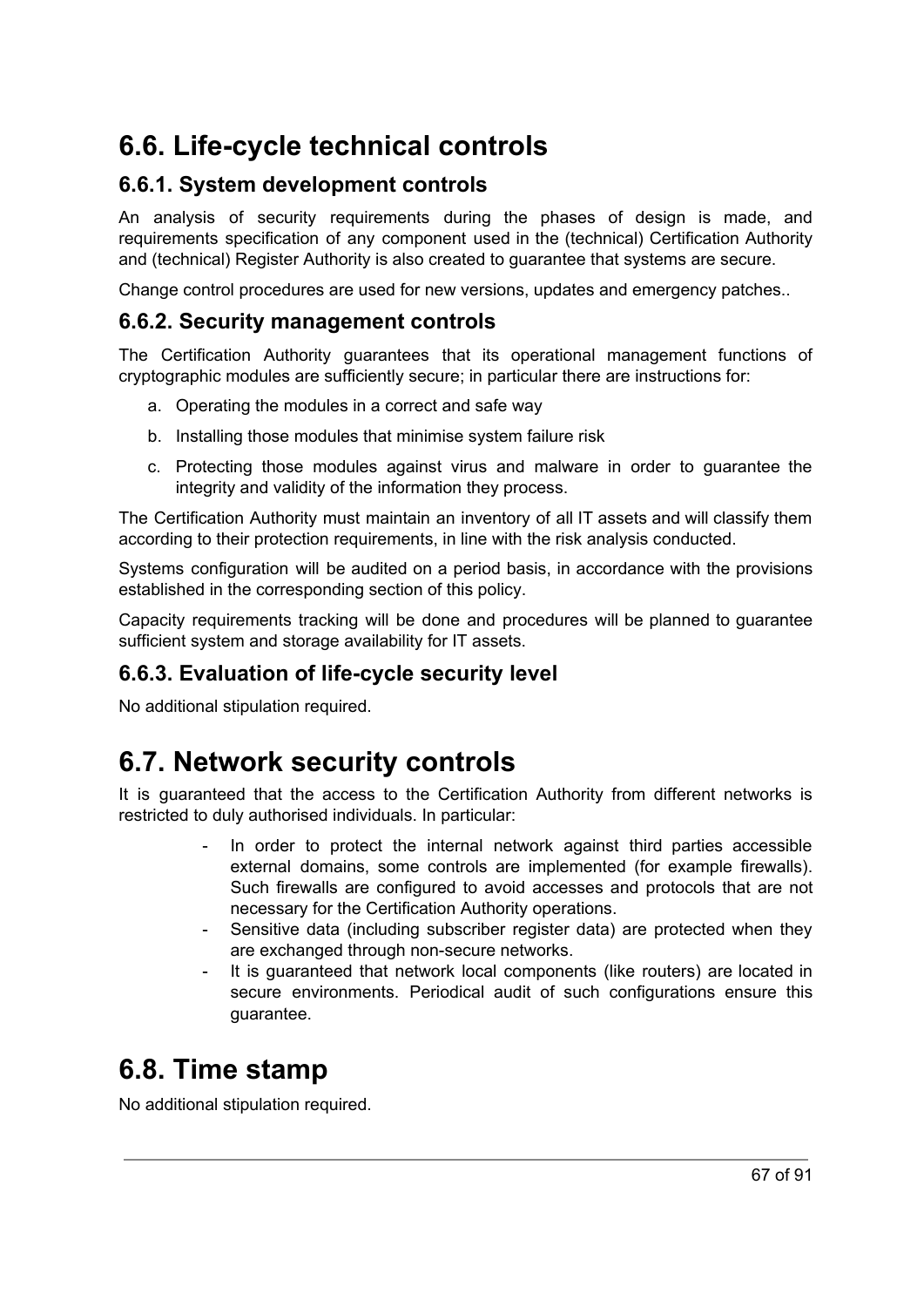# 6.6. Life-cycle technical controls

## 6.6.1. System development controls

An analysis of security requirements during the phases of design is made, and requirements specification of any component used in the (technical) Certification Authority and (technical) Register Authority is also created to guarantee that systems are secure.

Change control procedures are used for new versions, updates and emergency patches..

## 6.6.2. Security management controls

The Certification Authority guarantees that its operational management functions of cryptographic modules are sufficiently secure; in particular there are instructions for:

a. Operating the modules in a correct and safe way
b. Installing those modules that minimise system failure risk
c. Protecting those modules against virus and malware in order to guarantee the integrity and validity of the information they process.

The Certification Authority must maintain an inventory of all IT assets and will classify them according to their protection requirements, in line with the risk analysis conducted.

Systems configuration will be audited on a period basis, in accordance with the provisions established in the corresponding section of this policy.

Capacity requirements tracking will be done and procedures will be planned to guarantee sufficient system and storage availability for IT assets.

## 6.6.3. Evaluation of life-cycle security level

No additional stipulation required.

# 6.7. Network security controls

It is guaranteed that the access to the Certification Authority from different networks is restricted to duly authorised individuals. In particular:

- In order to protect the internal network against third parties accessible external domains, some controls are implemented (for example firewalls). Such firewalls are configured to avoid accesses and protocols that are not necessary for the Certification Authority operations.
- Sensitive data (including subscriber register data) are protected when they are exchanged through non-secure networks.
- It is guaranteed that network local components (like routers) are located in secure environments. Periodical audit of such configurations ensure this guarantee.

# 6.8. Time stamp

No additional stipulation required.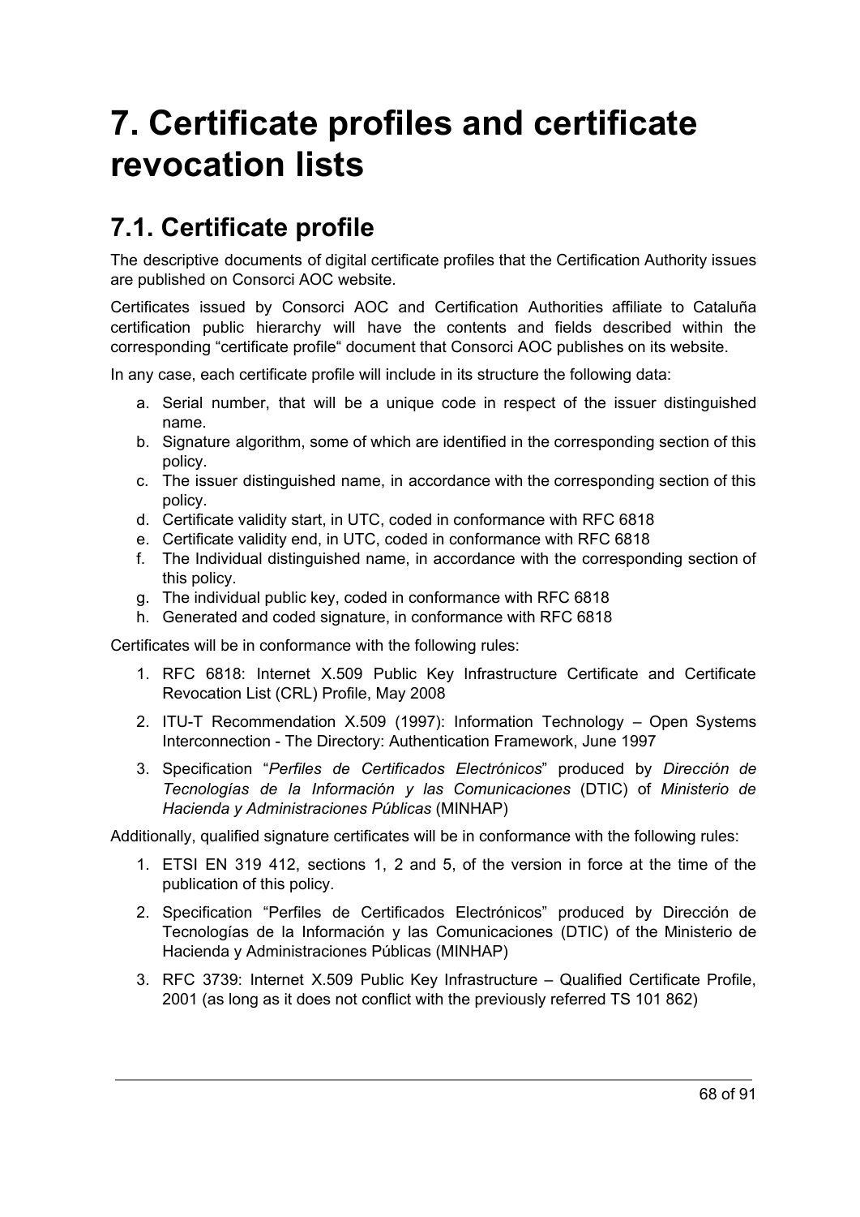# 7. Certificate profiles and certificate revocation lists

## 7.1. Certificate profile

The descriptive documents of digital certificate profiles that the Certification Authority issues are published on Consorci AOC website.

Certificates issued by Consorci AOC and Certification Authorities affiliate to Cataluña certification public hierarchy will have the contents and fields described within the corresponding "certificate profile" document that Consorci AOC publishes on its website.

In any case, each certificate profile will include in its structure the following data:

a. Serial number, that will be a unique code in respect of the issuer distinguished name.
b. Signature algorithm, some of which are identified in the corresponding section of this policy.
c. The issuer distinguished name, in accordance with the corresponding section of this policy.
d. Certificate validity start, in UTC, coded in conformance with RFC 6818
e. Certificate validity end, in UTC, coded in conformance with RFC 6818
f. The Individual distinguished name, in accordance with the corresponding section of this policy.
g. The individual public key, coded in conformance with RFC 6818
h. Generated and coded signature, in conformance with RFC 6818

Certificates will be in conformance with the following rules:

1. RFC 6818: Internet X.509 Public Key Infrastructure Certificate and Certificate Revocation List (CRL) Profile, May 2008
2. ITU-T Recommendation X.509 (1997): Information Technology – Open Systems Interconnection - The Directory: Authentication Framework, June 1997
3. Specification "*Perfiles de Certificados Electrónicos*" produced by *Dirección de Tecnologías de la Información y las Comunicaciones* (DTIC) of *Ministerio de Hacienda y Administraciones Públicas* (MINHAP)

Additionally, qualified signature certificates will be in conformance with the following rules:

1. ETSI EN 319 412, sections 1, 2 and 5, of the version in force at the time of the publication of this policy.
2. Specification "Perfiles de Certificados Electrónicos" produced by Dirección de Tecnologías de la Información y las Comunicaciones (DTIC) of the Ministerio de Hacienda y Administraciones Públicas (MINHAP)
3. RFC 3739: Internet X.509 Public Key Infrastructure – Qualified Certificate Profile, 2001 (as long as it does not conflict with the previously referred TS 101 862)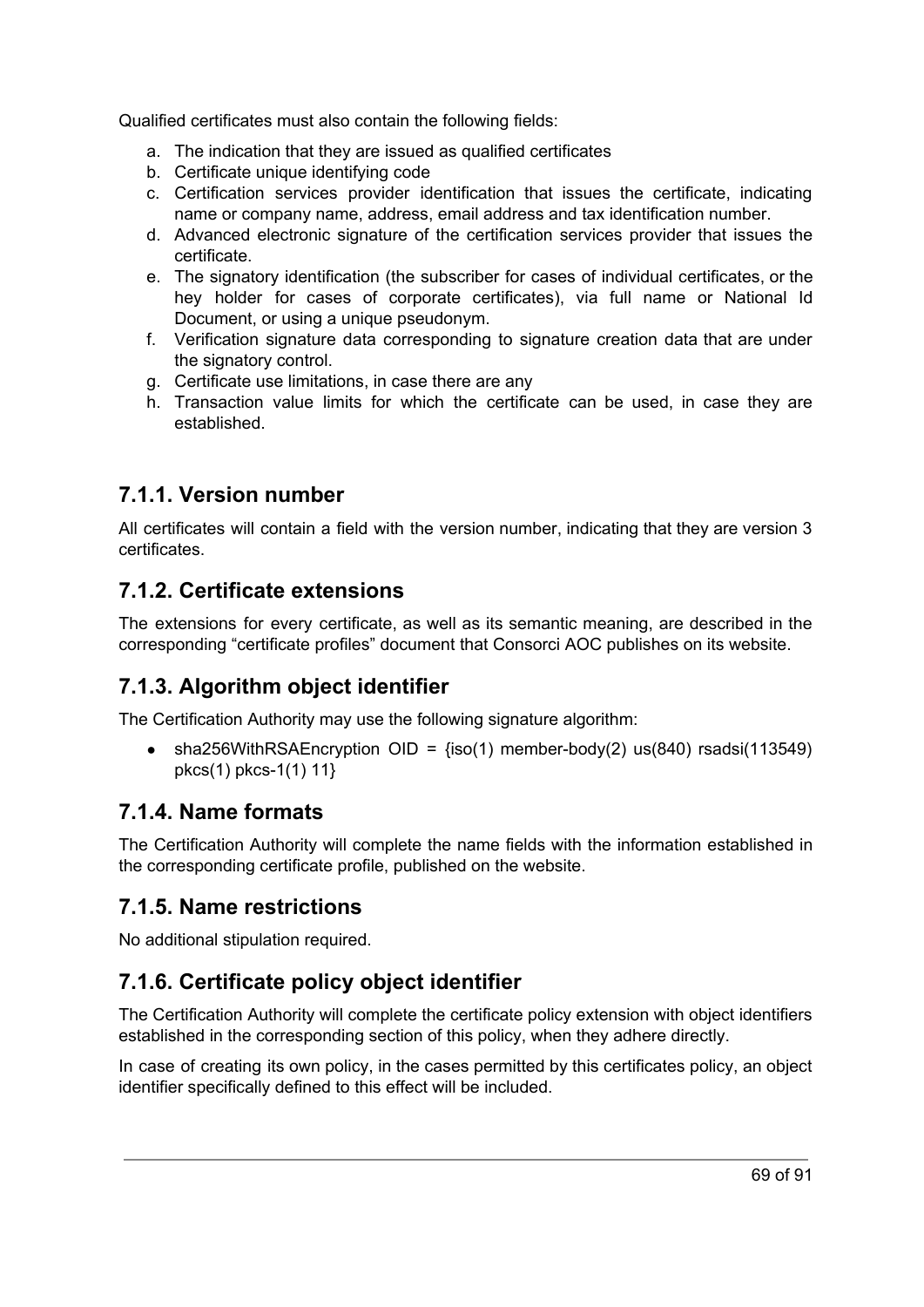Qualified certificates must also contain the following fields:

a. The indication that they are issued as qualified certificates
b. Certificate unique identifying code
c. Certification services provider identification that issues the certificate, indicating name or company name, address, email address and tax identification number.
d. Advanced electronic signature of the certification services provider that issues the certificate.
e. The signatory identification (the subscriber for cases of individual certificates, or the hey holder for cases of corporate certificates), via full name or National Id Document, or using a unique pseudonym.
f. Verification signature data corresponding to signature creation data that are under the signatory control.
g. Certificate use limitations, in case there are any
h. Transaction value limits for which the certificate can be used, in case they are established.

## 7.1.1. Version number

All certificates will contain a field with the version number, indicating that they are version 3 certificates.

## 7.1.2. Certificate extensions

The extensions for every certificate, as well as its semantic meaning, are described in the corresponding "certificate profiles" document that Consorci AOC publishes on its website.

## 7.1.3. Algorithm object identifier

The Certification Authority may use the following signature algorithm:

- sha256WithRSAEncryption OID = {iso(1) member-body(2) us(840) rsadsi(113549) pkcs(1) pkcs-1(1) 11}

## 7.1.4. Name formats

The Certification Authority will complete the name fields with the information established in the corresponding certificate profile, published on the website.

## 7.1.5. Name restrictions

No additional stipulation required.

## 7.1.6. Certificate policy object identifier

The Certification Authority will complete the certificate policy extension with object identifiers established in the corresponding section of this policy, when they adhere directly.

In case of creating its own policy, in the cases permitted by this certificates policy, an object identifier specifically defined to this effect will be included.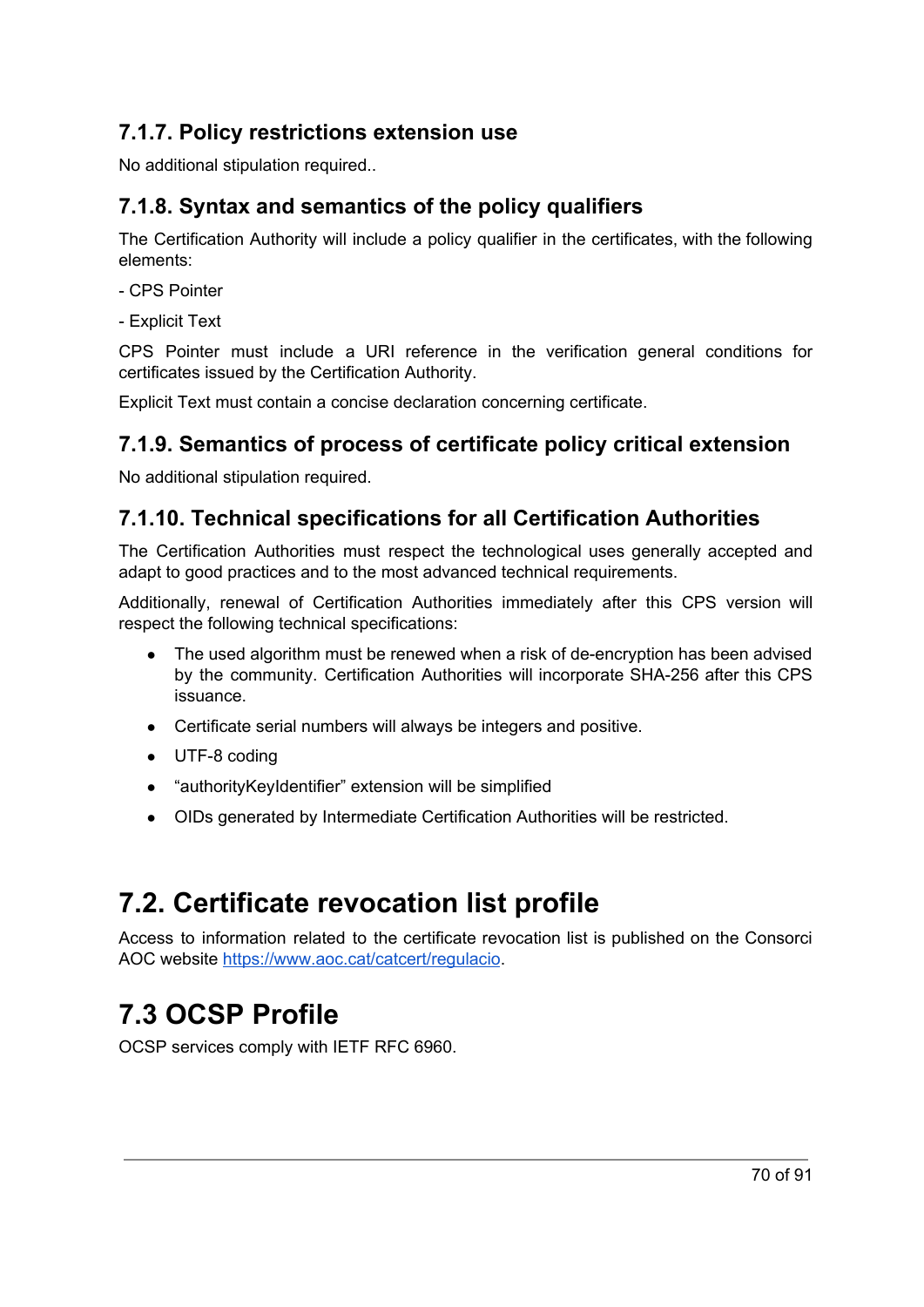### 7.1.7. Policy restrictions extension use

No additional stipulation required..

### 7.1.8. Syntax and semantics of the policy qualifiers

The Certification Authority will include a policy qualifier in the certificates, with the following elements:

- CPS Pointer

- Explicit Text

CPS Pointer must include a URI reference in the verification general conditions for certificates issued by the Certification Authority.

Explicit Text must contain a concise declaration concerning certificate.

### 7.1.9. Semantics of process of certificate policy critical extension

No additional stipulation required.

### 7.1.10. Technical specifications for all Certification Authorities

The Certification Authorities must respect the technological uses generally accepted and adapt to good practices and to the most advanced technical requirements.

Additionally, renewal of Certification Authorities immediately after this CPS version will respect the following technical specifications:

- The used algorithm must be renewed when a risk of de-encryption has been advised by the community. Certification Authorities will incorporate SHA-256 after this CPS issuance.
- Certificate serial numbers will always be integers and positive.
- UTF-8 coding
- “authorityKeyIdentifier” extension will be simplified
- OIDs generated by Intermediate Certification Authorities will be restricted.

## 7.2. Certificate revocation list profile

Access to information related to the certificate revocation list is published on the Consorci AOC website [https://www.aoc.cat/catcert/regulacio](https://www.aoc.cat/catcert/regulacio).

## 7.3 OCSP Profile

OCSP services comply with IETF RFC 6960.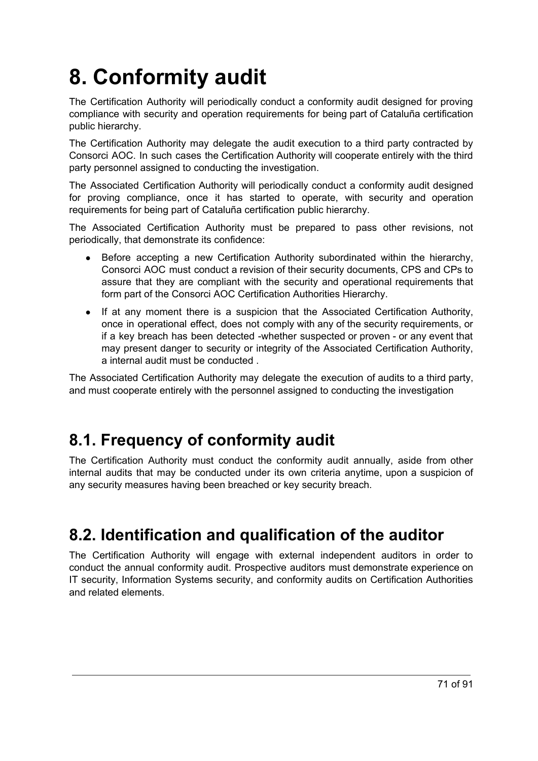# 8. Conformity audit

The Certification Authority will periodically conduct a conformity audit designed for proving compliance with security and operation requirements for being part of Cataluña certification public hierarchy.

The Certification Authority may delegate the audit execution to a third party contracted by Consorci AOC. In such cases the Certification Authority will cooperate entirely with the third party personnel assigned to conducting the investigation.

The Associated Certification Authority will periodically conduct a conformity audit designed for proving compliance, once it has started to operate, with security and operation requirements for being part of Cataluña certification public hierarchy.

The Associated Certification Authority must be prepared to pass other revisions, not periodically, that demonstrate its confidence:

- Before accepting a new Certification Authority subordinated within the hierarchy, Consorci AOC must conduct a revision of their security documents, CPS and CPs to assure that they are compliant with the security and operational requirements that form part of the Consorci AOC Certification Authorities Hierarchy.
- If at any moment there is a suspicion that the Associated Certification Authority, once in operational effect, does not comply with any of the security requirements, or if a key breach has been detected -whether suspected or proven - or any event that may present danger to security or integrity of the Associated Certification Authority, a internal audit must be conducted .

The Associated Certification Authority may delegate the execution of audits to a third party, and must cooperate entirely with the personnel assigned to conducting the investigation

## 8.1. Frequency of conformity audit

The Certification Authority must conduct the conformity audit annually, aside from other internal audits that may be conducted under its own criteria anytime, upon a suspicion of any security measures having been breached or key security breach.

## 8.2. Identification and qualification of the auditor

The Certification Authority will engage with external independent auditors in order to conduct the annual conformity audit. Prospective auditors must demonstrate experience on IT security, Information Systems security, and conformity audits on Certification Authorities and related elements.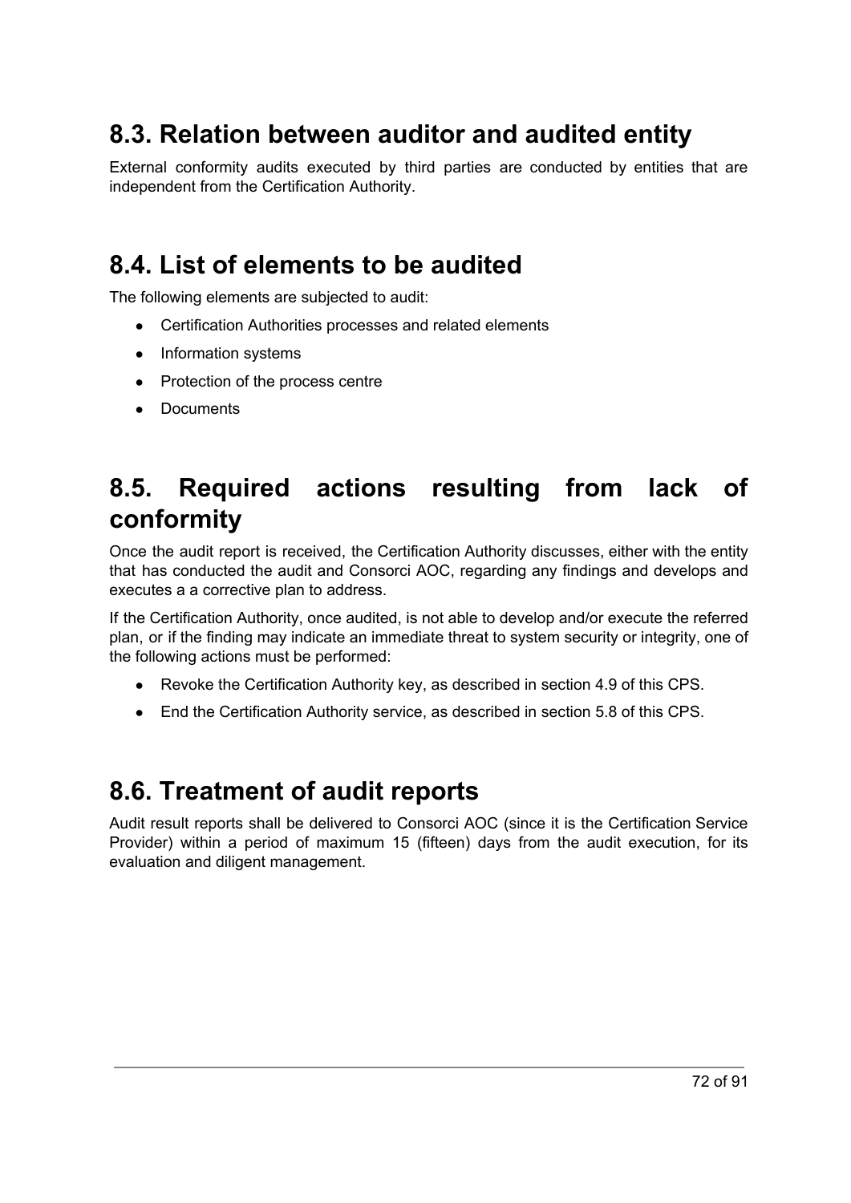## 8.3. Relation between auditor and audited entity

External conformity audits executed by third parties are conducted by entities that are independent from the Certification Authority.

## 8.4. List of elements to be audited

The following elements are subjected to audit:

- Certification Authorities processes and related elements
- Information systems
- Protection of the process centre
- Documents

## 8.5. Required actions resulting from lack of conformity

Once the audit report is received, the Certification Authority discusses, either with the entity that has conducted the audit and Consorci AOC, regarding any findings and develops and executes a a corrective plan to address.

If the Certification Authority, once audited, is not able to develop and/or execute the referred plan, or if the finding may indicate an immediate threat to system security or integrity, one of the following actions must be performed:

- Revoke the Certification Authority key, as described in section 4.9 of this CPS.
- End the Certification Authority service, as described in section 5.8 of this CPS.

## 8.6. Treatment of audit reports

Audit result reports shall be delivered to Consorci AOC (since it is the Certification Service Provider) within a period of maximum 15 (fifteen) days from the audit execution, for its evaluation and diligent management.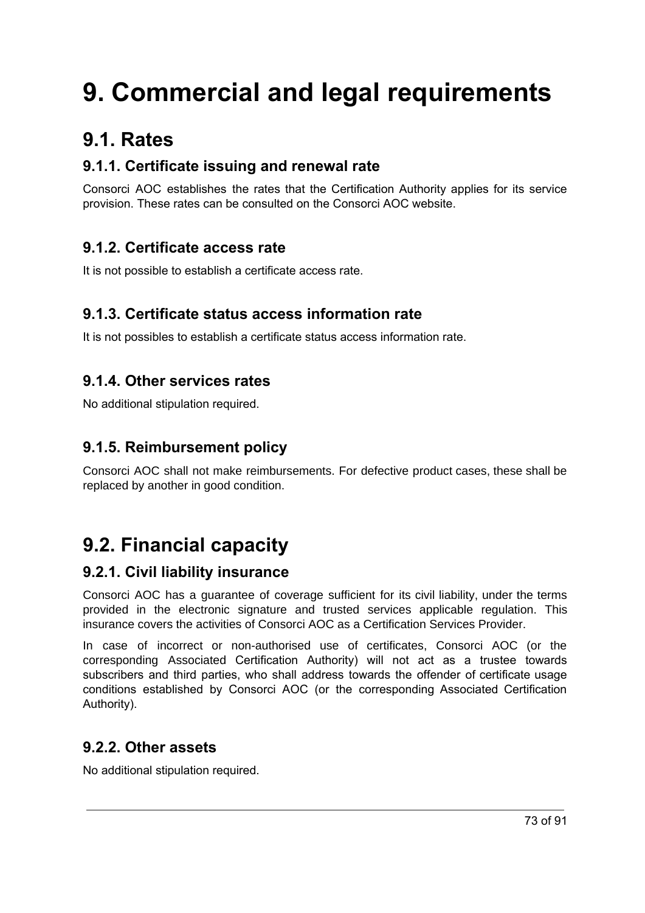# 9. Commercial and legal requirements

## 9.1. Rates

### 9.1.1. Certificate issuing and renewal rate

Consorci AOC establishes the rates that the Certification Authority applies for its service provision. These rates can be consulted on the Consorci AOC website.

### 9.1.2. Certificate access rate

It is not possible to establish a certificate access rate.

### 9.1.3. Certificate status access information rate

It is not possibles to establish a certificate status access information rate.

### 9.1.4. Other services rates

No additional stipulation required.

### 9.1.5. Reimbursement policy

Consorci AOC shall not make reimbursements. For defective product cases, these shall be replaced by another in good condition.

## 9.2. Financial capacity

### 9.2.1. Civil liability insurance

Consorci AOC has a guarantee of coverage sufficient for its civil liability, under the terms provided in the electronic signature and trusted services applicable regulation. This insurance covers the activities of Consorci AOC as a Certification Services Provider.

In case of incorrect or non-authorised use of certificates, Consorci AOC (or the corresponding Associated Certification Authority) will not act as a trustee towards subscribers and third parties, who shall address towards the offender of certificate usage conditions established by Consorci AOC (or the corresponding Associated Certification Authority).

### 9.2.2. Other assets

No additional stipulation required.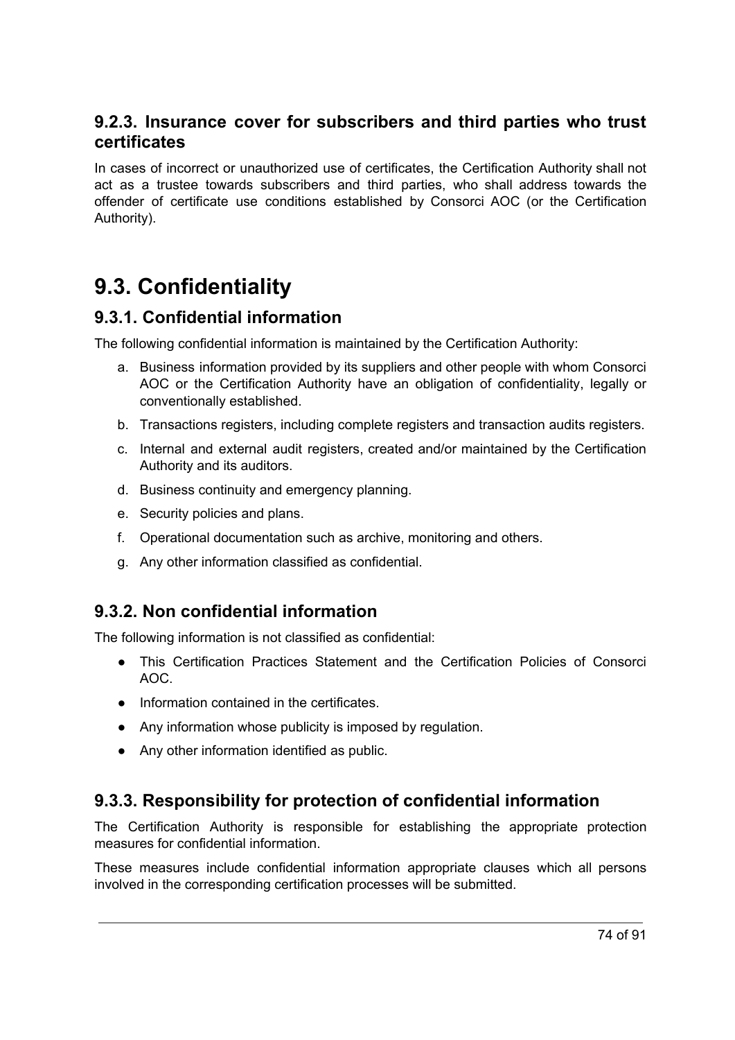### 9.2.3. Insurance cover for subscribers and third parties who trust certificates

In cases of incorrect or unauthorized use of certificates, the Certification Authority shall not act as a trustee towards subscribers and third parties, who shall address towards the offender of certificate use conditions established by Consorci AOC (or the Certification Authority).

## 9.3. Confidentiality

### 9.3.1. Confidential information

The following confidential information is maintained by the Certification Authority:

a. Business information provided by its suppliers and other people with whom Consorci AOC or the Certification Authority have an obligation of confidentiality, legally or conventionally established.
b. Transactions registers, including complete registers and transaction audits registers.
c. Internal and external audit registers, created and/or maintained by the Certification Authority and its auditors.
d. Business continuity and emergency planning.
e. Security policies and plans.
f. Operational documentation such as archive, monitoring and others.
g. Any other information classified as confidential.

### 9.3.2. Non confidential information

The following information is not classified as confidential:

- This Certification Practices Statement and the Certification Policies of Consorci AOC.
- Information contained in the certificates.
- Any information whose publicity is imposed by regulation.
- Any other information identified as public.

### 9.3.3. Responsibility for protection of confidential information

The Certification Authority is responsible for establishing the appropriate protection measures for confidential information.

These measures include confidential information appropriate clauses which all persons involved in the corresponding certification processes will be submitted.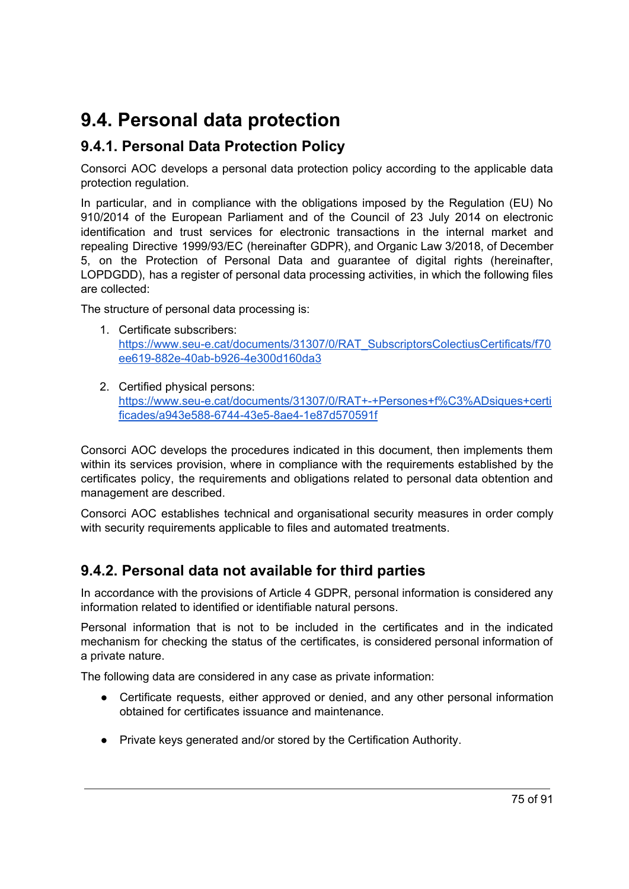# 9.4. Personal data protection

## 9.4.1. Personal Data Protection Policy

Consorci AOC develops a personal data protection policy according to the applicable data protection regulation.

In particular, and in compliance with the obligations imposed by the Regulation (EU) No 910/2014 of the European Parliament and of the Council of 23 July 2014 on electronic identification and trust services for electronic transactions in the internal market and repealing Directive 1999/93/EC (hereinafter GDPR), and Organic Law 3/2018, of December 5, on the Protection of Personal Data and guarantee of digital rights (hereinafter, LOPDGDD), has a register of personal data processing activities, in which the following files are collected:

The structure of personal data processing is:

1. Certificate subscribers: [https://www.seu-e.cat/documents/31307/0/RAT_SubscriptorsColectiusCertificats/f70ee619-882e-40ab-b926-4e300d160da3](https://www.seu-e.cat/documents/31307/0/RAT_SubscriptorsColectiusCertificats/f70ee619-882e-40ab-b926-4e300d160da3)

2. Certified physical persons: [https://www.seu-e.cat/documents/31307/0/RAT+-+Persones+f%C3%ADsiques+certificades/a943e588-6744-43e5-8ae4-1e87d570591f](https://www.seu-e.cat/documents/31307/0/RAT+-+Persones+f%C3%ADsiques+certificades/a943e588-6744-43e5-8ae4-1e87d570591f)

Consorci AOC develops the procedures indicated in this document, then implements them within its services provision, where in compliance with the requirements established by the certificates policy, the requirements and obligations related to personal data obtention and management are described.

Consorci AOC establishes technical and organisational security measures in order comply with security requirements applicable to files and automated treatments.

## 9.4.2. Personal data not available for third parties

In accordance with the provisions of Article 4 GDPR, personal information is considered any information related to identified or identifiable natural persons.

Personal information that is not to be included in the certificates and in the indicated mechanism for checking the status of the certificates, is considered personal information of a private nature.

The following data are considered in any case as private information:

- Certificate requests, either approved or denied, and any other personal information obtained for certificates issuance and maintenance.
- Private keys generated and/or stored by the Certification Authority.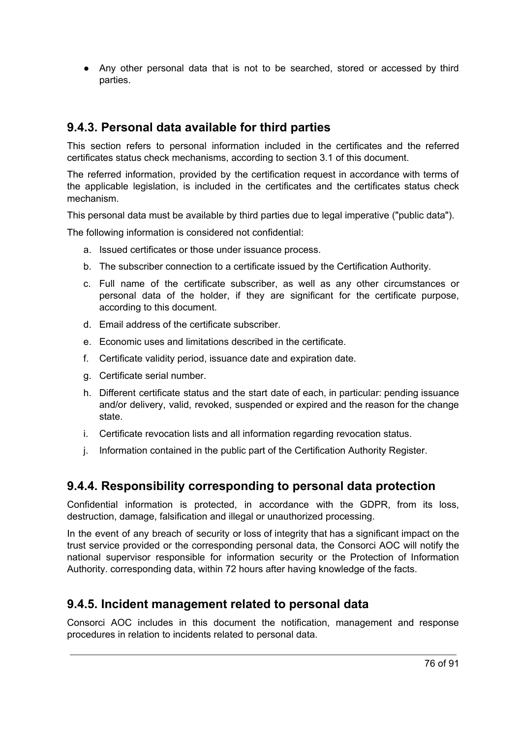- Any other personal data that is not to be searched, stored or accessed by third parties.

## 9.4.3. Personal data available for third parties

This section refers to personal information included in the certificates and the referred certificates status check mechanisms, according to section 3.1 of this document.

The referred information, provided by the certification request in accordance with terms of the applicable legislation, is included in the certificates and the certificates status check mechanism.

This personal data must be available by third parties due to legal imperative ("public data").

The following information is considered not confidential:

a. Issued certificates or those under issuance process.
b. The subscriber connection to a certificate issued by the Certification Authority.
c. Full name of the certificate subscriber, as well as any other circumstances or personal data of the holder, if they are significant for the certificate purpose, according to this document.
d. Email address of the certificate subscriber.
e. Economic uses and limitations described in the certificate.
f. Certificate validity period, issuance date and expiration date.
g. Certificate serial number.
h. Different certificate status and the start date of each, in particular: pending issuance and/or delivery, valid, revoked, suspended or expired and the reason for the change state.
i. Certificate revocation lists and all information regarding revocation status.
j. Information contained in the public part of the Certification Authority Register.

## 9.4.4. Responsibility corresponding to personal data protection

Confidential information is protected, in accordance with the GDPR, from its loss, destruction, damage, falsification and illegal or unauthorized processing.

In the event of any breach of security or loss of integrity that has a significant impact on the trust service provided or the corresponding personal data, the Consorci AOC will notify the national supervisor responsible for information security or the Protection of Information Authority. corresponding data, within 72 hours after having knowledge of the facts.

## 9.4.5. Incident management related to personal data

Consorci AOC includes in this document the notification, management and response procedures in relation to incidents related to personal data.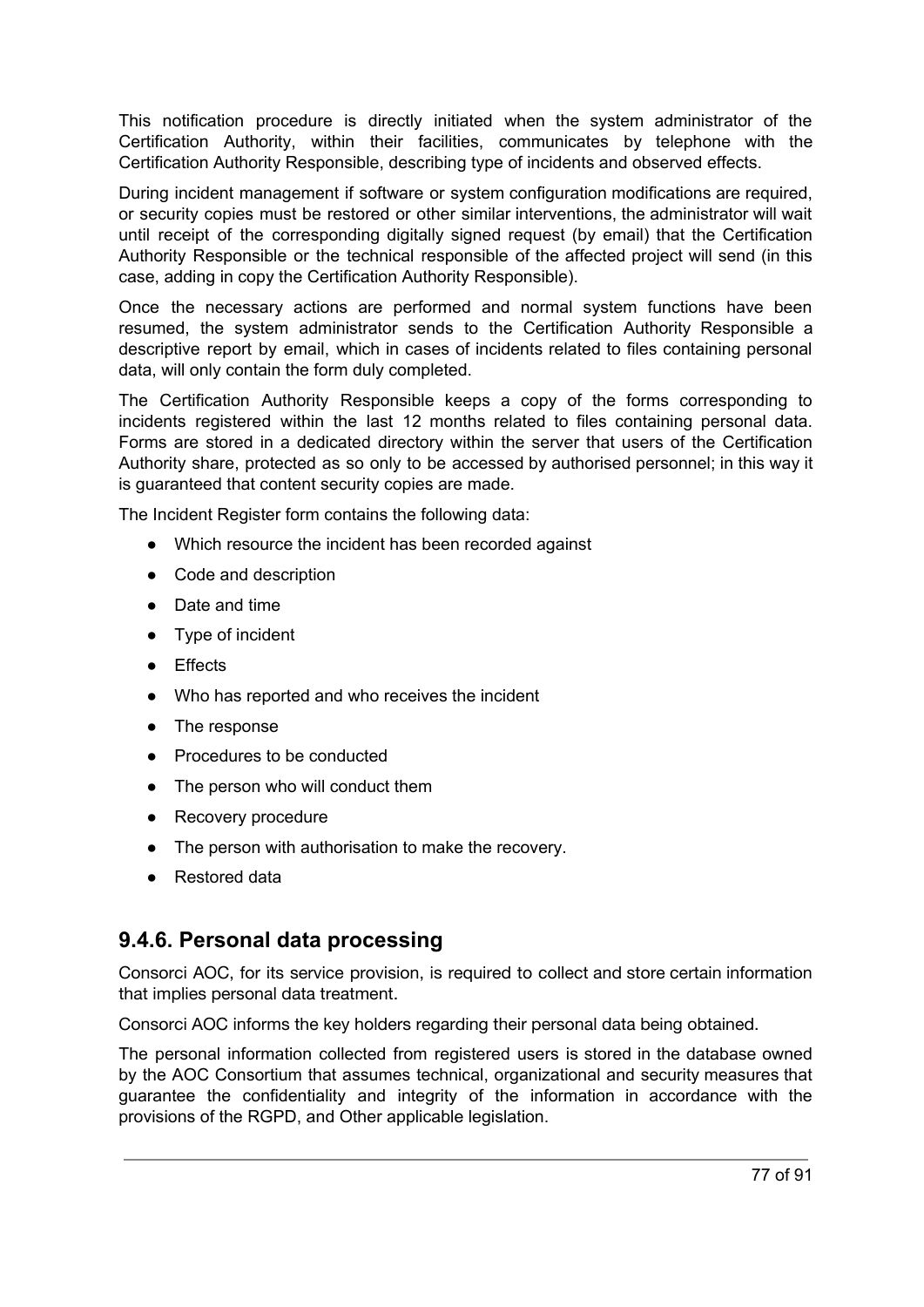This notification procedure is directly initiated when the system administrator of the Certification Authority, within their facilities, communicates by telephone with the Certification Authority Responsible, describing type of incidents and observed effects.

During incident management if software or system configuration modifications are required, or security copies must be restored or other similar interventions, the administrator will wait until receipt of the corresponding digitally signed request (by email) that the Certification Authority Responsible or the technical responsible of the affected project will send (in this case, adding in copy the Certification Authority Responsible).

Once the necessary actions are performed and normal system functions have been resumed, the system administrator sends to the Certification Authority Responsible a descriptive report by email, which in cases of incidents related to files containing personal data, will only contain the form duly completed.

The Certification Authority Responsible keeps a copy of the forms corresponding to incidents registered within the last 12 months related to files containing personal data. Forms are stored in a dedicated directory within the server that users of the Certification Authority share, protected as so only to be accessed by authorised personnel; in this way it is guaranteed that content security copies are made.

The Incident Register form contains the following data:

- Which resource the incident has been recorded against
- Code and description
- Date and time
- Type of incident
- Effects
- Who has reported and who receives the incident
- The response
- Procedures to be conducted
- The person who will conduct them
- Recovery procedure
- The person with authorisation to make the recovery.
- Restored data

## 9.4.6. Personal data processing

Consorci AOC, for its service provision, is required to collect and store certain information that implies personal data treatment.

Consorci AOC informs the key holders regarding their personal data being obtained.

The personal information collected from registered users is stored in the database owned by the AOC Consortium that assumes technical, organizational and security measures that guarantee the confidentiality and integrity of the information in accordance with the provisions of the RGPD, and Other applicable legislation.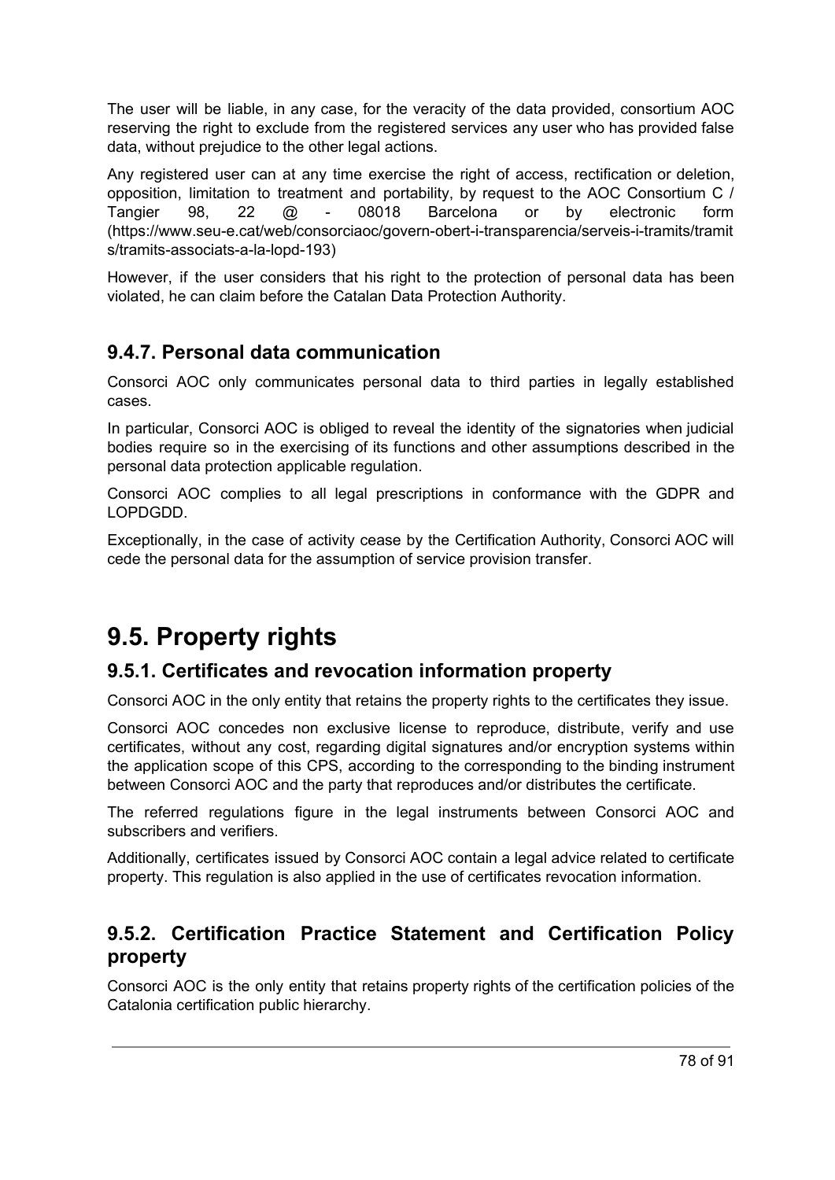The user will be liable, in any case, for the veracity of the data provided, consortium AOC reserving the right to exclude from the registered services any user who has provided false data, without prejudice to the other legal actions.

Any registered user can at any time exercise the right of access, rectification or deletion, opposition, limitation to treatment and portability, by request to the AOC Consortium C / Tangier 98, 22 @ - 08018 Barcelona or by electronic form (https://www.seu-e.cat/web/consorciaoc/govern-obert-i-transparencia/serveis-i-tramits/tramits/tramits-associats-a-la-lopd-193)

However, if the user considers that his right to the protection of personal data has been violated, he can claim before the Catalan Data Protection Authority.

### 9.4.7. Personal data communication

Consorci AOC only communicates personal data to third parties in legally established cases.

In particular, Consorci AOC is obliged to reveal the identity of the signatories when judicial bodies require so in the exercising of its functions and other assumptions described in the personal data protection applicable regulation.

Consorci AOC complies to all legal prescriptions in conformance with the GDPR and LOPDGDD.

Exceptionally, in the case of activity cease by the Certification Authority, Consorci AOC will cede the personal data for the assumption of service provision transfer.

## 9.5. Property rights

### 9.5.1. Certificates and revocation information property

Consorci AOC in the only entity that retains the property rights to the certificates they issue.

Consorci AOC concedes non exclusive license to reproduce, distribute, verify and use certificates, without any cost, regarding digital signatures and/or encryption systems within the application scope of this CPS, according to the corresponding to the binding instrument between Consorci AOC and the party that reproduces and/or distributes the certificate.

The referred regulations figure in the legal instruments between Consorci AOC and subscribers and verifiers.

Additionally, certificates issued by Consorci AOC contain a legal advice related to certificate property. This regulation is also applied in the use of certificates revocation information.

### 9.5.2. Certification Practice Statement and Certification Policy property

Consorci AOC is the only entity that retains property rights of the certification policies of the Catalonia certification public hierarchy.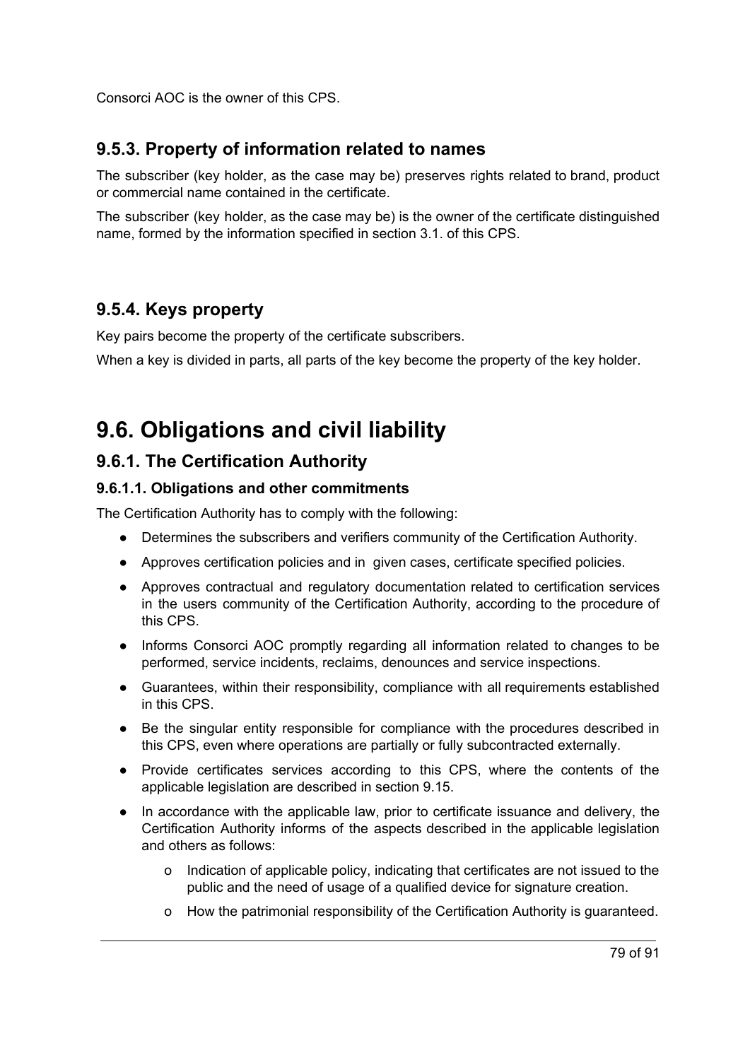Consorci AOC is the owner of this CPS.

### 9.5.3. Property of information related to names

The subscriber (key holder, as the case may be) preserves rights related to brand, product or commercial name contained in the certificate.

The subscriber (key holder, as the case may be) is the owner of the certificate distinguished name, formed by the information specified in section 3.1. of this CPS.

### 9.5.4. Keys property

Key pairs become the property of the certificate subscribers.

When a key is divided in parts, all parts of the key become the property of the key holder.

## 9.6. Obligations and civil liability

### 9.6.1. The Certification Authority

#### 9.6.1.1. Obligations and other commitments

The Certification Authority has to comply with the following:

- Determines the subscribers and verifiers community of the Certification Authority.
- Approves certification policies and in given cases, certificate specified policies.
- Approves contractual and regulatory documentation related to certification services in the users community of the Certification Authority, according to the procedure of this CPS.
- Informs Consorci AOC promptly regarding all information related to changes to be performed, service incidents, reclaims, denounces and service inspections.
- Guarantees, within their responsibility, compliance with all requirements established in this CPS.
- Be the singular entity responsible for compliance with the procedures described in this CPS, even where operations are partially or fully subcontracted externally.
- Provide certificates services according to this CPS, where the contents of the applicable legislation are described in section 9.15.
- In accordance with the applicable law, prior to certificate issuance and delivery, the Certification Authority informs of the aspects described in the applicable legislation and others as follows:
    - Indication of applicable policy, indicating that certificates are not issued to the public and the need of usage of a qualified device for signature creation.
    - How the patrimonial responsibility of the Certification Authority is guaranteed.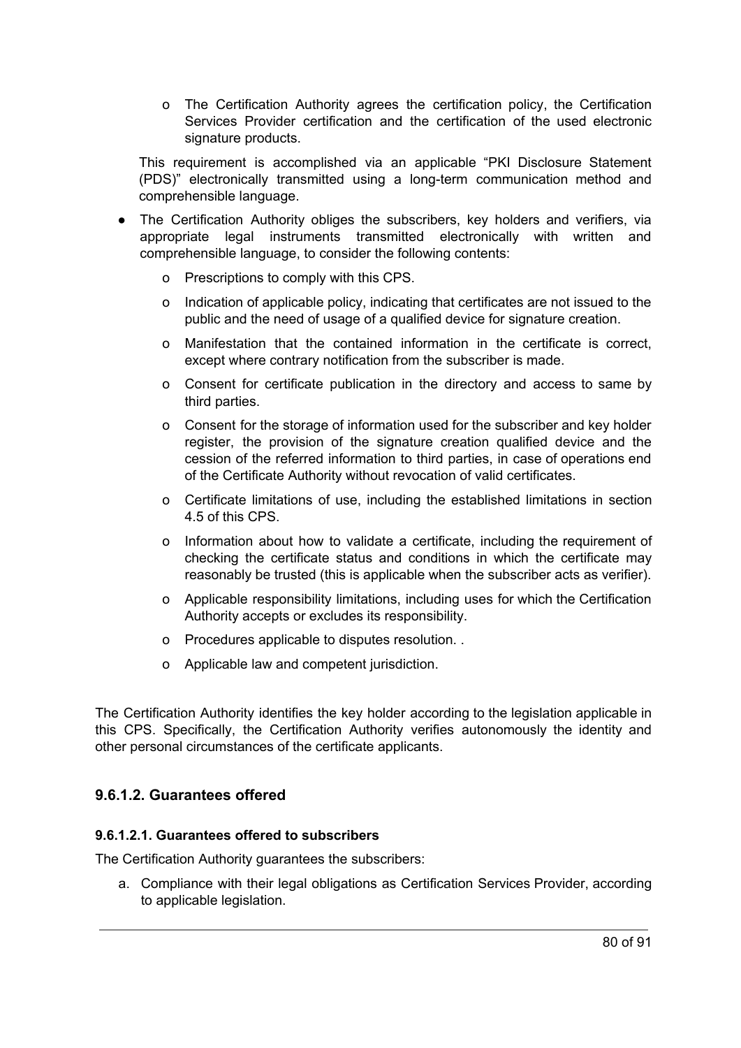- The Certification Authority agrees the certification policy, the Certification Services Provider certification and the certification of the used electronic signature products.

  This requirement is accomplished via an applicable "PKI Disclosure Statement (PDS)" electronically transmitted using a long-term communication method and comprehensible language.

- The Certification Authority obliges the subscribers, key holders and verifiers, via appropriate legal instruments transmitted electronically with written and comprehensible language, to consider the following contents:
  - Prescriptions to comply with this CPS.
  - Indication of applicable policy, indicating that certificates are not issued to the public and the need of usage of a qualified device for signature creation.
  - Manifestation that the contained information in the certificate is correct, except where contrary notification from the subscriber is made.
  - Consent for certificate publication in the directory and access to same by third parties.
  - Consent for the storage of information used for the subscriber and key holder register, the provision of the signature creation qualified device and the cession of the referred information to third parties, in case of operations end of the Certificate Authority without revocation of valid certificates.
  - Certificate limitations of use, including the established limitations in section 4.5 of this CPS.
  - Information about how to validate a certificate, including the requirement of checking the certificate status and conditions in which the certificate may reasonably be trusted (this is applicable when the subscriber acts as verifier).
  - Applicable responsibility limitations, including uses for which the Certification Authority accepts or excludes its responsibility.
  - Procedures applicable to disputes resolution. .
  - Applicable law and competent jurisdiction.

The Certification Authority identifies the key holder according to the legislation applicable in this CPS. Specifically, the Certification Authority verifies autonomously the identity and other personal circumstances of the certificate applicants.

### 9.6.1.2. Guarantees offered

#### 9.6.1.2.1. Guarantees offered to subscribers

The Certification Authority guarantees the subscribers:

a. Compliance with their legal obligations as Certification Services Provider, according to applicable legislation.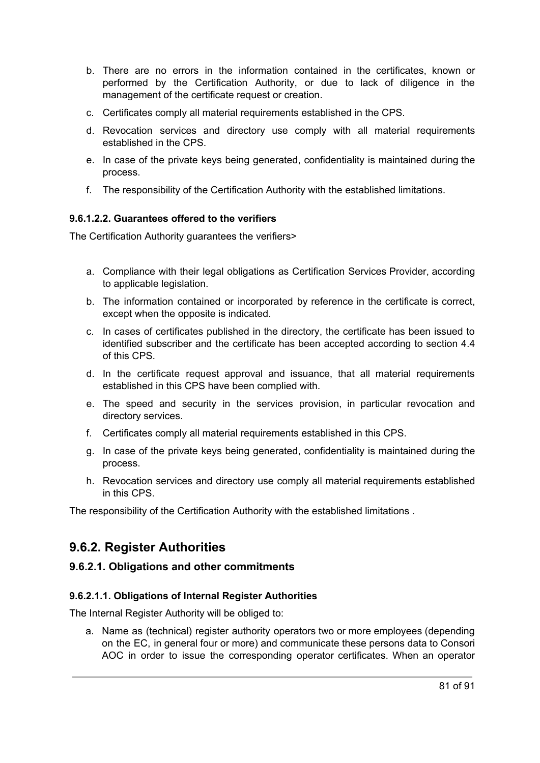b. There are no errors in the information contained in the certificates, known or performed by the Certification Authority, or due to lack of diligence in the management of the certificate request or creation.

c. Certificates comply all material requirements established in the CPS.

d. Revocation services and directory use comply with all material requirements established in the CPS.

e. In case of the private keys being generated, confidentiality is maintained during the process.

f. The responsibility of the Certification Authority with the established limitations.

#### 9.6.1.2.2. Guarantees offered to the verifiers

The Certification Authority guarantees the verifiers>

a. Compliance with their legal obligations as Certification Services Provider, according to applicable legislation.
b. The information contained or incorporated by reference in the certificate is correct, except when the opposite is indicated.
c. In cases of certificates published in the directory, the certificate has been issued to identified subscriber and the certificate has been accepted according to section 4.4 of this CPS.
d. In the certificate request approval and issuance, that all material requirements established in this CPS have been complied with.
e. The speed and security in the services provision, in particular revocation and directory services.
f. Certificates comply all material requirements established in this CPS.
g. In case of the private keys being generated, confidentiality is maintained during the process.
h. Revocation services and directory use comply all material requirements established in this CPS.

The responsibility of the Certification Authority with the established limitations .

## 9.6.2. Register Authorities

### 9.6.2.1. Obligations and other commitments

#### 9.6.2.1.1. Obligations of Internal Register Authorities

The Internal Register Authority will be obliged to:

a. Name as (technical) register authority operators two or more employees (depending on the EC, in general four or more) and communicate these persons data to Consori AOC in order to issue the corresponding operator certificates. When an operator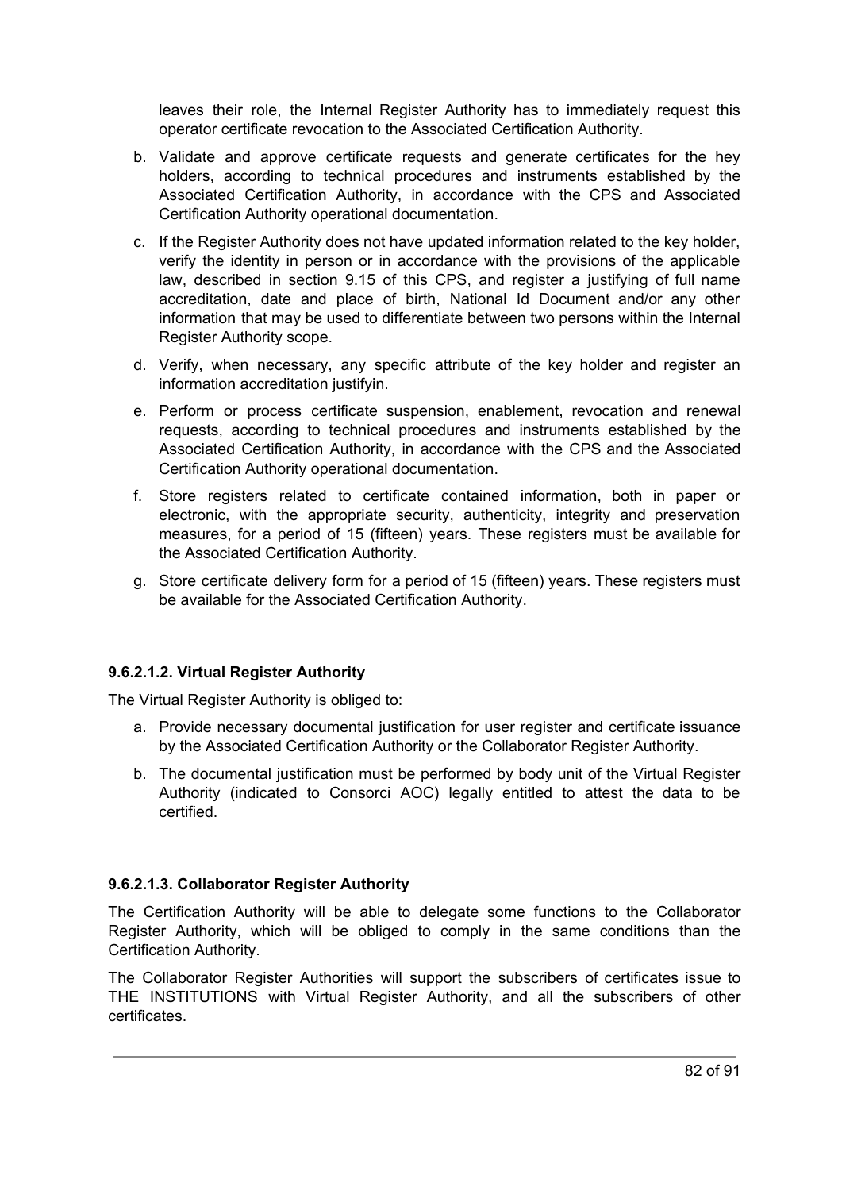leaves their role, the Internal Register Authority has to immediately request this operator certificate revocation to the Associated Certification Authority.

b. Validate and approve certificate requests and generate certificates for the hey holders, according to technical procedures and instruments established by the Associated Certification Authority, in accordance with the CPS and Associated Certification Authority operational documentation.

c. If the Register Authority does not have updated information related to the key holder, verify the identity in person or in accordance with the provisions of the applicable law, described in section 9.15 of this CPS, and register a justifying of full name accreditation, date and place of birth, National Id Document and/or any other information that may be used to differentiate between two persons within the Internal Register Authority scope.

d. Verify, when necessary, any specific attribute of the key holder and register an information accreditation justifyin.

e. Perform or process certificate suspension, enablement, revocation and renewal requests, according to technical procedures and instruments established by the Associated Certification Authority, in accordance with the CPS and the Associated Certification Authority operational documentation.

f. Store registers related to certificate contained information, both in paper or electronic, with the appropriate security, authenticity, integrity and preservation measures, for a period of 15 (fifteen) years. These registers must be available for the Associated Certification Authority.

g. Store certificate delivery form for a period of 15 (fifteen) years. These registers must be available for the Associated Certification Authority.

#### 9.6.2.1.2. Virtual Register Authority

The Virtual Register Authority is obliged to:

a. Provide necessary documental justification for user register and certificate issuance by the Associated Certification Authority or the Collaborator Register Authority.

b. The documental justification must be performed by body unit of the Virtual Register Authority (indicated to Consorci AOC) legally entitled to attest the data to be certified.

#### 9.6.2.1.3. Collaborator Register Authority

The Certification Authority will be able to delegate some functions to the Collaborator Register Authority, which will be obliged to comply in the same conditions than the Certification Authority.

The Collaborator Register Authorities will support the subscribers of certificates issue to THE INSTITUTIONS with Virtual Register Authority, and all the subscribers of other certificates.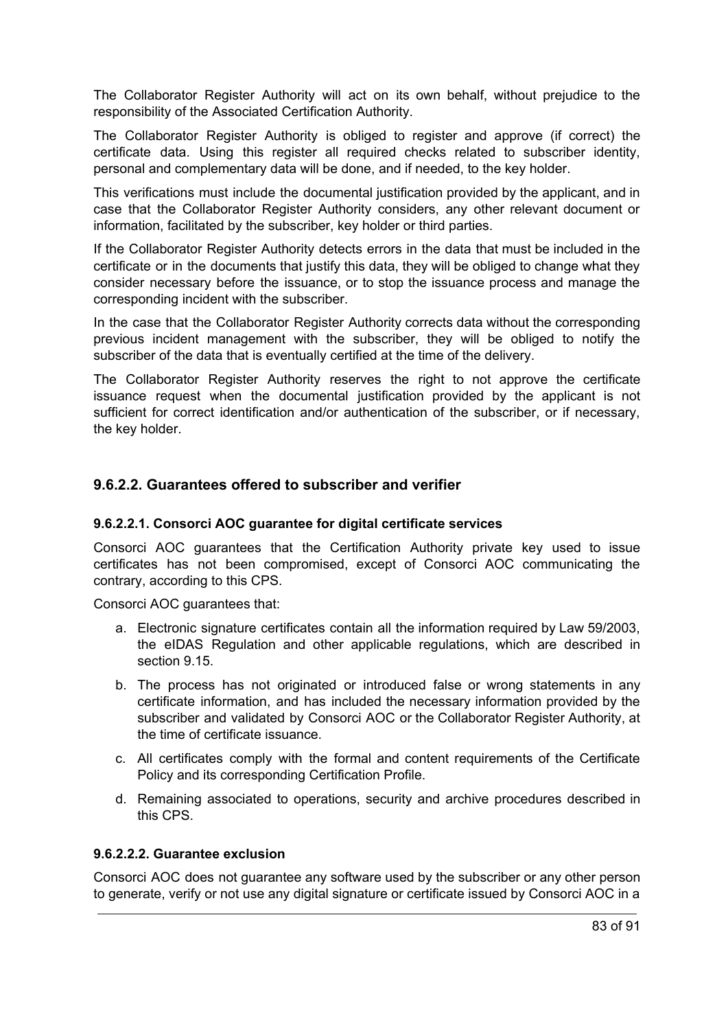The Collaborator Register Authority will act on its own behalf, without prejudice to the responsibility of the Associated Certification Authority.

The Collaborator Register Authority is obliged to register and approve (if correct) the certificate data. Using this register all required checks related to subscriber identity, personal and complementary data will be done, and if needed, to the key holder.

This verifications must include the documental justification provided by the applicant, and in case that the Collaborator Register Authority considers, any other relevant document or information, facilitated by the subscriber, key holder or third parties.

If the Collaborator Register Authority detects errors in the data that must be included in the certificate or in the documents that justify this data, they will be obliged to change what they consider necessary before the issuance, or to stop the issuance process and manage the corresponding incident with the subscriber.

In the case that the Collaborator Register Authority corrects data without the corresponding previous incident management with the subscriber, they will be obliged to notify the subscriber of the data that is eventually certified at the time of the delivery.

The Collaborator Register Authority reserves the right to not approve the certificate issuance request when the documental justification provided by the applicant is not sufficient for correct identification and/or authentication of the subscriber, or if necessary, the key holder.

### 9.6.2.2. Guarantees offered to subscriber and verifier

#### 9.6.2.2.1. Consorci AOC guarantee for digital certificate services

Consorci AOC guarantees that the Certification Authority private key used to issue certificates has not been compromised, except of Consorci AOC communicating the contrary, according to this CPS.

Consorci AOC guarantees that:

a. Electronic signature certificates contain all the information required by Law 59/2003, the eIDAS Regulation and other applicable regulations, which are described in section 9.15.

b. The process has not originated or introduced false or wrong statements in any certificate information, and has included the necessary information provided by the subscriber and validated by Consorci AOC or the Collaborator Register Authority, at the time of certificate issuance.

c. All certificates comply with the formal and content requirements of the Certificate Policy and its corresponding Certification Profile.

d. Remaining associated to operations, security and archive procedures described in this CPS.

#### 9.6.2.2.2. Guarantee exclusion

Consorci AOC does not guarantee any software used by the subscriber or any other person to generate, verify or not use any digital signature or certificate issued by Consorci AOC in a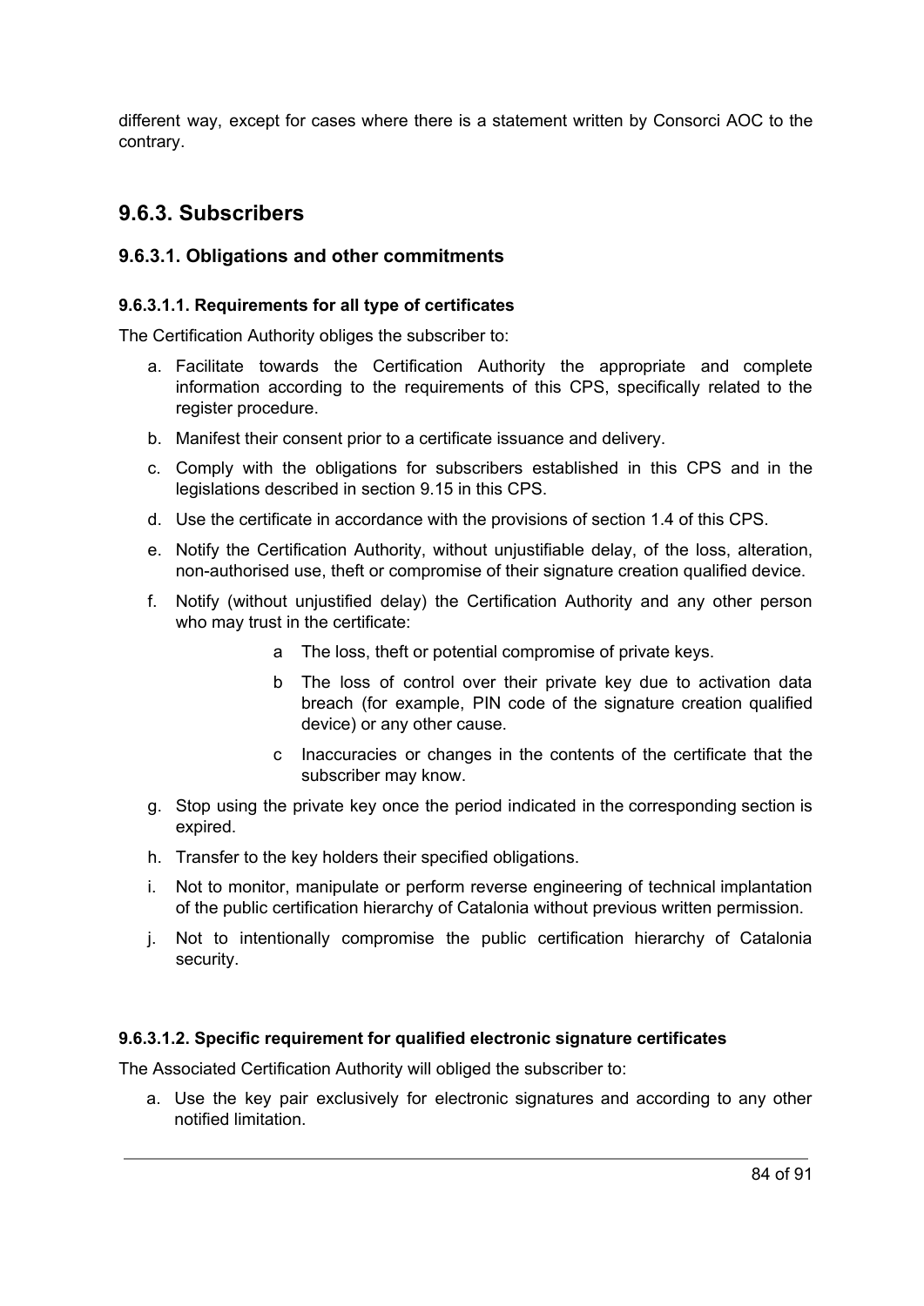different way, except for cases where there is a statement written by Consorci AOC to the contrary.

## 9.6.3. Subscribers

### 9.6.3.1. Obligations and other commitments

#### 9.6.3.1.1. Requirements for all type of certificates

The Certification Authority obliges the subscriber to:

a. Facilitate towards the Certification Authority the appropriate and complete information according to the requirements of this CPS, specifically related to the register procedure.

b. Manifest their consent prior to a certificate issuance and delivery.

c. Comply with the obligations for subscribers established in this CPS and in the legislations described in section 9.15 in this CPS.

d. Use the certificate in accordance with the provisions of section 1.4 of this CPS.

e. Notify the Certification Authority, without unjustifiable delay, of the loss, alteration, non-authorised use, theft or compromise of their signature creation qualified device.

f. Notify (without unjustified delay) the Certification Authority and any other person who may trust in the certificate:

    a The loss, theft or potential compromise of private keys.

    b The loss of control over their private key due to activation data breach (for example, PIN code of the signature creation qualified device) or any other cause.

    c Inaccuracies or changes in the contents of the certificate that the subscriber may know.

g. Stop using the private key once the period indicated in the corresponding section is expired.

h. Transfer to the key holders their specified obligations.

i. Not to monitor, manipulate or perform reverse engineering of technical implantation of the public certification hierarchy of Catalonia without previous written permission.

j. Not to intentionally compromise the public certification hierarchy of Catalonia security.

#### 9.6.3.1.2. Specific requirement for qualified electronic signature certificates

The Associated Certification Authority will obliged the subscriber to:

a. Use the key pair exclusively for electronic signatures and according to any other notified limitation.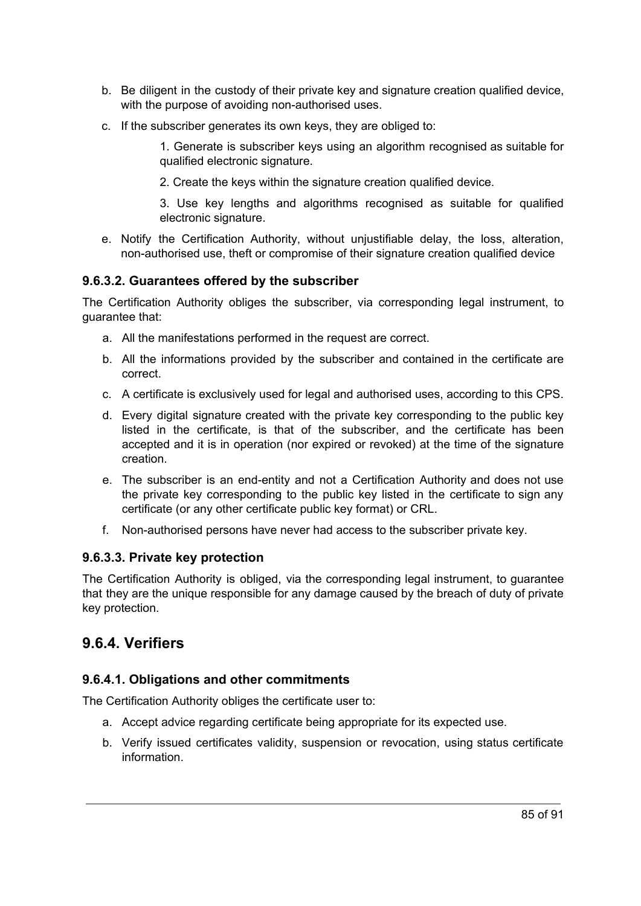b. Be diligent in the custody of their private key and signature creation qualified device, with the purpose of avoiding non-authorised uses.

c. If the subscriber generates its own keys, they are obliged to:

   1. Generate is subscriber keys using an algorithm recognised as suitable for qualified electronic signature.

   2. Create the keys within the signature creation qualified device.

   3. Use key lengths and algorithms recognised as suitable for qualified electronic signature.

e. Notify the Certification Authority, without unjustifiable delay, the loss, alteration, non-authorised use, theft or compromise of their signature creation qualified device

### 9.6.3.2. Guarantees offered by the subscriber

The Certification Authority obliges the subscriber, via corresponding legal instrument, to guarantee that:

a. All the manifestations performed in the request are correct.

b. All the informations provided by the subscriber and contained in the certificate are correct.

c. A certificate is exclusively used for legal and authorised uses, according to this CPS.

d. Every digital signature created with the private key corresponding to the public key listed in the certificate, is that of the subscriber, and the certificate has been accepted and it is in operation (nor expired or revoked) at the time of the signature creation.

e. The subscriber is an end-entity and not a Certification Authority and does not use the private key corresponding to the public key listed in the certificate to sign any certificate (or any other certificate public key format) or CRL.

f. Non-authorised persons have never had access to the subscriber private key.

### 9.6.3.3. Private key protection

The Certification Authority is obliged, via the corresponding legal instrument, to guarantee that they are the unique responsible for any damage caused by the breach of duty of private key protection.

## 9.6.4. Verifiers

### 9.6.4.1. Obligations and other commitments

The Certification Authority obliges the certificate user to:

a. Accept advice regarding certificate being appropriate for its expected use.

b. Verify issued certificates validity, suspension or revocation, using status certificate information.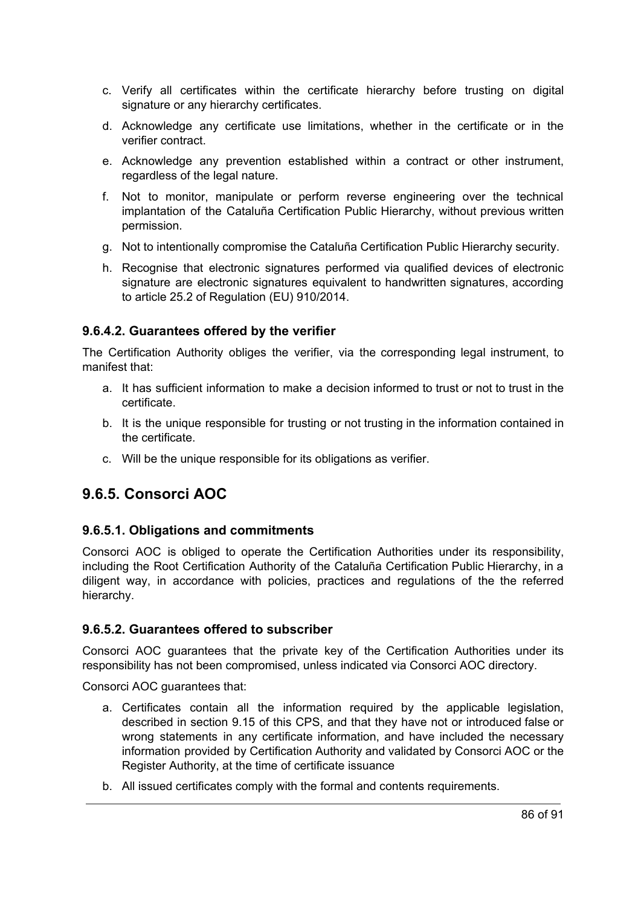c. Verify all certificates within the certificate hierarchy before trusting on digital signature or any hierarchy certificates.

d. Acknowledge any certificate use limitations, whether in the certificate or in the verifier contract.

e. Acknowledge any prevention established within a contract or other instrument, regardless of the legal nature.

f. Not to monitor, manipulate or perform reverse engineering over the technical implantation of the Cataluña Certification Public Hierarchy, without previous written permission.

g. Not to intentionally compromise the Cataluña Certification Public Hierarchy security.

h. Recognise that electronic signatures performed via qualified devices of electronic signature are electronic signatures equivalent to handwritten signatures, according to article 25.2 of Regulation (EU) 910/2014.

### 9.6.4.2. Guarantees offered by the verifier

The Certification Authority obliges the verifier, via the corresponding legal instrument, to manifest that:

a. It has sufficient information to make a decision informed to trust or not to trust in the certificate.

b. It is the unique responsible for trusting or not trusting in the information contained in the certificate.

c. Will be the unique responsible for its obligations as verifier.

## 9.6.5. Consorci AOC

### 9.6.5.1. Obligations and commitments

Consorci AOC is obliged to operate the Certification Authorities under its responsibility, including the Root Certification Authority of the Cataluña Certification Public Hierarchy, in a diligent way, in accordance with policies, practices and regulations of the the referred hierarchy.

### 9.6.5.2. Guarantees offered to subscriber

Consorci AOC guarantees that the private key of the Certification Authorities under its responsibility has not been compromised, unless indicated via Consorci AOC directory.

Consorci AOC guarantees that:

a. Certificates contain all the information required by the applicable legislation, described in section 9.15 of this CPS, and that they have not or introduced false or wrong statements in any certificate information, and have included the necessary information provided by Certification Authority and validated by Consorci AOC or the Register Authority, at the time of certificate issuance

b. All issued certificates comply with the formal and contents requirements.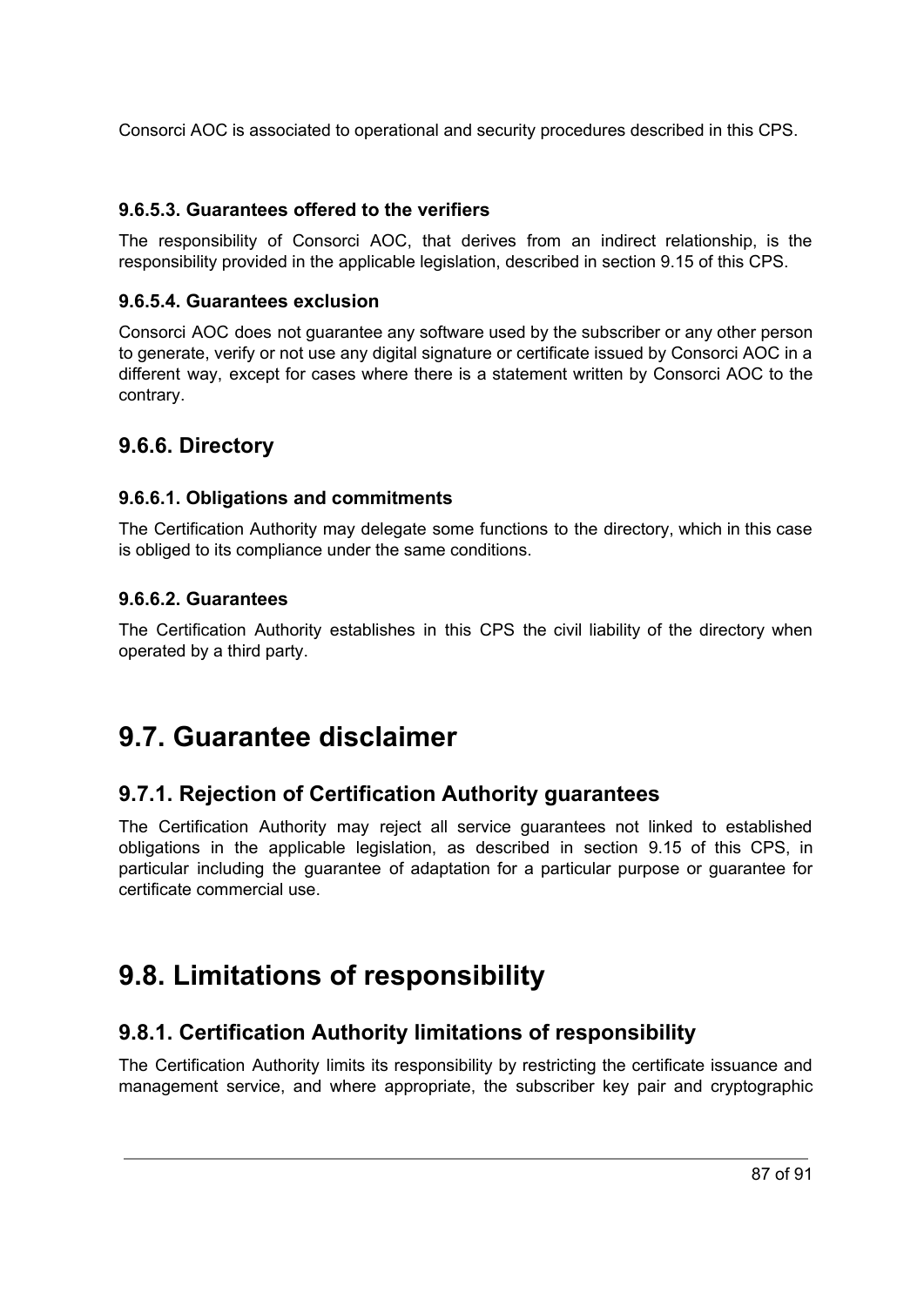Consorci AOC is associated to operational and security procedures described in this CPS.

#### 9.6.5.3. Guarantees offered to the verifiers

The responsibility of Consorci AOC, that derives from an indirect relationship, is the responsibility provided in the applicable legislation, described in section 9.15 of this CPS.

#### 9.6.5.4. Guarantees exclusion

Consorci AOC does not guarantee any software used by the subscriber or any other person to generate, verify or not use any digital signature or certificate issued by Consorci AOC in a different way, except for cases where there is a statement written by Consorci AOC to the contrary.

### 9.6.6. Directory

#### 9.6.6.1. Obligations and commitments

The Certification Authority may delegate some functions to the directory, which in this case is obliged to its compliance under the same conditions.

#### 9.6.6.2. Guarantees

The Certification Authority establishes in this CPS the civil liability of the directory when operated by a third party.

## 9.7. Guarantee disclaimer

### 9.7.1. Rejection of Certification Authority guarantees

The Certification Authority may reject all service guarantees not linked to established obligations in the applicable legislation, as described in section 9.15 of this CPS, in particular including the guarantee of adaptation for a particular purpose or guarantee for certificate commercial use.

## 9.8. Limitations of responsibility

### 9.8.1. Certification Authority limitations of responsibility

The Certification Authority limits its responsibility by restricting the certificate issuance and management service, and where appropriate, the subscriber key pair and cryptographic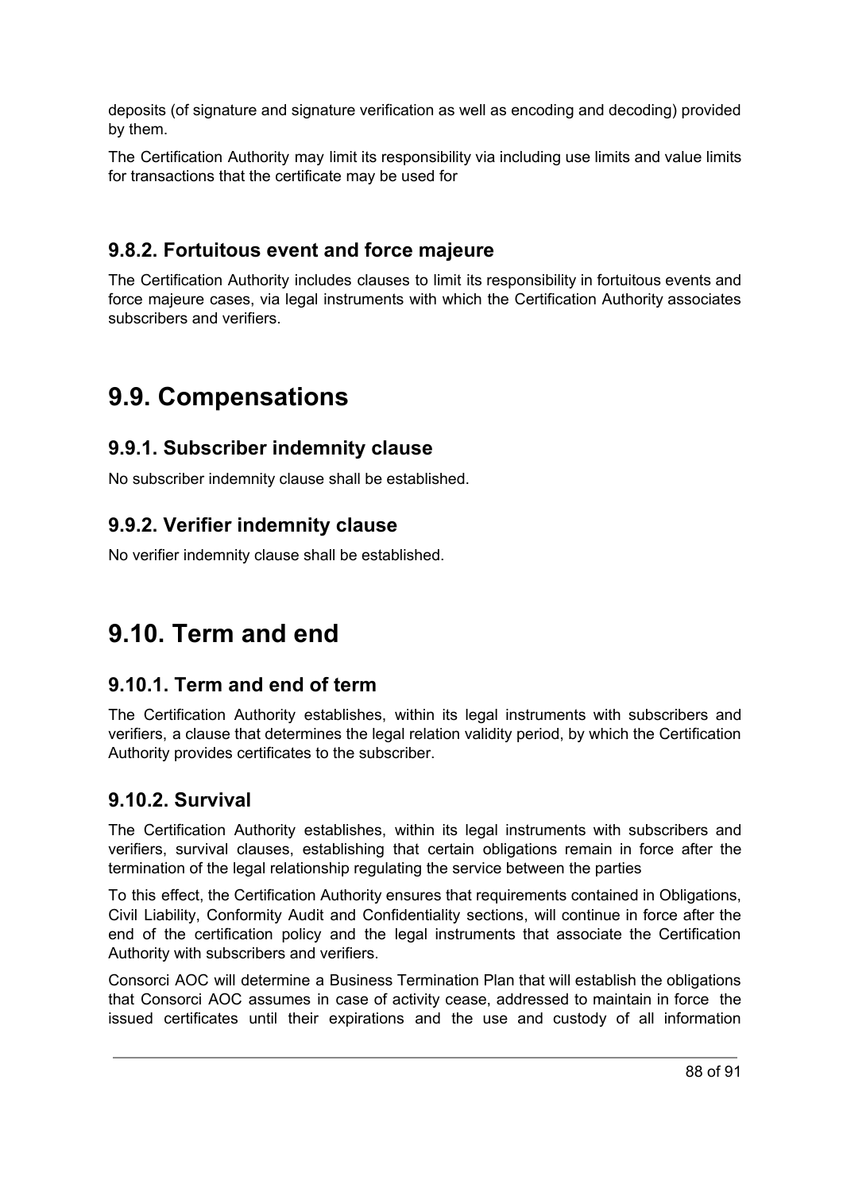deposits (of signature and signature verification as well as encoding and decoding) provided by them.

The Certification Authority may limit its responsibility via including use limits and value limits for transactions that the certificate may be used for

### 9.8.2. Fortuitous event and force majeure

The Certification Authority includes clauses to limit its responsibility in fortuitous events and force majeure cases, via legal instruments with which the Certification Authority associates subscribers and verifiers.

## 9.9. Compensations

### 9.9.1. Subscriber indemnity clause

No subscriber indemnity clause shall be established.

### 9.9.2. Verifier indemnity clause

No verifier indemnity clause shall be established.

## 9.10. Term and end

### 9.10.1. Term and end of term

The Certification Authority establishes, within its legal instruments with subscribers and verifiers, a clause that determines the legal relation validity period, by which the Certification Authority provides certificates to the subscriber.

### 9.10.2. Survival

The Certification Authority establishes, within its legal instruments with subscribers and verifiers, survival clauses, establishing that certain obligations remain in force after the termination of the legal relationship regulating the service between the parties

To this effect, the Certification Authority ensures that requirements contained in Obligations, Civil Liability, Conformity Audit and Confidentiality sections, will continue in force after the end of the certification policy and the legal instruments that associate the Certification Authority with subscribers and verifiers.

Consorci AOC will determine a Business Termination Plan that will establish the obligations that Consorci AOC assumes in case of activity cease, addressed to maintain in force the issued certificates until their expirations and the use and custody of all information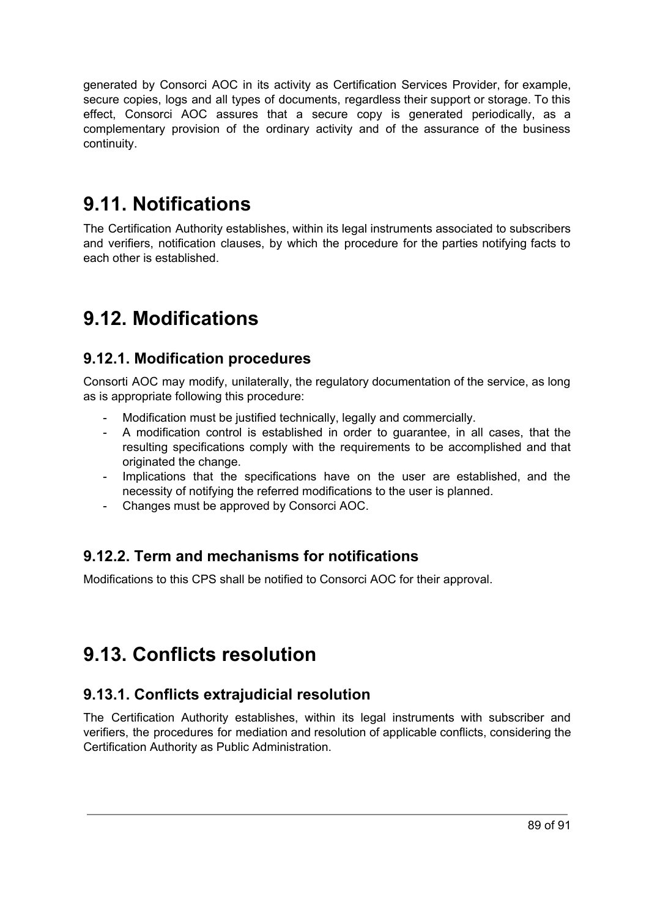generated by Consorci AOC in its activity as Certification Services Provider, for example, secure copies, logs and all types of documents, regardless their support or storage. To this effect, Consorci AOC assures that a secure copy is generated periodically, as a complementary provision of the ordinary activity and of the assurance of the business continuity.

# 9.11. Notifications

The Certification Authority establishes, within its legal instruments associated to subscribers and verifiers, notification clauses, by which the procedure for the parties notifying facts to each other is established.

# 9.12. Modifications

## 9.12.1. Modification procedures

Consorti AOC may modify, unilaterally, the regulatory documentation of the service, as long as is appropriate following this procedure:

- Modification must be justified technically, legally and commercially.
- A modification control is established in order to guarantee, in all cases, that the resulting specifications comply with the requirements to be accomplished and that originated the change.
- Implications that the specifications have on the user are established, and the necessity of notifying the referred modifications to the user is planned.
- Changes must be approved by Consorci AOC.

## 9.12.2. Term and mechanisms for notifications

Modifications to this CPS shall be notified to Consorci AOC for their approval.

# 9.13. Conflicts resolution

## 9.13.1. Conflicts extrajudicial resolution

The Certification Authority establishes, within its legal instruments with subscriber and verifiers, the procedures for mediation and resolution of applicable conflicts, considering the Certification Authority as Public Administration.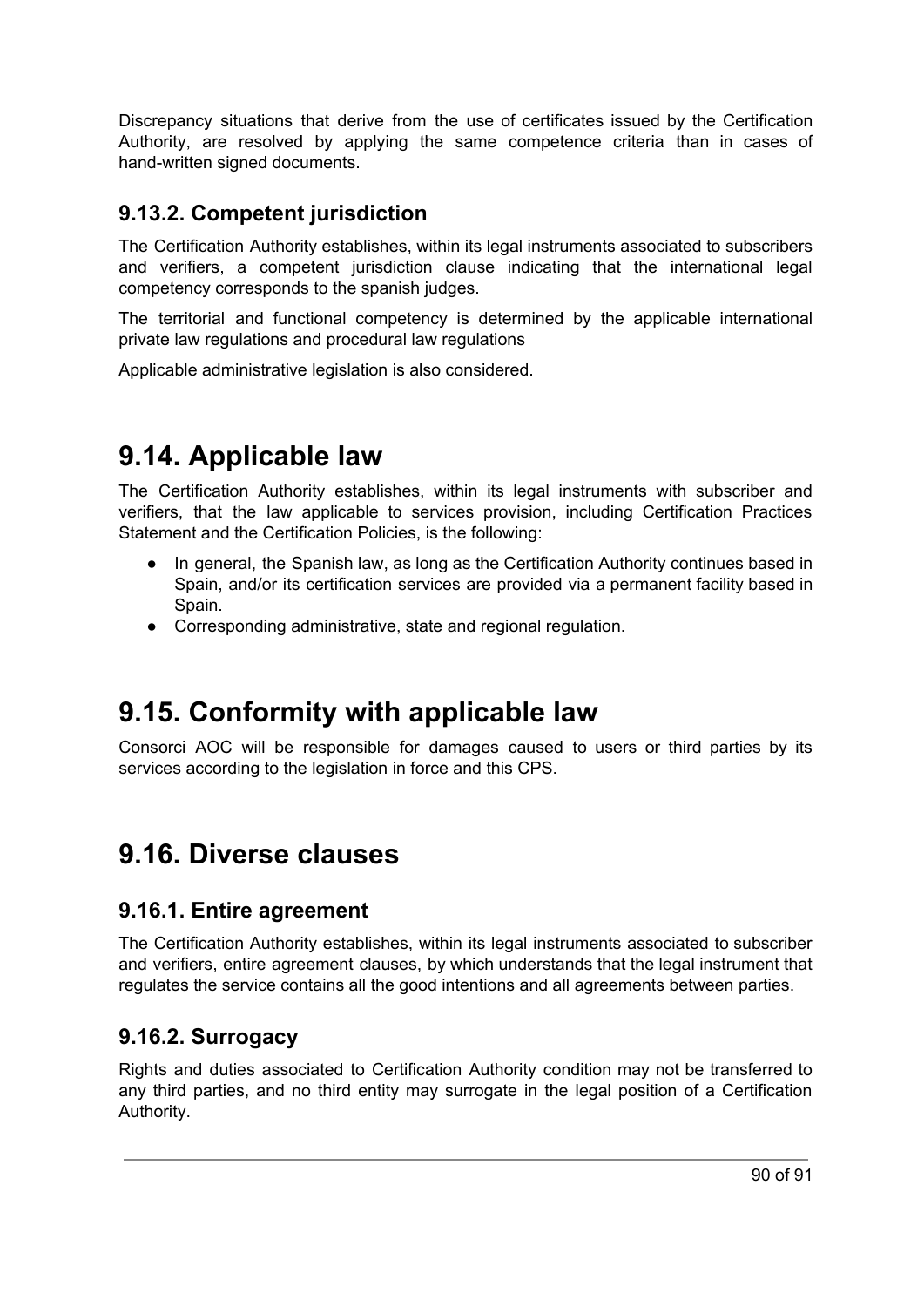Discrepancy situations that derive from the use of certificates issued by the Certification Authority, are resolved by applying the same competence criteria than in cases of hand-written signed documents.

### 9.13.2. Competent jurisdiction

The Certification Authority establishes, within its legal instruments associated to subscribers and verifiers, a competent jurisdiction clause indicating that the international legal competency corresponds to the spanish judges.

The territorial and functional competency is determined by the applicable international private law regulations and procedural law regulations

Applicable administrative legislation is also considered.

## 9.14. Applicable law

The Certification Authority establishes, within its legal instruments with subscriber and verifiers, that the law applicable to services provision, including Certification Practices Statement and the Certification Policies, is the following:

- In general, the Spanish law, as long as the Certification Authority continues based in Spain, and/or its certification services are provided via a permanent facility based in Spain.
- Corresponding administrative, state and regional regulation.

## 9.15. Conformity with applicable law

Consorci AOC will be responsible for damages caused to users or third parties by its services according to the legislation in force and this CPS.

## 9.16. Diverse clauses

### 9.16.1. Entire agreement

The Certification Authority establishes, within its legal instruments associated to subscriber and verifiers, entire agreement clauses, by which understands that the legal instrument that regulates the service contains all the good intentions and all agreements between parties.

### 9.16.2. Surrogacy

Rights and duties associated to Certification Authority condition may not be transferred to any third parties, and no third entity may surrogate in the legal position of a Certification Authority.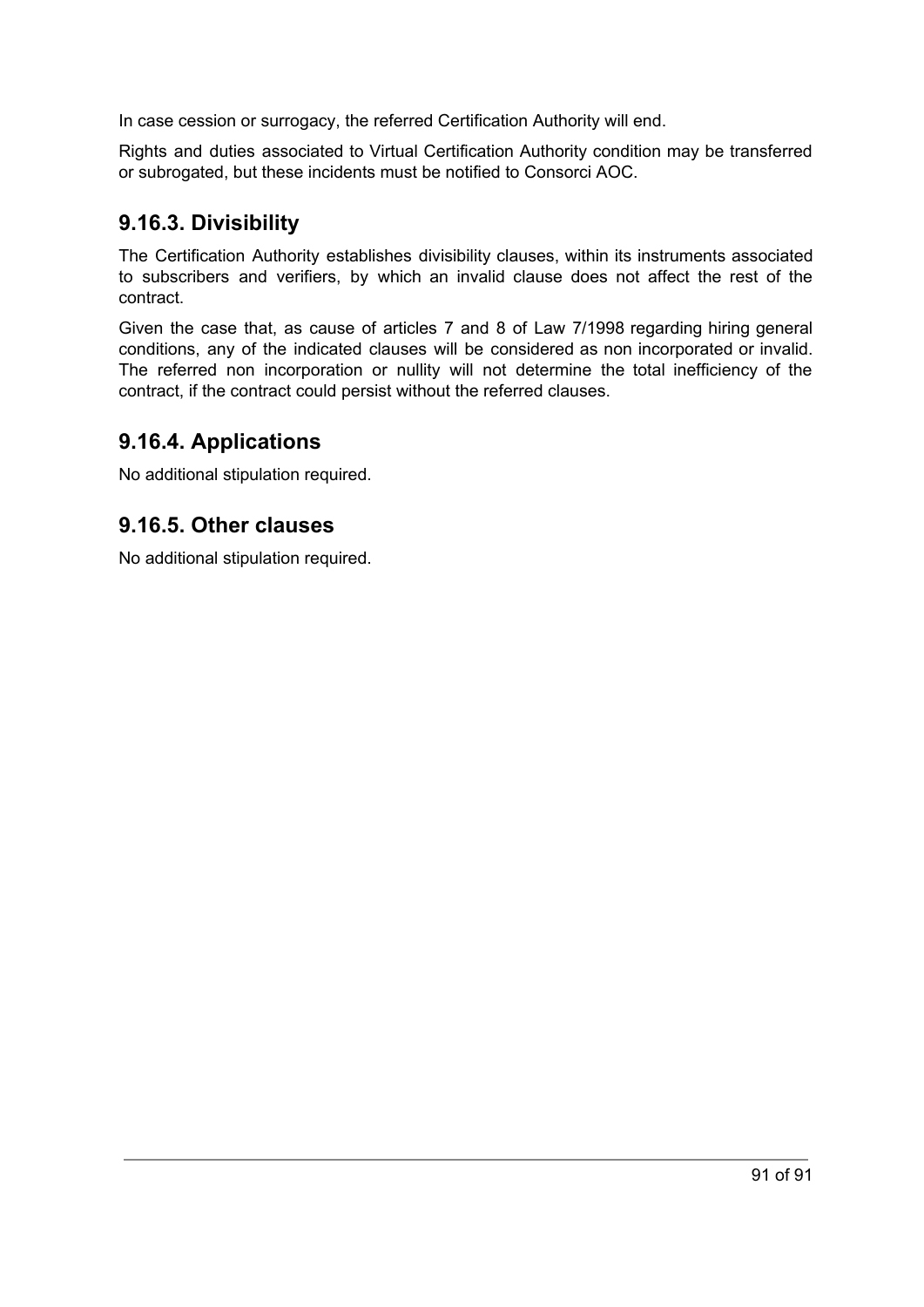In case cession or surrogacy, the referred Certification Authority will end.

Rights and duties associated to Virtual Certification Authority condition may be transferred or subrogated, but these incidents must be notified to Consorci AOC.

## 9.16.3. Divisibility

The Certification Authority establishes divisibility clauses, within its instruments associated to subscribers and verifiers, by which an invalid clause does not affect the rest of the contract.

Given the case that, as cause of articles 7 and 8 of Law 7/1998 regarding hiring general conditions, any of the indicated clauses will be considered as non incorporated or invalid. The referred non incorporation or nullity will not determine the total inefficiency of the contract, if the contract could persist without the referred clauses.

## 9.16.4. Applications

No additional stipulation required.

## 9.16.5. Other clauses

No additional stipulation required.